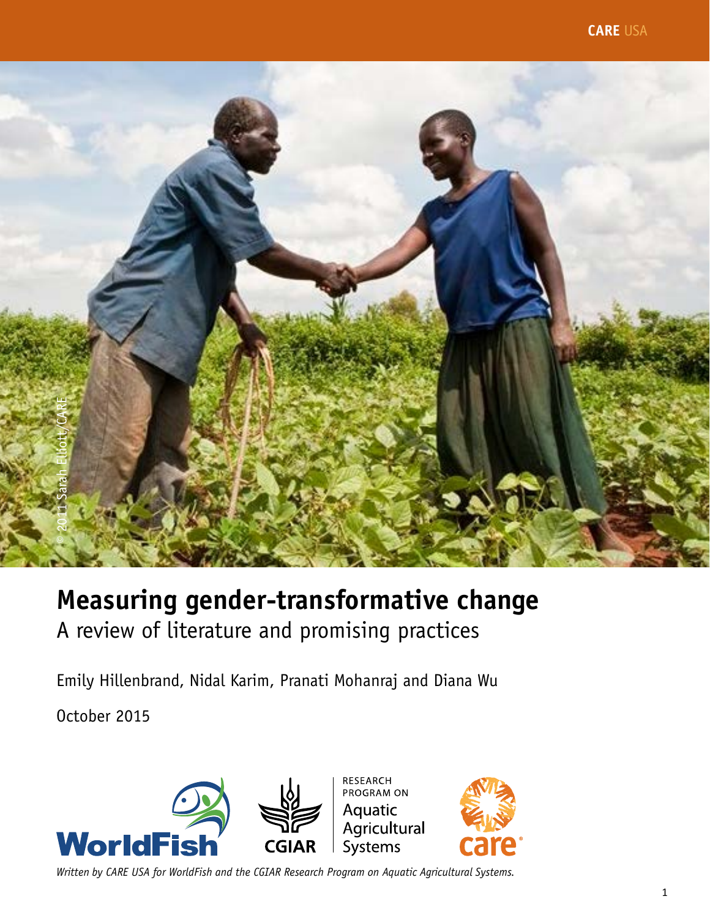CARE USA

© 2011 Sarah Elliott/CARE

# Measuring gender-transformative change

## A review of literature and promising practices

Emily Hillenbrand, Nidal Karim, Pranati Mohanraj and Diana Wu

October 2015

WorldFish | CGIAR | RESEARCH PROGRAM ON Aquatic Agricultural Systems | care

*Written by CARE USA for WorldFish and the CGIAR Research Program on Aquatic Agricultural Systems.*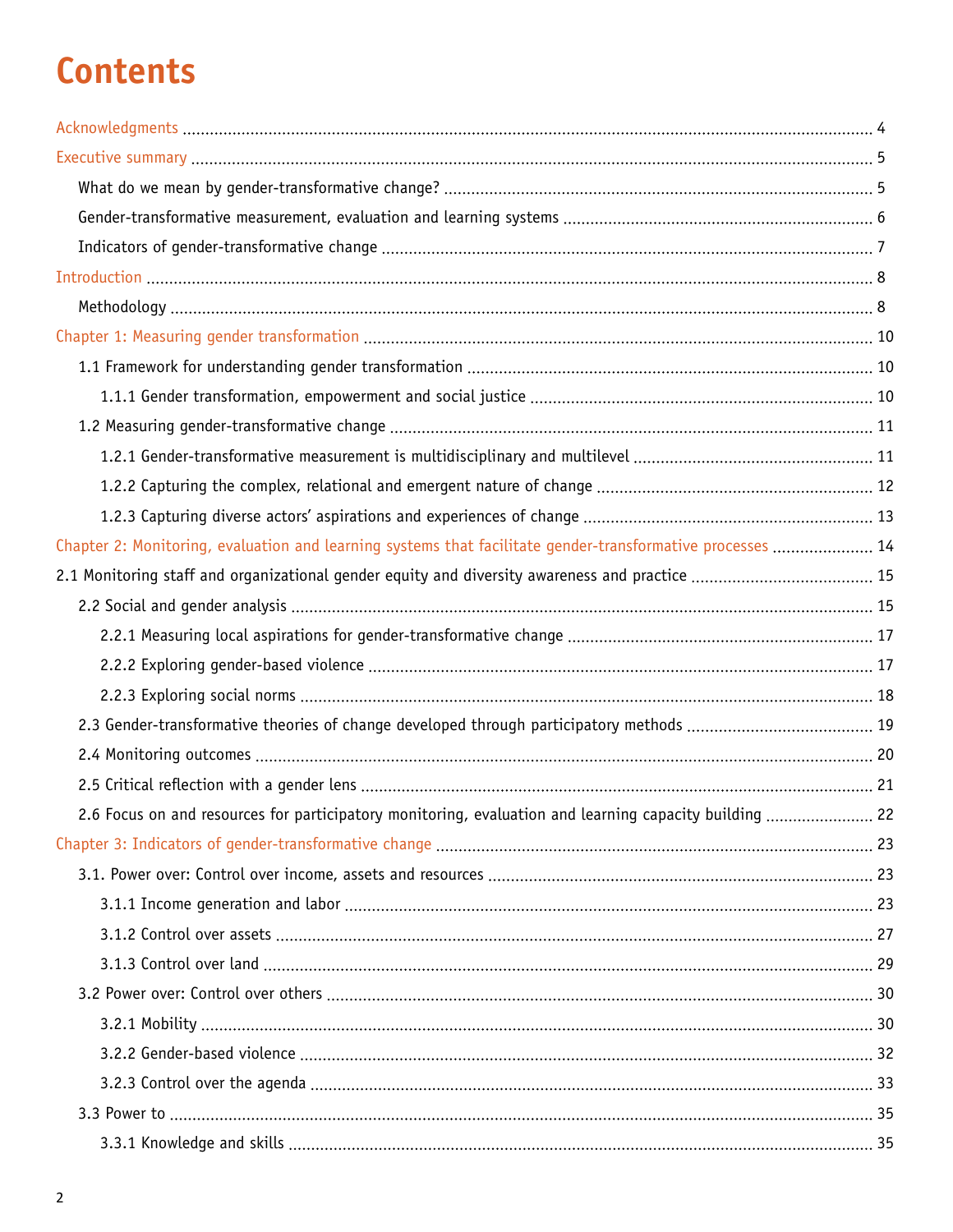# Contents

Acknowledgments ........ 4

Executive summary ........ 5

- What do we mean by gender-transformative change? ........ 5
- Gender-transformative measurement, evaluation and learning systems ........ 6
- Indicators of gender-transformative change ........ 7

Introduction ........ 8

- Methodology ........ 8

Chapter 1: Measuring gender transformation ........ 10

- 1.1 Framework for understanding gender transformation ........ 10
  - 1.1.1 Gender transformation, empowerment and social justice ........ 10
- 1.2 Measuring gender-transformative change ........ 11
  - 1.2.1 Gender-transformative measurement is multidisciplinary and multilevel ........ 11
  - 1.2.2 Capturing the complex, relational and emergent nature of change ........ 12
  - 1.2.3 Capturing diverse actors' aspirations and experiences of change ........ 13

Chapter 2: Monitoring, evaluation and learning systems that facilitate gender-transformative processes ........ 14

2.1 Monitoring staff and organizational gender equity and diversity awareness and practice ........ 15

- 2.2 Social and gender analysis ........ 15
  - 2.2.1 Measuring local aspirations for gender-transformative change ........ 17
  - 2.2.2 Exploring gender-based violence ........ 17
  - 2.2.3 Exploring social norms ........ 18
- 2.3 Gender-transformative theories of change developed through participatory methods ........ 19
- 2.4 Monitoring outcomes ........ 20
- 2.5 Critical reflection with a gender lens ........ 21
- 2.6 Focus on and resources for participatory monitoring, evaluation and learning capacity building ........ 22

Chapter 3: Indicators of gender-transformative change ........ 23

- 3.1. Power over: Control over income, assets and resources ........ 23
  - 3.1.1 Income generation and labor ........ 23
  - 3.1.2 Control over assets ........ 27
  - 3.1.3 Control over land ........ 29
- 3.2 Power over: Control over others ........ 30
  - 3.2.1 Mobility ........ 30
  - 3.2.2 Gender-based violence ........ 32
  - 3.2.3 Control over the agenda ........ 33
- 3.3 Power to ........ 35
  - 3.3.1 Knowledge and skills ........ 35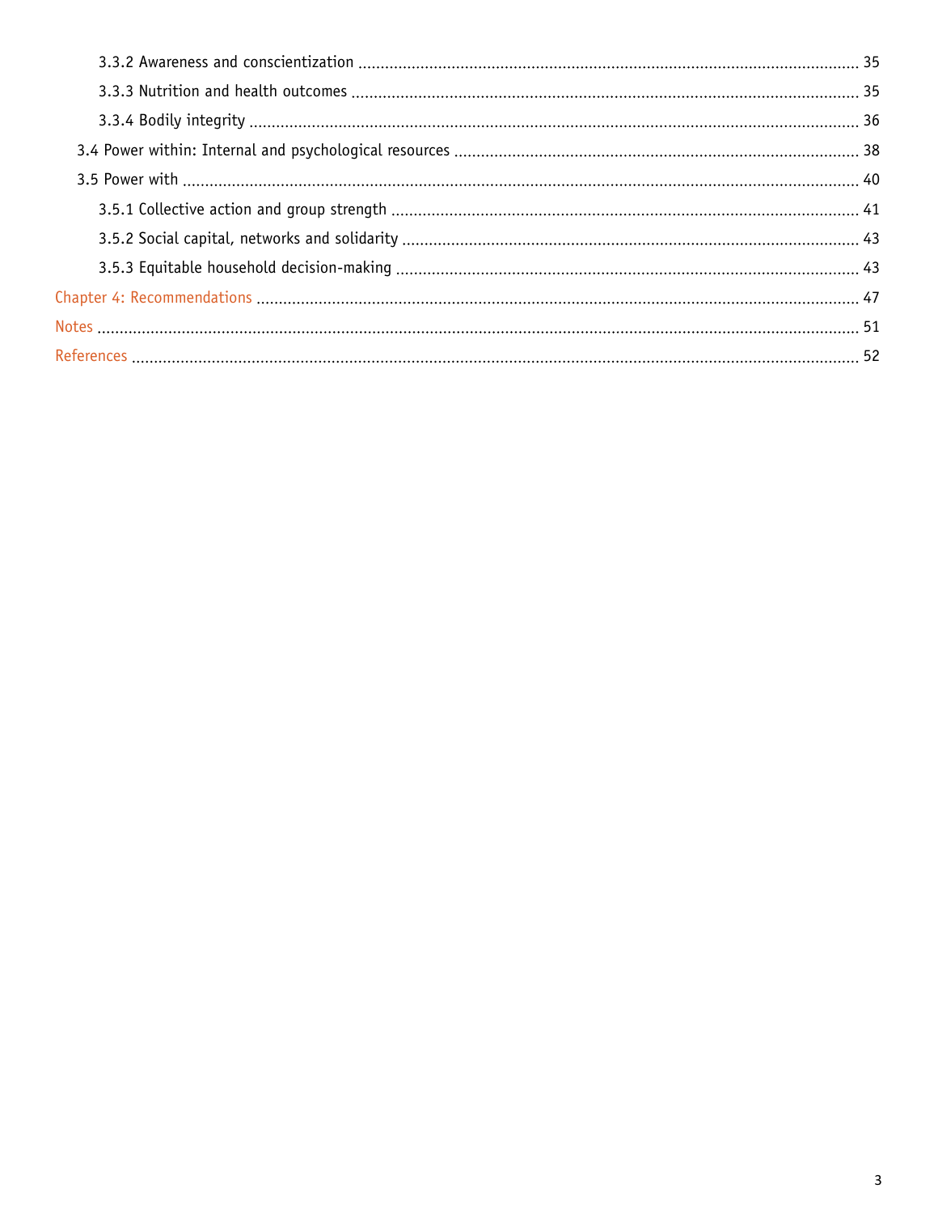3.3.2 Awareness and conscientization ............ 35

3.3.3 Nutrition and health outcomes ............ 35

3.3.4 Bodily integrity ............ 36

3.4 Power within: Internal and psychological resources ............ 38

3.5 Power with ............ 40

3.5.1 Collective action and group strength ............ 41

3.5.2 Social capital, networks and solidarity ............ 43

3.5.3 Equitable household decision-making ............ 43

Chapter 4: Recommendations ............ 47

Notes ............ 51

References ............ 52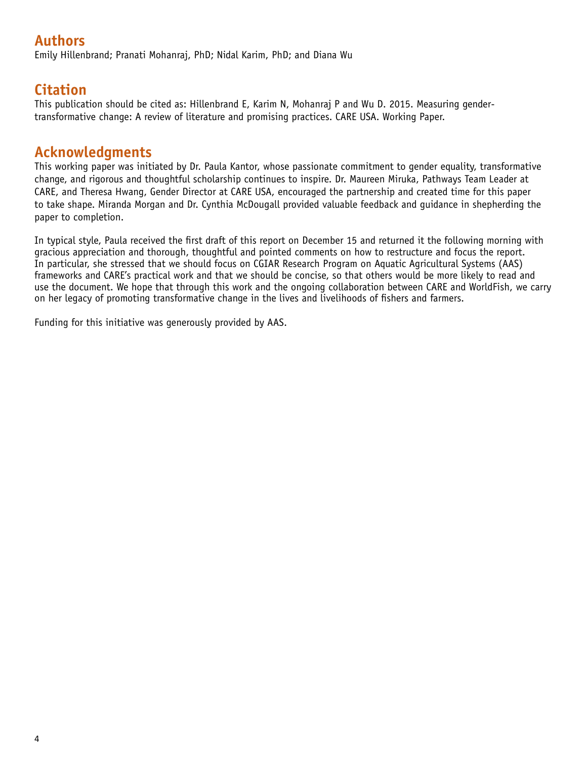## Authors

Emily Hillenbrand; Pranati Mohanraj, PhD; Nidal Karim, PhD; and Diana Wu

## Citation

This publication should be cited as: Hillenbrand E, Karim N, Mohanraj P and Wu D. 2015. Measuring gender-transformative change: A review of literature and promising practices. CARE USA. Working Paper.

## Acknowledgments

This working paper was initiated by Dr. Paula Kantor, whose passionate commitment to gender equality, transformative change, and rigorous and thoughtful scholarship continues to inspire. Dr. Maureen Miruka, Pathways Team Leader at CARE, and Theresa Hwang, Gender Director at CARE USA, encouraged the partnership and created time for this paper to take shape. Miranda Morgan and Dr. Cynthia McDougall provided valuable feedback and guidance in shepherding the paper to completion.

In typical style, Paula received the first draft of this report on December 15 and returned it the following morning with gracious appreciation and thorough, thoughtful and pointed comments on how to restructure and focus the report. In particular, she stressed that we should focus on CGIAR Research Program on Aquatic Agricultural Systems (AAS) frameworks and CARE's practical work and that we should be concise, so that others would be more likely to read and use the document. We hope that through this work and the ongoing collaboration between CARE and WorldFish, we carry on her legacy of promoting transformative change in the lives and livelihoods of fishers and farmers.

Funding for this initiative was generously provided by AAS.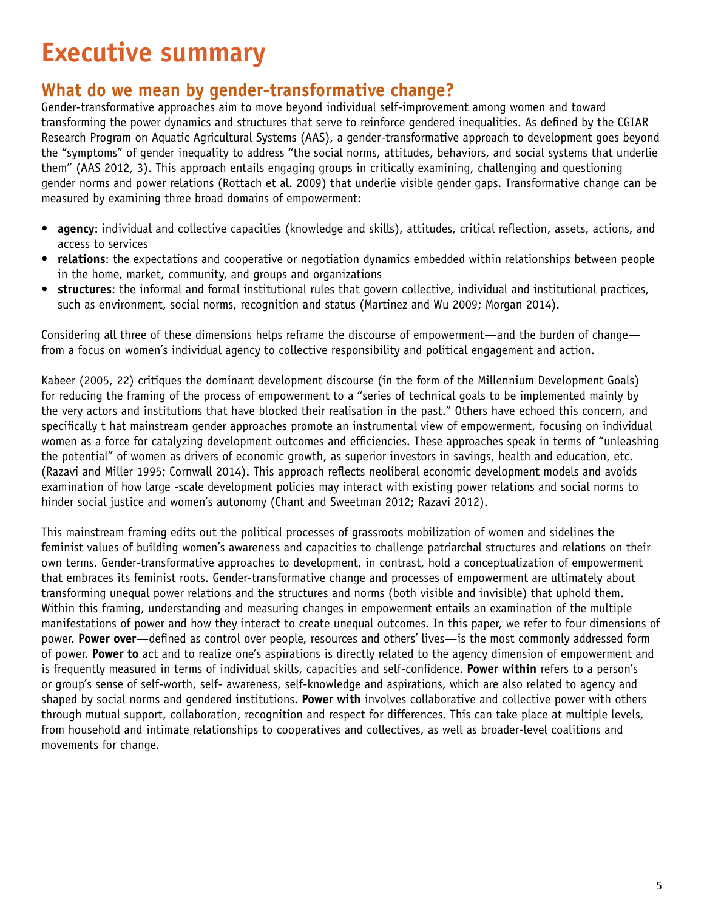# Executive summary

## What do we mean by gender-transformative change?

Gender-transformative approaches aim to move beyond individual self-improvement among women and toward transforming the power dynamics and structures that serve to reinforce gendered inequalities. As defined by the CGIAR Research Program on Aquatic Agricultural Systems (AAS), a gender-transformative approach to development goes beyond the "symptoms" of gender inequality to address "the social norms, attitudes, behaviors, and social systems that underlie them" (AAS 2012, 3). This approach entails engaging groups in critically examining, challenging and questioning gender norms and power relations (Rottach et al. 2009) that underlie visible gender gaps. Transformative change can be measured by examining three broad domains of empowerment:

- **agency**: individual and collective capacities (knowledge and skills), attitudes, critical reflection, assets, actions, and access to services
- **relations**: the expectations and cooperative or negotiation dynamics embedded within relationships between people in the home, market, community, and groups and organizations
- **structures**: the informal and formal institutional rules that govern collective, individual and institutional practices, such as environment, social norms, recognition and status (Martinez and Wu 2009; Morgan 2014).

Considering all three of these dimensions helps reframe the discourse of empowerment—and the burden of change—from a focus on women's individual agency to collective responsibility and political engagement and action.

Kabeer (2005, 22) critiques the dominant development discourse (in the form of the Millennium Development Goals) for reducing the framing of the process of empowerment to a "series of technical goals to be implemented mainly by the very actors and institutions that have blocked their realisation in the past." Others have echoed this concern, and specifically t hat mainstream gender approaches promote an instrumental view of empowerment, focusing on individual women as a force for catalyzing development outcomes and efficiencies. These approaches speak in terms of "unleashing the potential" of women as drivers of economic growth, as superior investors in savings, health and education, etc. (Razavi and Miller 1995; Cornwall 2014). This approach reflects neoliberal economic development models and avoids examination of how large -scale development policies may interact with existing power relations and social norms to hinder social justice and women's autonomy (Chant and Sweetman 2012; Razavi 2012).

This mainstream framing edits out the political processes of grassroots mobilization of women and sidelines the feminist values of building women's awareness and capacities to challenge patriarchal structures and relations on their own terms. Gender-transformative approaches to development, in contrast, hold a conceptualization of empowerment that embraces its feminist roots. Gender-transformative change and processes of empowerment are ultimately about transforming unequal power relations and the structures and norms (both visible and invisible) that uphold them. Within this framing, understanding and measuring changes in empowerment entails an examination of the multiple manifestations of power and how they interact to create unequal outcomes. In this paper, we refer to four dimensions of power. **Power over**—defined as control over people, resources and others' lives—is the most commonly addressed form of power. **Power to** act and to realize one's aspirations is directly related to the agency dimension of empowerment and is frequently measured in terms of individual skills, capacities and self-confidence. **Power within** refers to a person's or group's sense of self-worth, self- awareness, self-knowledge and aspirations, which are also related to agency and shaped by social norms and gendered institutions. **Power with** involves collaborative and collective power with others through mutual support, collaboration, recognition and respect for differences. This can take place at multiple levels, from household and intimate relationships to cooperatives and collectives, as well as broader-level coalitions and movements for change.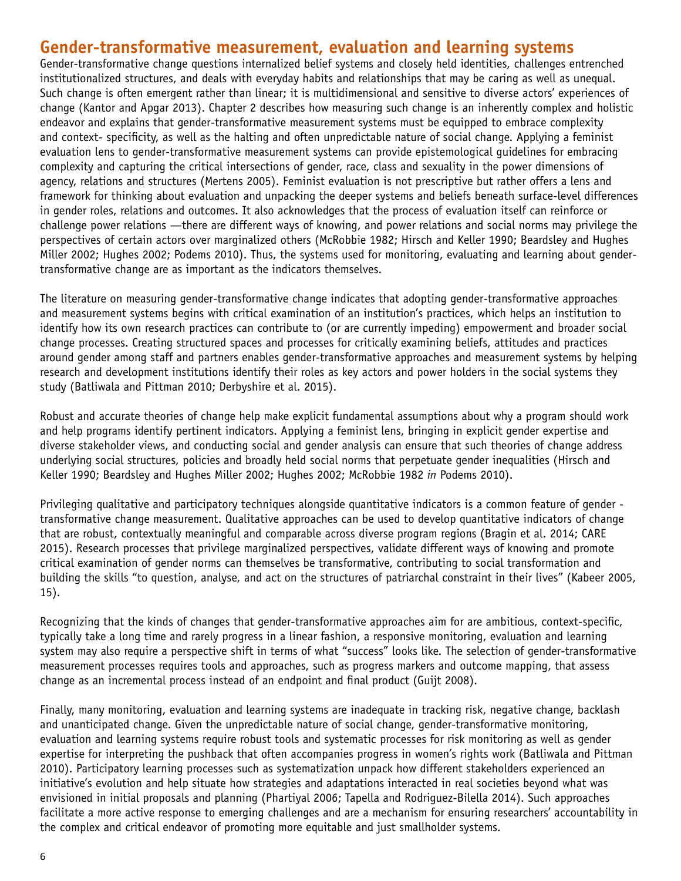## Gender-transformative measurement, evaluation and learning systems

Gender-transformative change questions internalized belief systems and closely held identities, challenges entrenched institutionalized structures, and deals with everyday habits and relationships that may be caring as well as unequal. Such change is often emergent rather than linear; it is multidimensional and sensitive to diverse actors' experiences of change (Kantor and Apgar 2013). Chapter 2 describes how measuring such change is an inherently complex and holistic endeavor and explains that gender-transformative measurement systems must be equipped to embrace complexity and context- specificity, as well as the halting and often unpredictable nature of social change. Applying a feminist evaluation lens to gender-transformative measurement systems can provide epistemological guidelines for embracing complexity and capturing the critical intersections of gender, race, class and sexuality in the power dimensions of agency, relations and structures (Mertens 2005). Feminist evaluation is not prescriptive but rather offers a lens and framework for thinking about evaluation and unpacking the deeper systems and beliefs beneath surface-level differences in gender roles, relations and outcomes. It also acknowledges that the process of evaluation itself can reinforce or challenge power relations —there are different ways of knowing, and power relations and social norms may privilege the perspectives of certain actors over marginalized others (McRobbie 1982; Hirsch and Keller 1990; Beardsley and Hughes Miller 2002; Hughes 2002; Podems 2010). Thus, the systems used for monitoring, evaluating and learning about gender-transformative change are as important as the indicators themselves.

The literature on measuring gender-transformative change indicates that adopting gender-transformative approaches and measurement systems begins with critical examination of an institution's practices, which helps an institution to identify how its own research practices can contribute to (or are currently impeding) empowerment and broader social change processes. Creating structured spaces and processes for critically examining beliefs, attitudes and practices around gender among staff and partners enables gender-transformative approaches and measurement systems by helping research and development institutions identify their roles as key actors and power holders in the social systems they study (Batliwala and Pittman 2010; Derbyshire et al. 2015).

Robust and accurate theories of change help make explicit fundamental assumptions about why a program should work and help programs identify pertinent indicators. Applying a feminist lens, bringing in explicit gender expertise and diverse stakeholder views, and conducting social and gender analysis can ensure that such theories of change address underlying social structures, policies and broadly held social norms that perpetuate gender inequalities (Hirsch and Keller 1990; Beardsley and Hughes Miller 2002; Hughes 2002; McRobbie 1982 *in* Podems 2010).

Privileging qualitative and participatory techniques alongside quantitative indicators is a common feature of gender -transformative change measurement. Qualitative approaches can be used to develop quantitative indicators of change that are robust, contextually meaningful and comparable across diverse program regions (Bragin et al. 2014; CARE 2015). Research processes that privilege marginalized perspectives, validate different ways of knowing and promote critical examination of gender norms can themselves be transformative, contributing to social transformation and building the skills "to question, analyse, and act on the structures of patriarchal constraint in their lives" (Kabeer 2005, 15).

Recognizing that the kinds of changes that gender-transformative approaches aim for are ambitious, context-specific, typically take a long time and rarely progress in a linear fashion, a responsive monitoring, evaluation and learning system may also require a perspective shift in terms of what "success" looks like. The selection of gender-transformative measurement processes requires tools and approaches, such as progress markers and outcome mapping, that assess change as an incremental process instead of an endpoint and final product (Guijt 2008).

Finally, many monitoring, evaluation and learning systems are inadequate in tracking risk, negative change, backlash and unanticipated change. Given the unpredictable nature of social change, gender-transformative monitoring, evaluation and learning systems require robust tools and systematic processes for risk monitoring as well as gender expertise for interpreting the pushback that often accompanies progress in women's rights work (Batliwala and Pittman 2010). Participatory learning processes such as systematization unpack how different stakeholders experienced an initiative's evolution and help situate how strategies and adaptations interacted in real societies beyond what was envisioned in initial proposals and planning (Phartiyal 2006; Tapella and Rodriguez-Bilella 2014). Such approaches facilitate a more active response to emerging challenges and are a mechanism for ensuring researchers' accountability in the complex and critical endeavor of promoting more equitable and just smallholder systems.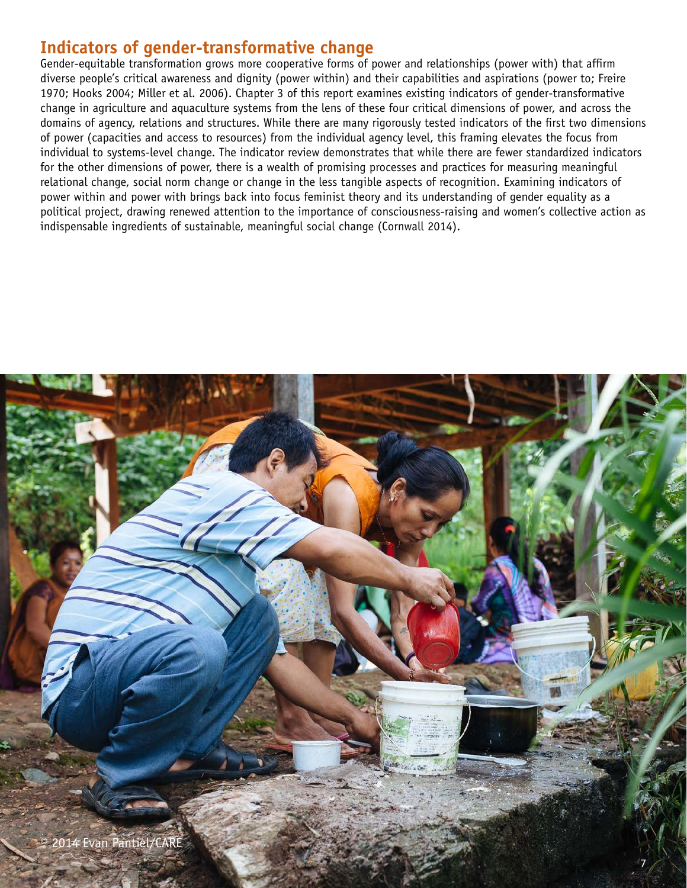## Indicators of gender-transformative change

Gender-equitable transformation grows more cooperative forms of power and relationships (power with) that affirm diverse people's critical awareness and dignity (power within) and their capabilities and aspirations (power to; Freire 1970; Hooks 2004; Miller et al. 2006). Chapter 3 of this report examines existing indicators of gender-transformative change in agriculture and aquaculture systems from the lens of these four critical dimensions of power, and across the domains of agency, relations and structures. While there are many rigorously tested indicators of the first two dimensions of power (capacities and access to resources) from the individual agency level, this framing elevates the focus from individual to systems-level change. The indicator review demonstrates that while there are fewer standardized indicators for the other dimensions of power, there is a wealth of promising processes and practices for measuring meaningful relational change, social norm change or change in the less tangible aspects of recognition. Examining indicators of power within and power with brings back into focus feminist theory and its understanding of gender equality as a political project, drawing renewed attention to the importance of consciousness-raising and women's collective action as indispensable ingredients of sustainable, meaningful social change (Cornwall 2014).

© 2014 Evan Pantiel/CARE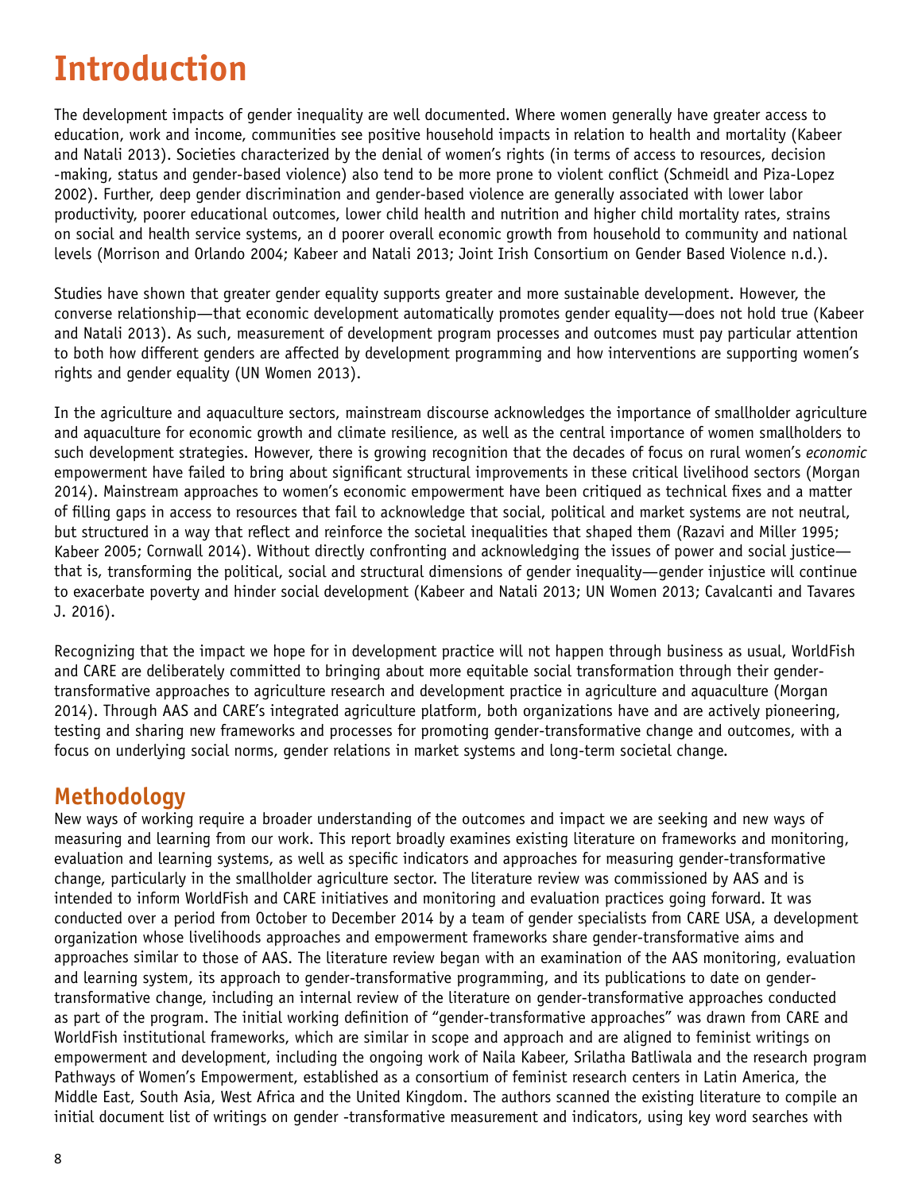# Introduction

The development impacts of gender inequality are well documented. Where women generally have greater access to education, work and income, communities see positive household impacts in relation to health and mortality (Kabeer and Natali 2013). Societies characterized by the denial of women's rights (in terms of access to resources, decision -making, status and gender-based violence) also tend to be more prone to violent conflict (Schmeidl and Piza-Lopez 2002). Further, deep gender discrimination and gender-based violence are generally associated with lower labor productivity, poorer educational outcomes, lower child health and nutrition and higher child mortality rates, strains on social and health service systems, an d poorer overall economic growth from household to community and national levels (Morrison and Orlando 2004; Kabeer and Natali 2013; Joint Irish Consortium on Gender Based Violence n.d.).

Studies have shown that greater gender equality supports greater and more sustainable development. However, the converse relationship—that economic development automatically promotes gender equality—does not hold true (Kabeer and Natali 2013). As such, measurement of development program processes and outcomes must pay particular attention to both how different genders are affected by development programming and how interventions are supporting women's rights and gender equality (UN Women 2013).

In the agriculture and aquaculture sectors, mainstream discourse acknowledges the importance of smallholder agriculture and aquaculture for economic growth and climate resilience, as well as the central importance of women smallholders to such development strategies. However, there is growing recognition that the decades of focus on rural women's *economic* empowerment have failed to bring about significant structural improvements in these critical livelihood sectors (Morgan 2014). Mainstream approaches to women's economic empowerment have been critiqued as technical fixes and a matter of filling gaps in access to resources that fail to acknowledge that social, political and market systems are not neutral, but structured in a way that reflect and reinforce the societal inequalities that shaped them (Razavi and Miller 1995; Kabeer 2005; Cornwall 2014). Without directly confronting and acknowledging the issues of power and social justice—that is, transforming the political, social and structural dimensions of gender inequality—gender injustice will continue to exacerbate poverty and hinder social development (Kabeer and Natali 2013; UN Women 2013; Cavalcanti and Tavares J. 2016).

Recognizing that the impact we hope for in development practice will not happen through business as usual, WorldFish and CARE are deliberately committed to bringing about more equitable social transformation through their gender-transformative approaches to agriculture research and development practice in agriculture and aquaculture (Morgan 2014). Through AAS and CARE's integrated agriculture platform, both organizations have and are actively pioneering, testing and sharing new frameworks and processes for promoting gender-transformative change and outcomes, with a focus on underlying social norms, gender relations in market systems and long-term societal change.

## Methodology

New ways of working require a broader understanding of the outcomes and impact we are seeking and new ways of measuring and learning from our work. This report broadly examines existing literature on frameworks and monitoring, evaluation and learning systems, as well as specific indicators and approaches for measuring gender-transformative change, particularly in the smallholder agriculture sector. The literature review was commissioned by AAS and is intended to inform WorldFish and CARE initiatives and monitoring and evaluation practices going forward. It was conducted over a period from October to December 2014 by a team of gender specialists from CARE USA, a development organization whose livelihoods approaches and empowerment frameworks share gender-transformative aims and approaches similar to those of AAS. The literature review began with an examination of the AAS monitoring, evaluation and learning system, its approach to gender-transformative programming, and its publications to date on gender-transformative change, including an internal review of the literature on gender-transformative approaches conducted as part of the program. The initial working definition of "gender-transformative approaches" was drawn from CARE and WorldFish institutional frameworks, which are similar in scope and approach and are aligned to feminist writings on empowerment and development, including the ongoing work of Naila Kabeer, Srilatha Batliwala and the research program Pathways of Women's Empowerment, established as a consortium of feminist research centers in Latin America, the Middle East, South Asia, West Africa and the United Kingdom. The authors scanned the existing literature to compile an initial document list of writings on gender -transformative measurement and indicators, using key word searches with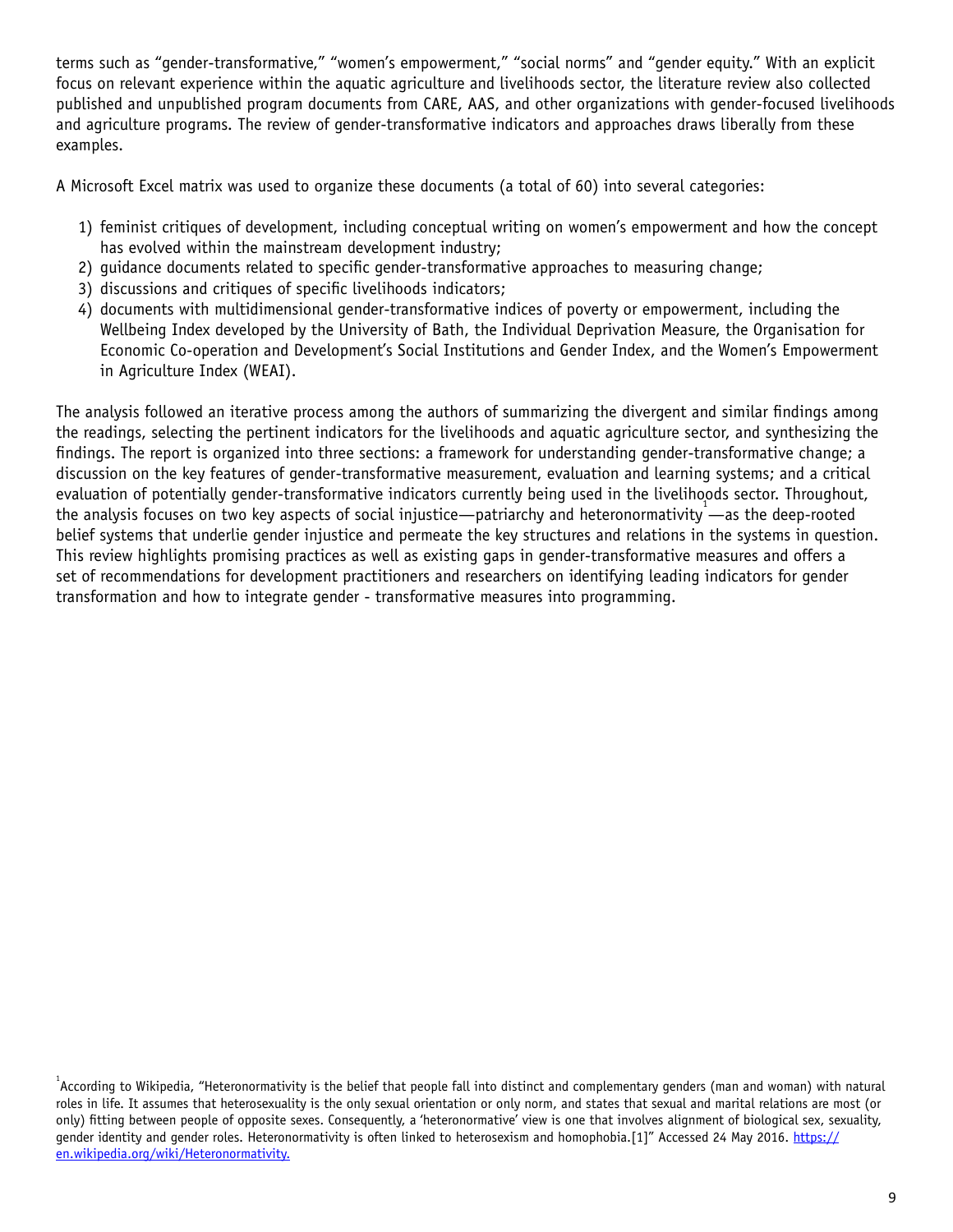terms such as "gender-transformative," "women's empowerment," "social norms" and "gender equity." With an explicit focus on relevant experience within the aquatic agriculture and livelihoods sector, the literature review also collected published and unpublished program documents from CARE, AAS, and other organizations with gender-focused livelihoods and agriculture programs. The review of gender-transformative indicators and approaches draws liberally from these examples.

A Microsoft Excel matrix was used to organize these documents (a total of 60) into several categories:

1) feminist critiques of development, including conceptual writing on women's empowerment and how the concept has evolved within the mainstream development industry;
2) guidance documents related to specific gender-transformative approaches to measuring change;
3) discussions and critiques of specific livelihoods indicators;
4) documents with multidimensional gender-transformative indices of poverty or empowerment, including the Wellbeing Index developed by the University of Bath, the Individual Deprivation Measure, the Organisation for Economic Co-operation and Development's Social Institutions and Gender Index, and the Women's Empowerment in Agriculture Index (WEAI).

The analysis followed an iterative process among the authors of summarizing the divergent and similar findings among the readings, selecting the pertinent indicators for the livelihoods and aquatic agriculture sector, and synthesizing the findings. The report is organized into three sections: a framework for understanding gender-transformative change; a discussion on the key features of gender-transformative measurement, evaluation and learning systems; and a critical evaluation of potentially gender-transformative indicators currently being used in the livelihoods sector. Throughout, the analysis focuses on two key aspects of social injustice—patriarchy and heteronormativity[1]—as the deep-rooted belief systems that underlie gender injustice and permeate the key structures and relations in the systems in question. This review highlights promising practices as well as existing gaps in gender-transformative measures and offers a set of recommendations for development practitioners and researchers on identifying leading indicators for gender transformation and how to integrate gender - transformative measures into programming.

[1] According to Wikipedia, "Heteronormativity is the belief that people fall into distinct and complementary genders (man and woman) with natural roles in life. It assumes that heterosexuality is the only sexual orientation or only norm, and states that sexual and marital relations are most (or only) fitting between people of opposite sexes. Consequently, a 'heteronormative' view is one that involves alignment of biological sex, sexuality, gender identity and gender roles. Heteronormativity is often linked to heterosexism and homophobia.[1]" Accessed 24 May 2016. https://en.wikipedia.org/wiki/Heteronormativity.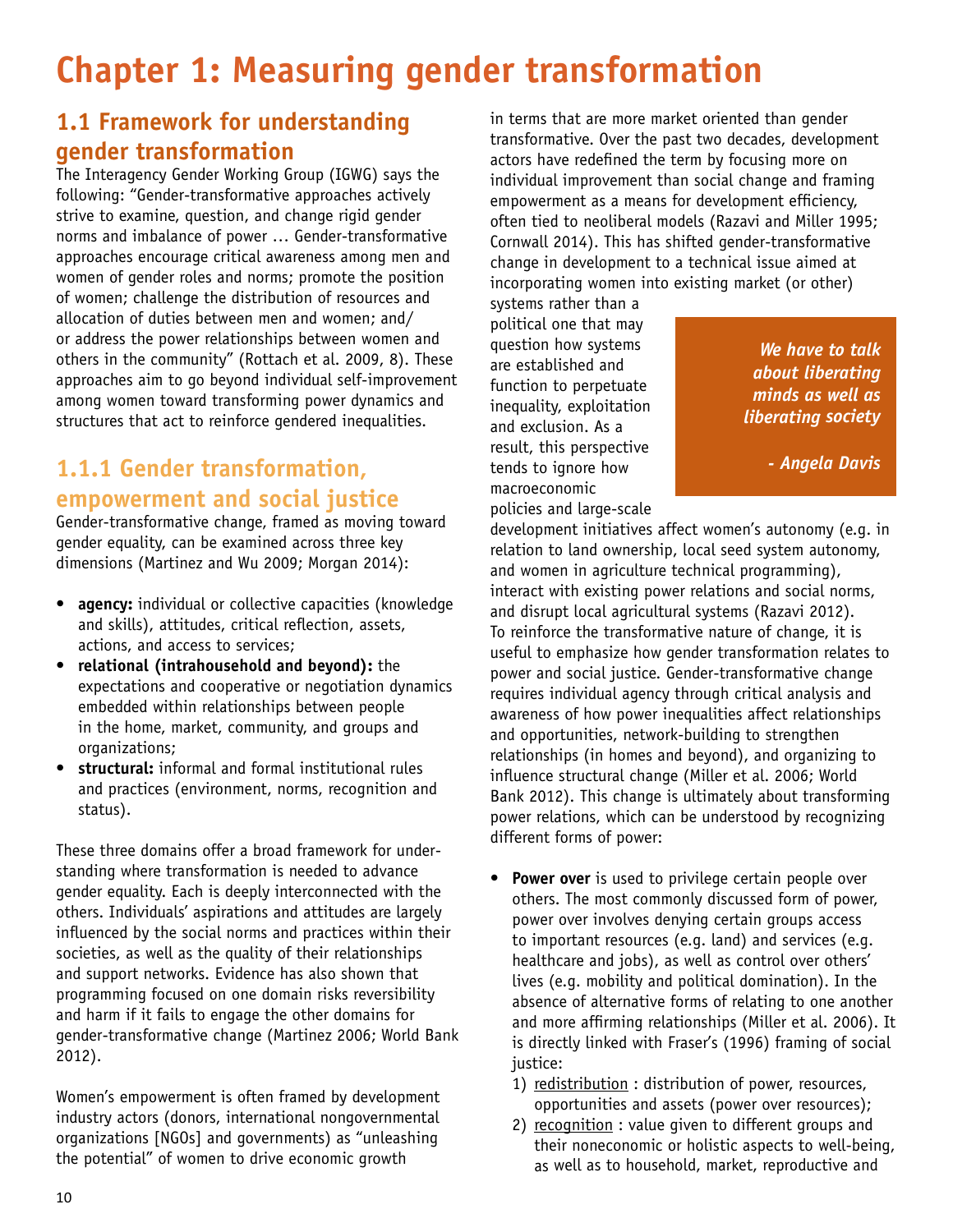# Chapter 1: Measuring gender transformation

## 1.1 Framework for understanding gender transformation

The Interagency Gender Working Group (IGWG) says the following: "Gender-transformative approaches actively strive to examine, question, and change rigid gender norms and imbalance of power … Gender-transformative approaches encourage critical awareness among men and women of gender roles and norms; promote the position of women; challenge the distribution of resources and allocation of duties between men and women; and/or address the power relationships between women and others in the community" (Rottach et al. 2009, 8). These approaches aim to go beyond individual self-improvement among women toward transforming power dynamics and structures that act to reinforce gendered inequalities.

### 1.1.1 Gender transformation, empowerment and social justice

Gender-transformative change, framed as moving toward gender equality, can be examined across three key dimensions (Martinez and Wu 2009; Morgan 2014):

- **agency:** individual or collective capacities (knowledge and skills), attitudes, critical reflection, assets, actions, and access to services;
- **relational (intrahousehold and beyond):** the expectations and cooperative or negotiation dynamics embedded within relationships between people in the home, market, community, and groups and organizations;
- **structural:** informal and formal institutional rules and practices (environment, norms, recognition and status).

These three domains offer a broad framework for understanding where transformation is needed to advance gender equality. Each is deeply interconnected with the others. Individuals' aspirations and attitudes are largely influenced by the social norms and practices within their societies, as well as the quality of their relationships and support networks. Evidence has also shown that programming focused on one domain risks reversibility and harm if it fails to engage the other domains for gender-transformative change (Martinez 2006; World Bank 2012).

Women's empowerment is often framed by development industry actors (donors, international nongovernmental organizations [NGOs] and governments) as "unleashing the potential" of women to drive economic growth in terms that are more market oriented than gender transformative. Over the past two decades, development actors have redefined the term by focusing more on individual improvement than social change and framing empowerment as a means for development efficiency, often tied to neoliberal models (Razavi and Miller 1995; Cornwall 2014). This has shifted gender-transformative change in development to a technical issue aimed at incorporating women into existing market (or other) systems rather than a political one that may question how systems are established and function to perpetuate inequality, exploitation and exclusion. As a result, this perspective tends to ignore how macroeconomic policies and large-scale development initiatives affect women's autonomy (e.g. in relation to land ownership, local seed system autonomy, and women in agriculture technical programming), interact with existing power relations and social norms, and disrupt local agricultural systems (Razavi 2012).

> *We have to talk about liberating minds as well as liberating society*
>
> *- Angela Davis*

To reinforce the transformative nature of change, it is useful to emphasize how gender transformation relates to power and social justice. Gender-transformative change requires individual agency through critical analysis and awareness of how power inequalities affect relationships and opportunities, network-building to strengthen relationships (in homes and beyond), and organizing to influence structural change (Miller et al. 2006; World Bank 2012). This change is ultimately about transforming power relations, which can be understood by recognizing different forms of power:

- **Power over** is used to privilege certain people over others. The most commonly discussed form of power, power over involves denying certain groups access to important resources (e.g. land) and services (e.g. healthcare and jobs), as well as control over others' lives (e.g. mobility and political domination). In the absence of alternative forms of relating to one another and more affirming relationships (Miller et al. 2006). It is directly linked with Fraser's (1996) framing of social justice:
  1) redistribution : distribution of power, resources, opportunities and assets (power over resources);
  2) recognition : value given to different groups and their noneconomic or holistic aspects to well-being, as well as to household, market, reproductive and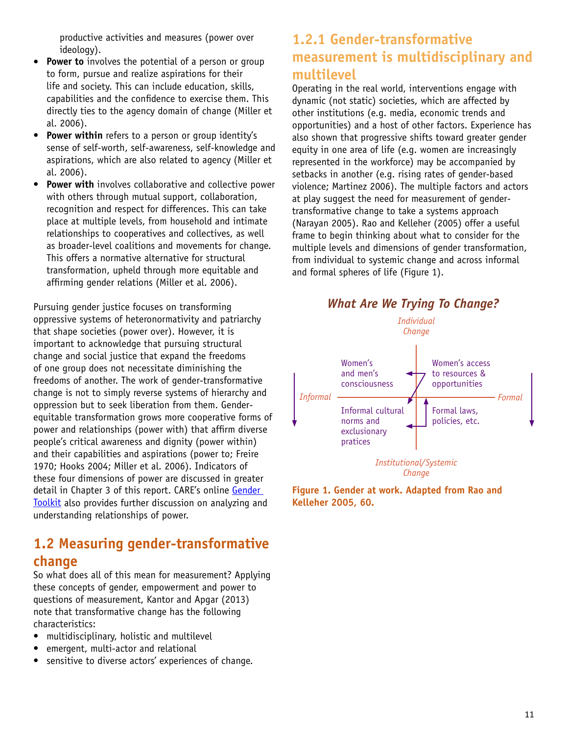productive activities and measures (power over ideology).

- **Power to** involves the potential of a person or group to form, pursue and realize aspirations for their life and society. This can include education, skills, capabilities and the confidence to exercise them. This directly ties to the agency domain of change (Miller et al. 2006).
- **Power within** refers to a person or group identity's sense of self-worth, self-awareness, self-knowledge and aspirations, which are also related to agency (Miller et al. 2006).
- **Power with** involves collaborative and collective power with others through mutual support, collaboration, recognition and respect for differences. This can take place at multiple levels, from household and intimate relationships to cooperatives and collectives, as well as broader-level coalitions and movements for change. This offers a normative alternative for structural transformation, upheld through more equitable and affirming gender relations (Miller et al. 2006).

Pursuing gender justice focuses on transforming oppressive systems of heteronormativity and patriarchy that shape societies (power over). However, it is important to acknowledge that pursuing structural change and social justice that expand the freedoms of one group does not necessitate diminishing the freedoms of another. The work of gender-transformative change is not to simply reverse systems of hierarchy and oppression but to seek liberation from them. Gender-equitable transformation grows more cooperative forms of power and relationships (power with) that affirm diverse people's critical awareness and dignity (power within) and their capabilities and aspirations (power to; Freire 1970; Hooks 2004; Miller et al. 2006). Indicators of these four dimensions of power are discussed in greater detail in Chapter 3 of this report. CARE's online Gender Toolkit also provides further discussion on analyzing and understanding relationships of power.

## 1.2 Measuring gender-transformative change

So what does all of this mean for measurement? Applying these concepts of gender, empowerment and power to questions of measurement, Kantor and Apgar (2013) note that transformative change has the following characteristics:

- multidisciplinary, holistic and multilevel
- emergent, multi-actor and relational
- sensitive to diverse actors' experiences of change.

### 1.2.1 Gender-transformative measurement is multidisciplinary and multilevel

Operating in the real world, interventions engage with dynamic (not static) societies, which are affected by other institutions (e.g. media, economic trends and opportunities) and a host of other factors. Experience has also shown that progressive shifts toward greater gender equity in one area of life (e.g. women are increasingly represented in the workforce) may be accompanied by setbacks in another (e.g. rising rates of gender-based violence; Martinez 2006). The multiple factors and actors at play suggest the need for measurement of gender-transformative change to take a systems approach (Narayan 2005). Rao and Kelleher (2005) offer a useful frame to begin thinking about what to consider for the multiple levels and dimensions of gender transformation, from individual to systemic change and across informal and formal spheres of life (Figure 1).

*What Are We Trying To Change?*

*Individual Change*

| | |
|---|---|
| Women's and men's consciousness | Women's access to resources & opportunities |
| Informal cultural norms and exclusionary pratices | Formal laws, policies, etc. |

*Informal* ← → *Formal*

*Institutional/Systemic Change*

**Figure 1. Gender at work. Adapted from Rao and Kelleher 2005, 60.**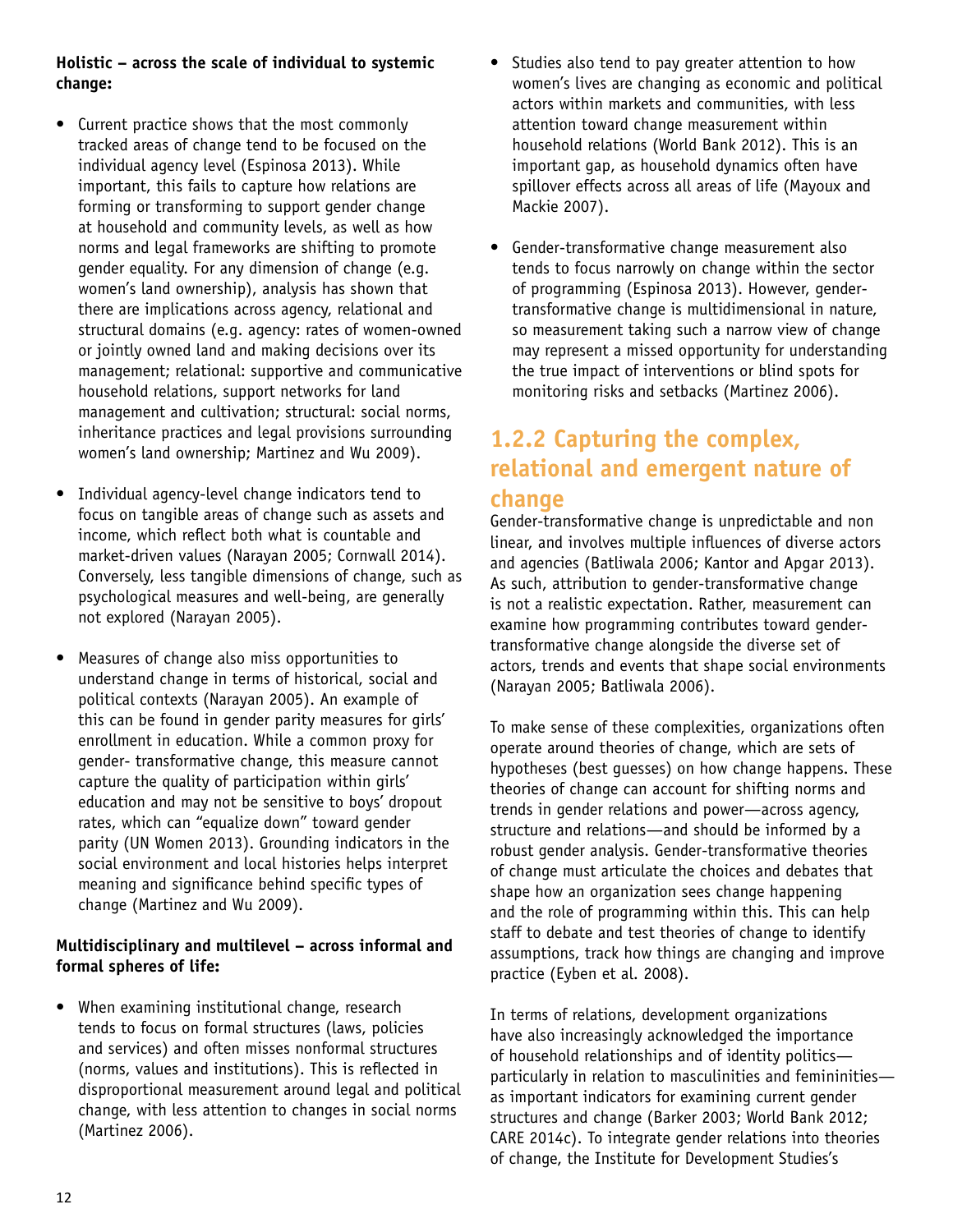**Holistic – across the scale of individual to systemic change:**

- Current practice shows that the most commonly tracked areas of change tend to be focused on the individual agency level (Espinosa 2013). While important, this fails to capture how relations are forming or transforming to support gender change at household and community levels, as well as how norms and legal frameworks are shifting to promote gender equality. For any dimension of change (e.g. women's land ownership), analysis has shown that there are implications across agency, relational and structural domains (e.g. agency: rates of women-owned or jointly owned land and making decisions over its management; relational: supportive and communicative household relations, support networks for land management and cultivation; structural: social norms, inheritance practices and legal provisions surrounding women's land ownership; Martinez and Wu 2009).

- Individual agency-level change indicators tend to focus on tangible areas of change such as assets and income, which reflect both what is countable and market-driven values (Narayan 2005; Cornwall 2014). Conversely, less tangible dimensions of change, such as psychological measures and well-being, are generally not explored (Narayan 2005).

- Measures of change also miss opportunities to understand change in terms of historical, social and political contexts (Narayan 2005). An example of this can be found in gender parity measures for girls' enrollment in education. While a common proxy for gender- transformative change, this measure cannot capture the quality of participation within girls' education and may not be sensitive to boys' dropout rates, which can "equalize down" toward gender parity (UN Women 2013). Grounding indicators in the social environment and local histories helps interpret meaning and significance behind specific types of change (Martinez and Wu 2009).

**Multidisciplinary and multilevel – across informal and formal spheres of life:**

- When examining institutional change, research tends to focus on formal structures (laws, policies and services) and often misses nonformal structures (norms, values and institutions). This is reflected in disproportional measurement around legal and political change, with less attention to changes in social norms (Martinez 2006).

- Studies also tend to pay greater attention to how women's lives are changing as economic and political actors within markets and communities, with less attention toward change measurement within household relations (World Bank 2012). This is an important gap, as household dynamics often have spillover effects across all areas of life (Mayoux and Mackie 2007).

- Gender-transformative change measurement also tends to focus narrowly on change within the sector of programming (Espinosa 2013). However, gender-transformative change is multidimensional in nature, so measurement taking such a narrow view of change may represent a missed opportunity for understanding the true impact of interventions or blind spots for monitoring risks and setbacks (Martinez 2006).

### 1.2.2 Capturing the complex, relational and emergent nature of change

Gender-transformative change is unpredictable and non linear, and involves multiple influences of diverse actors and agencies (Batliwala 2006; Kantor and Apgar 2013). As such, attribution to gender-transformative change is not a realistic expectation. Rather, measurement can examine how programming contributes toward gender-transformative change alongside the diverse set of actors, trends and events that shape social environments (Narayan 2005; Batliwala 2006).

To make sense of these complexities, organizations often operate around theories of change, which are sets of hypotheses (best guesses) on how change happens. These theories of change can account for shifting norms and trends in gender relations and power—across agency, structure and relations—and should be informed by a robust gender analysis. Gender-transformative theories of change must articulate the choices and debates that shape how an organization sees change happening and the role of programming within this. This can help staff to debate and test theories of change to identify assumptions, track how things are changing and improve practice (Eyben et al. 2008).

In terms of relations, development organizations have also increasingly acknowledged the importance of household relationships and of identity politics—particularly in relation to masculinities and femininities—as important indicators for examining current gender structures and change (Barker 2003; World Bank 2012; CARE 2014c). To integrate gender relations into theories of change, the Institute for Development Studies's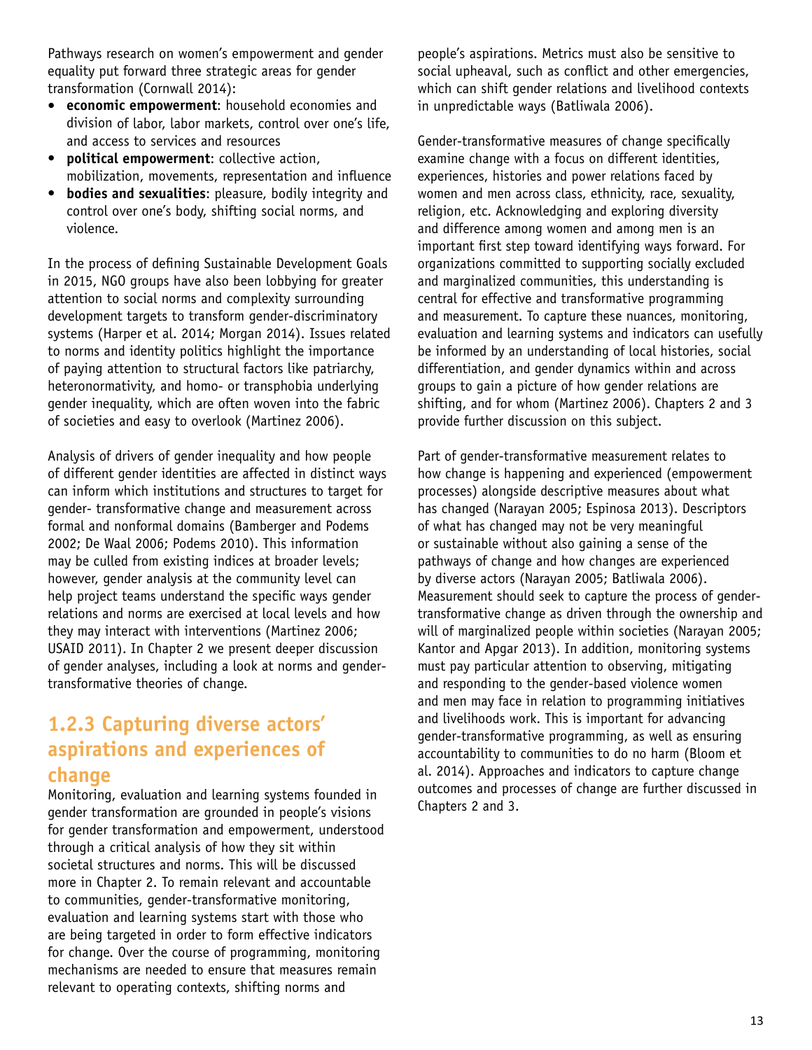Pathways research on women's empowerment and gender equality put forward three strategic areas for gender transformation (Cornwall 2014):

- **economic empowerment**: household economies and division of labor, labor markets, control over one's life, and access to services and resources
- **political empowerment**: collective action, mobilization, movements, representation and influence
- **bodies and sexualities**: pleasure, bodily integrity and control over one's body, shifting social norms, and violence.

In the process of defining Sustainable Development Goals in 2015, NGO groups have also been lobbying for greater attention to social norms and complexity surrounding development targets to transform gender-discriminatory systems (Harper et al. 2014; Morgan 2014). Issues related to norms and identity politics highlight the importance of paying attention to structural factors like patriarchy, heteronormativity, and homo- or transphobia underlying gender inequality, which are often woven into the fabric of societies and easy to overlook (Martinez 2006).

Analysis of drivers of gender inequality and how people of different gender identities are affected in distinct ways can inform which institutions and structures to target for gender- transformative change and measurement across formal and nonformal domains (Bamberger and Podems 2002; De Waal 2006; Podems 2010). This information may be culled from existing indices at broader levels; however, gender analysis at the community level can help project teams understand the specific ways gender relations and norms are exercised at local levels and how they may interact with interventions (Martinez 2006; USAID 2011). In Chapter 2 we present deeper discussion of gender analyses, including a look at norms and gender-transformative theories of change.

### 1.2.3 Capturing diverse actors' aspirations and experiences of change

Monitoring, evaluation and learning systems founded in gender transformation are grounded in people's visions for gender transformation and empowerment, understood through a critical analysis of how they sit within societal structures and norms. This will be discussed more in Chapter 2. To remain relevant and accountable to communities, gender-transformative monitoring, evaluation and learning systems start with those who are being targeted in order to form effective indicators for change. Over the course of programming, monitoring mechanisms are needed to ensure that measures remain relevant to operating contexts, shifting norms and people's aspirations. Metrics must also be sensitive to social upheaval, such as conflict and other emergencies, which can shift gender relations and livelihood contexts in unpredictable ways (Batliwala 2006).

Gender-transformative measures of change specifically examine change with a focus on different identities, experiences, histories and power relations faced by women and men across class, ethnicity, race, sexuality, religion, etc. Acknowledging and exploring diversity and difference among women and among men is an important first step toward identifying ways forward. For organizations committed to supporting socially excluded and marginalized communities, this understanding is central for effective and transformative programming and measurement. To capture these nuances, monitoring, evaluation and learning systems and indicators can usefully be informed by an understanding of local histories, social differentiation, and gender dynamics within and across groups to gain a picture of how gender relations are shifting, and for whom (Martinez 2006). Chapters 2 and 3 provide further discussion on this subject.

Part of gender-transformative measurement relates to how change is happening and experienced (empowerment processes) alongside descriptive measures about what has changed (Narayan 2005; Espinosa 2013). Descriptors of what has changed may not be very meaningful or sustainable without also gaining a sense of the pathways of change and how changes are experienced by diverse actors (Narayan 2005; Batliwala 2006). Measurement should seek to capture the process of gender-transformative change as driven through the ownership and will of marginalized people within societies (Narayan 2005; Kantor and Apgar 2013). In addition, monitoring systems must pay particular attention to observing, mitigating and responding to the gender-based violence women and men may face in relation to programming initiatives and livelihoods work. This is important for advancing gender-transformative programming, as well as ensuring accountability to communities to do no harm (Bloom et al. 2014). Approaches and indicators to capture change outcomes and processes of change are further discussed in Chapters 2 and 3.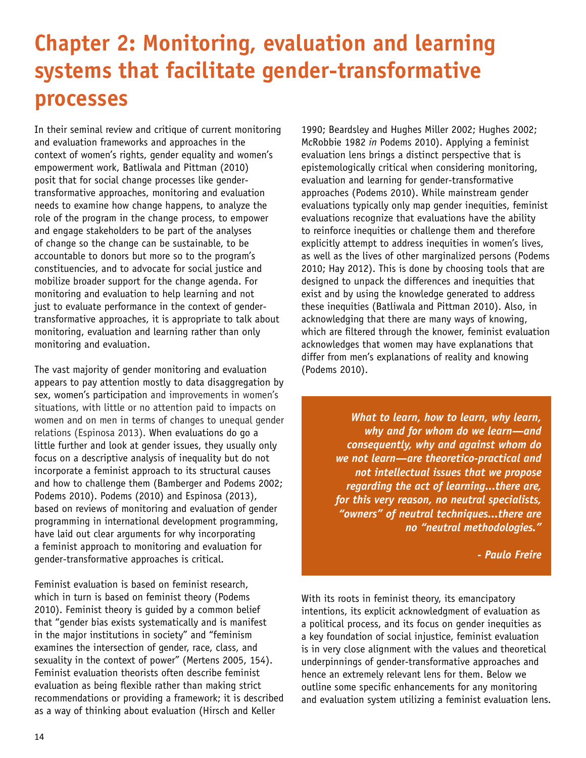# Chapter 2: Monitoring, evaluation and learning systems that facilitate gender-transformative processes

In their seminal review and critique of current monitoring and evaluation frameworks and approaches in the context of women's rights, gender equality and women's empowerment work, Batliwala and Pittman (2010) posit that for social change processes like gender-transformative approaches, monitoring and evaluation needs to examine how change happens, to analyze the role of the program in the change process, to empower and engage stakeholders to be part of the analyses of change so the change can be sustainable, to be accountable to donors but more so to the program's constituencies, and to advocate for social justice and mobilize broader support for the change agenda. For monitoring and evaluation to help learning and not just to evaluate performance in the context of gender-transformative approaches, it is appropriate to talk about monitoring, evaluation and learning rather than only monitoring and evaluation.

The vast majority of gender monitoring and evaluation appears to pay attention mostly to data disaggregation by sex, women's participation and improvements in women's situations, with little or no attention paid to impacts on women and on men in terms of changes to unequal gender relations (Espinosa 2013). When evaluations do go a little further and look at gender issues, they usually only focus on a descriptive analysis of inequality but do not incorporate a feminist approach to its structural causes and how to challenge them (Bamberger and Podems 2002; Podems 2010). Podems (2010) and Espinosa (2013), based on reviews of monitoring and evaluation of gender programming in international development programming, have laid out clear arguments for why incorporating a feminist approach to monitoring and evaluation for gender-transformative approaches is critical.

Feminist evaluation is based on feminist research, which in turn is based on feminist theory (Podems 2010). Feminist theory is guided by a common belief that "gender bias exists systematically and is manifest in the major institutions in society" and "feminism examines the intersection of gender, race, class, and sexuality in the context of power" (Mertens 2005, 154). Feminist evaluation theorists often describe feminist evaluation as being flexible rather than making strict recommendations or providing a framework; it is described as a way of thinking about evaluation (Hirsch and Keller 1990; Beardsley and Hughes Miller 2002; Hughes 2002; McRobbie 1982 *in* Podems 2010). Applying a feminist evaluation lens brings a distinct perspective that is epistemologically critical when considering monitoring, evaluation and learning for gender-transformative approaches (Podems 2010). While mainstream gender evaluations typically only map gender inequities, feminist evaluations recognize that evaluations have the ability to reinforce inequities or challenge them and therefore explicitly attempt to address inequities in women's lives, as well as the lives of other marginalized persons (Podems 2010; Hay 2012). This is done by choosing tools that are designed to unpack the differences and inequities that exist and by using the knowledge generated to address these inequities (Batliwala and Pittman 2010). Also, in acknowledging that there are many ways of knowing, which are filtered through the knower, feminist evaluation acknowledges that women may have explanations that differ from men's explanations of reality and knowing (Podems 2010).

> ***What to learn, how to learn, why learn, why and for whom do we learn—and consequently, why and against whom do we not learn—are theoretico-practical and not intellectual issues that we propose regarding the act of learning...there are, for this very reason, no neutral specialists, "owners" of neutral techniques...there are no "neutral methodologies."***
>
> ***- Paulo Freire***

With its roots in feminist theory, its emancipatory intentions, its explicit acknowledgment of evaluation as a political process, and its focus on gender inequities as a key foundation of social injustice, feminist evaluation is in very close alignment with the values and theoretical underpinnings of gender-transformative approaches and hence an extremely relevant lens for them. Below we outline some specific enhancements for any monitoring and evaluation system utilizing a feminist evaluation lens.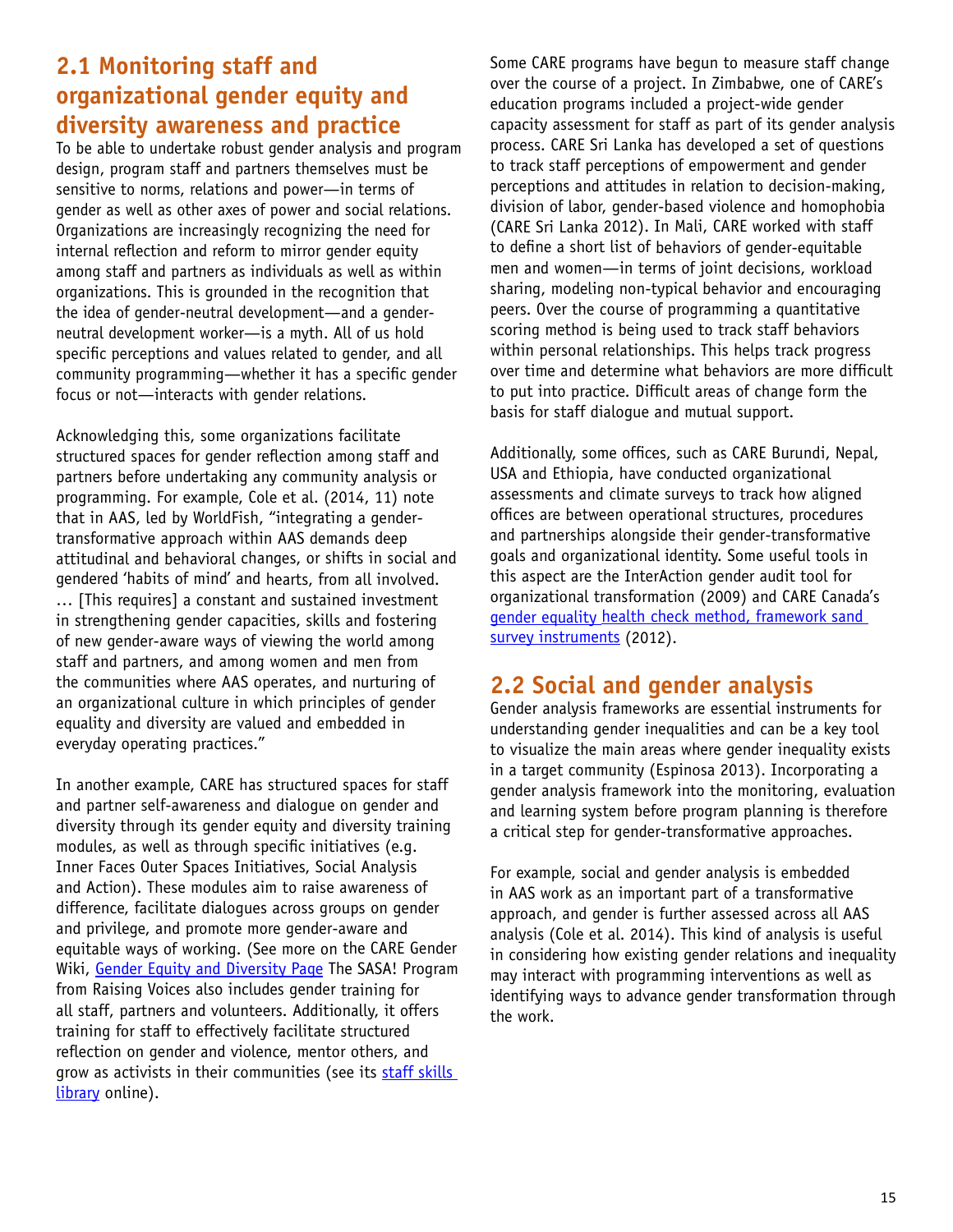## 2.1 Monitoring staff and organizational gender equity and diversity awareness and practice

To be able to undertake robust gender analysis and program design, program staff and partners themselves must be sensitive to norms, relations and power—in terms of gender as well as other axes of power and social relations. Organizations are increasingly recognizing the need for internal reflection and reform to mirror gender equity among staff and partners as individuals as well as within organizations. This is grounded in the recognition that the idea of gender-neutral development—and a gender-neutral development worker—is a myth. All of us hold specific perceptions and values related to gender, and all community programming—whether it has a specific gender focus or not—interacts with gender relations.

Acknowledging this, some organizations facilitate structured spaces for gender reflection among staff and partners before undertaking any community analysis or programming. For example, Cole et al. (2014, 11) note that in AAS, led by WorldFish, "integrating a gender-transformative approach within AAS demands deep attitudinal and behavioral changes, or shifts in social and gendered 'habits of mind' and hearts, from all involved. … [This requires] a constant and sustained investment in strengthening gender capacities, skills and fostering of new gender-aware ways of viewing the world among staff and partners, and among women and men from the communities where AAS operates, and nurturing of an organizational culture in which principles of gender equality and diversity are valued and embedded in everyday operating practices."

In another example, CARE has structured spaces for staff and partner self-awareness and dialogue on gender and diversity through its gender equity and diversity training modules, as well as through specific initiatives (e.g. Inner Faces Outer Spaces Initiatives, Social Analysis and Action). These modules aim to raise awareness of difference, facilitate dialogues across groups on gender and privilege, and promote more gender-aware and equitable ways of working. (See more on the CARE Gender Wiki, [Gender Equity and Diversity Page] The SASA! Program from Raising Voices also includes gender training for all staff, partners and volunteers. Additionally, it offers training for staff to effectively facilitate structured reflection on gender and violence, mentor others, and grow as activists in their communities (see its [staff skills library] online).

Some CARE programs have begun to measure staff change over the course of a project. In Zimbabwe, one of CARE's education programs included a project-wide gender capacity assessment for staff as part of its gender analysis process. CARE Sri Lanka has developed a set of questions to track staff perceptions of empowerment and gender perceptions and attitudes in relation to decision-making, division of labor, gender-based violence and homophobia (CARE Sri Lanka 2012). In Mali, CARE worked with staff to define a short list of behaviors of gender-equitable men and women—in terms of joint decisions, workload sharing, modeling non-typical behavior and encouraging peers. Over the course of programming a quantitative scoring method is being used to track staff behaviors within personal relationships. This helps track progress over time and determine what behaviors are more difficult to put into practice. Difficult areas of change form the basis for staff dialogue and mutual support.

Additionally, some offices, such as CARE Burundi, Nepal, USA and Ethiopia, have conducted organizational assessments and climate surveys to track how aligned offices are between operational structures, procedures and partnerships alongside their gender-transformative goals and organizational identity. Some useful tools in this aspect are the InterAction gender audit tool for organizational transformation (2009) and CARE Canada's [gender equality health check method, framework sand survey instruments] (2012).

## 2.2 Social and gender analysis

Gender analysis frameworks are essential instruments for understanding gender inequalities and can be a key tool to visualize the main areas where gender inequality exists in a target community (Espinosa 2013). Incorporating a gender analysis framework into the monitoring, evaluation and learning system before program planning is therefore a critical step for gender-transformative approaches.

For example, social and gender analysis is embedded in AAS work as an important part of a transformative approach, and gender is further assessed across all AAS analysis (Cole et al. 2014). This kind of analysis is useful in considering how existing gender relations and inequality may interact with programming interventions as well as identifying ways to advance gender transformation through the work.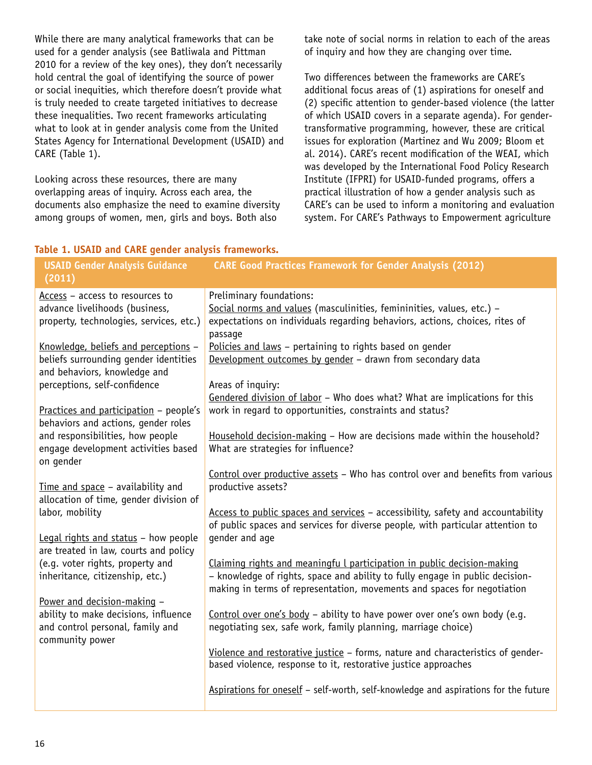While there are many analytical frameworks that can be used for a gender analysis (see Batliwala and Pittman 2010 for a review of the key ones), they don't necessarily hold central the goal of identifying the source of power or social inequities, which therefore doesn't provide what is truly needed to create targeted initiatives to decrease these inequalities. Two recent frameworks articulating what to look at in gender analysis come from the United States Agency for International Development (USAID) and CARE (Table 1).

Looking across these resources, there are many overlapping areas of inquiry. Across each area, the documents also emphasize the need to examine diversity among groups of women, men, girls and boys. Both also take note of social norms in relation to each of the areas of inquiry and how they are changing over time.

Two differences between the frameworks are CARE's additional focus areas of (1) aspirations for oneself and (2) specific attention to gender-based violence (the latter of which USAID covers in a separate agenda). For gender-transformative programming, however, these are critical issues for exploration (Martinez and Wu 2009; Bloom et al. 2014). CARE's recent modification of the WEAI, which was developed by the International Food Policy Research Institute (IFPRI) for USAID-funded programs, offers a practical illustration of how a gender analysis such as CARE's can be used to inform a monitoring and evaluation system. For CARE's Pathways to Empowerment agriculture

**Table 1. USAID and CARE gender analysis frameworks.**

| USAID Gender Analysis Guidance (2011) | CARE Good Practices Framework for Gender Analysis (2012) |
|---|---|
| Access – access to resources to advance livelihoods (business, property, technologies, services, etc.)<br><br>Knowledge, beliefs and perceptions – beliefs surrounding gender identities and behaviors, knowledge and perceptions, self-confidence<br><br>Practices and participation – people's behaviors and actions, gender roles and responsibilities, how people engage development activities based on gender<br><br>Time and space – availability and allocation of time, gender division of labor, mobility<br><br>Legal rights and status – how people are treated in law, courts and policy (e.g. voter rights, property and inheritance, citizenship, etc.)<br><br>Power and decision-making – ability to make decisions, influence and control personal, family and community power | Preliminary foundations:<br>Social norms and values (masculinities, femininities, values, etc.) – expectations on individuals regarding behaviors, actions, choices, rites of passage<br>Policies and laws – pertaining to rights based on gender<br>Development outcomes by gender – drawn from secondary data<br><br>Areas of inquiry:<br>Gendered division of labor – Who does what? What are implications for this work in regard to opportunities, constraints and status?<br><br>Household decision-making – How are decisions made within the household? What are strategies for influence?<br><br>Control over productive assets – Who has control over and benefits from various productive assets?<br><br>Access to public spaces and services – accessibility, safety and accountability of public spaces and services for diverse people, with particular attention to gender and age<br><br>Claiming rights and meaningfu l participation in public decision-making – knowledge of rights, space and ability to fully engage in public decision-making in terms of representation, movements and spaces for negotiation<br><br>Control over one's body – ability to have power over one's own body (e.g. negotiating sex, safe work, family planning, marriage choice)<br><br>Violence and restorative justice – forms, nature and characteristics of gender-based violence, response to it, restorative justice approaches<br><br>Aspirations for oneself – self-worth, self-knowledge and aspirations for the future |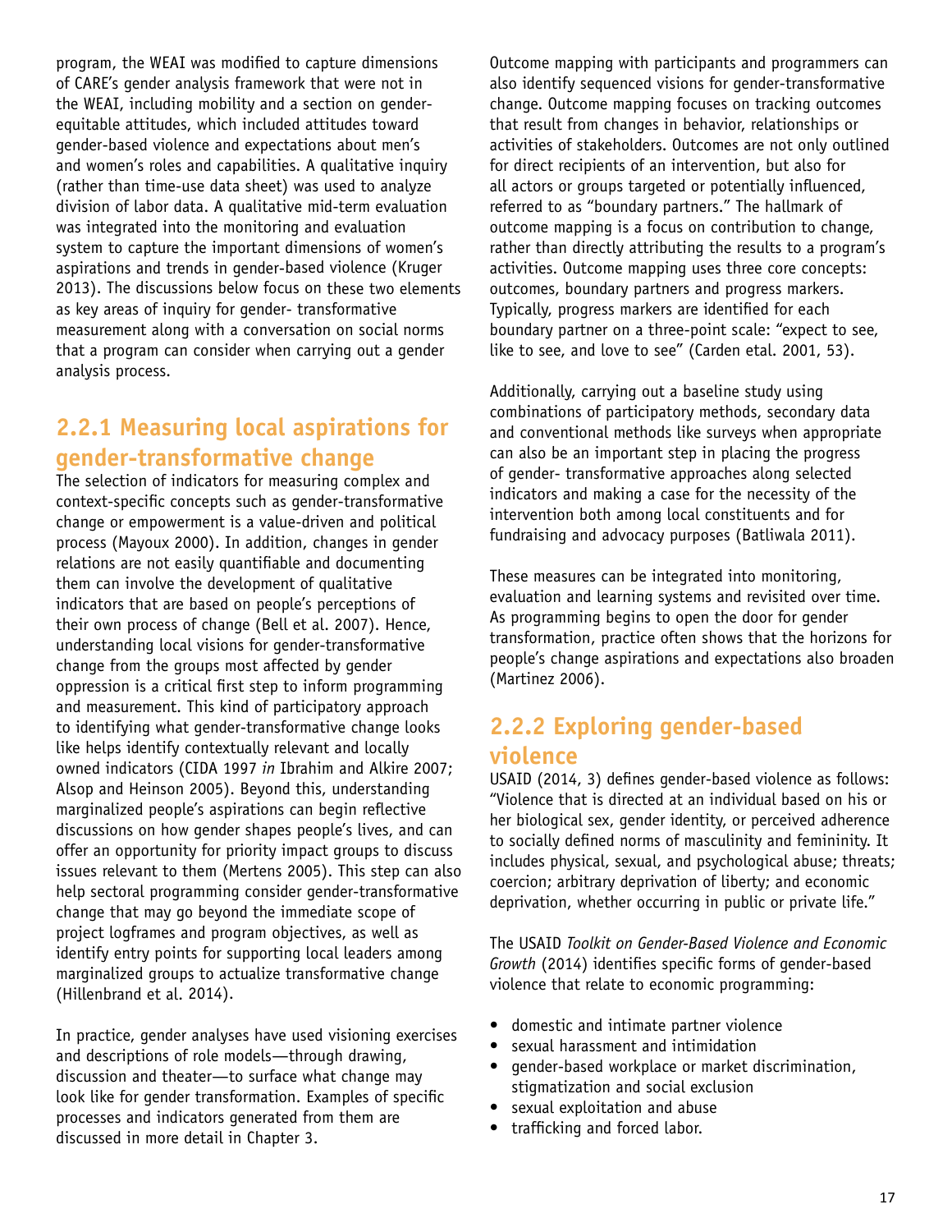program, the WEAI was modified to capture dimensions of CARE's gender analysis framework that were not in the WEAI, including mobility and a section on gender-equitable attitudes, which included attitudes toward gender-based violence and expectations about men's and women's roles and capabilities. A qualitative inquiry (rather than time-use data sheet) was used to analyze division of labor data. A qualitative mid-term evaluation was integrated into the monitoring and evaluation system to capture the important dimensions of women's aspirations and trends in gender-based violence (Kruger 2013). The discussions below focus on these two elements as key areas of inquiry for gender- transformative measurement along with a conversation on social norms that a program can consider when carrying out a gender analysis process.

## 2.2.1 Measuring local aspirations for gender-transformative change

The selection of indicators for measuring complex and context-specific concepts such as gender-transformative change or empowerment is a value-driven and political process (Mayoux 2000). In addition, changes in gender relations are not easily quantifiable and documenting them can involve the development of qualitative indicators that are based on people's perceptions of their own process of change (Bell et al. 2007). Hence, understanding local visions for gender-transformative change from the groups most affected by gender oppression is a critical first step to inform programming and measurement. This kind of participatory approach to identifying what gender-transformative change looks like helps identify contextually relevant and locally owned indicators (CIDA 1997 *in* Ibrahim and Alkire 2007; Alsop and Heinson 2005). Beyond this, understanding marginalized people's aspirations can begin reflective discussions on how gender shapes people's lives, and can offer an opportunity for priority impact groups to discuss issues relevant to them (Mertens 2005). This step can also help sectoral programming consider gender-transformative change that may go beyond the immediate scope of project logframes and program objectives, as well as identify entry points for supporting local leaders among marginalized groups to actualize transformative change (Hillenbrand et al. 2014).

In practice, gender analyses have used visioning exercises and descriptions of role models—through drawing, discussion and theater—to surface what change may look like for gender transformation. Examples of specific processes and indicators generated from them are discussed in more detail in Chapter 3.

Outcome mapping with participants and programmers can also identify sequenced visions for gender-transformative change. Outcome mapping focuses on tracking outcomes that result from changes in behavior, relationships or activities of stakeholders. Outcomes are not only outlined for direct recipients of an intervention, but also for all actors or groups targeted or potentially influenced, referred to as "boundary partners." The hallmark of outcome mapping is a focus on contribution to change, rather than directly attributing the results to a program's activities. Outcome mapping uses three core concepts: outcomes, boundary partners and progress markers. Typically, progress markers are identified for each boundary partner on a three-point scale: "expect to see, like to see, and love to see" (Carden etal. 2001, 53).

Additionally, carrying out a baseline study using combinations of participatory methods, secondary data and conventional methods like surveys when appropriate can also be an important step in placing the progress of gender- transformative approaches along selected indicators and making a case for the necessity of the intervention both among local constituents and for fundraising and advocacy purposes (Batliwala 2011).

These measures can be integrated into monitoring, evaluation and learning systems and revisited over time. As programming begins to open the door for gender transformation, practice often shows that the horizons for people's change aspirations and expectations also broaden (Martinez 2006).

## 2.2.2 Exploring gender-based violence

USAID (2014, 3) defines gender-based violence as follows: "Violence that is directed at an individual based on his or her biological sex, gender identity, or perceived adherence to socially defined norms of masculinity and femininity. It includes physical, sexual, and psychological abuse; threats; coercion; arbitrary deprivation of liberty; and economic deprivation, whether occurring in public or private life."

The USAID *Toolkit on Gender-Based Violence and Economic Growth* (2014) identifies specific forms of gender-based violence that relate to economic programming:

- domestic and intimate partner violence
- sexual harassment and intimidation
- gender-based workplace or market discrimination, stigmatization and social exclusion
- sexual exploitation and abuse
- trafficking and forced labor.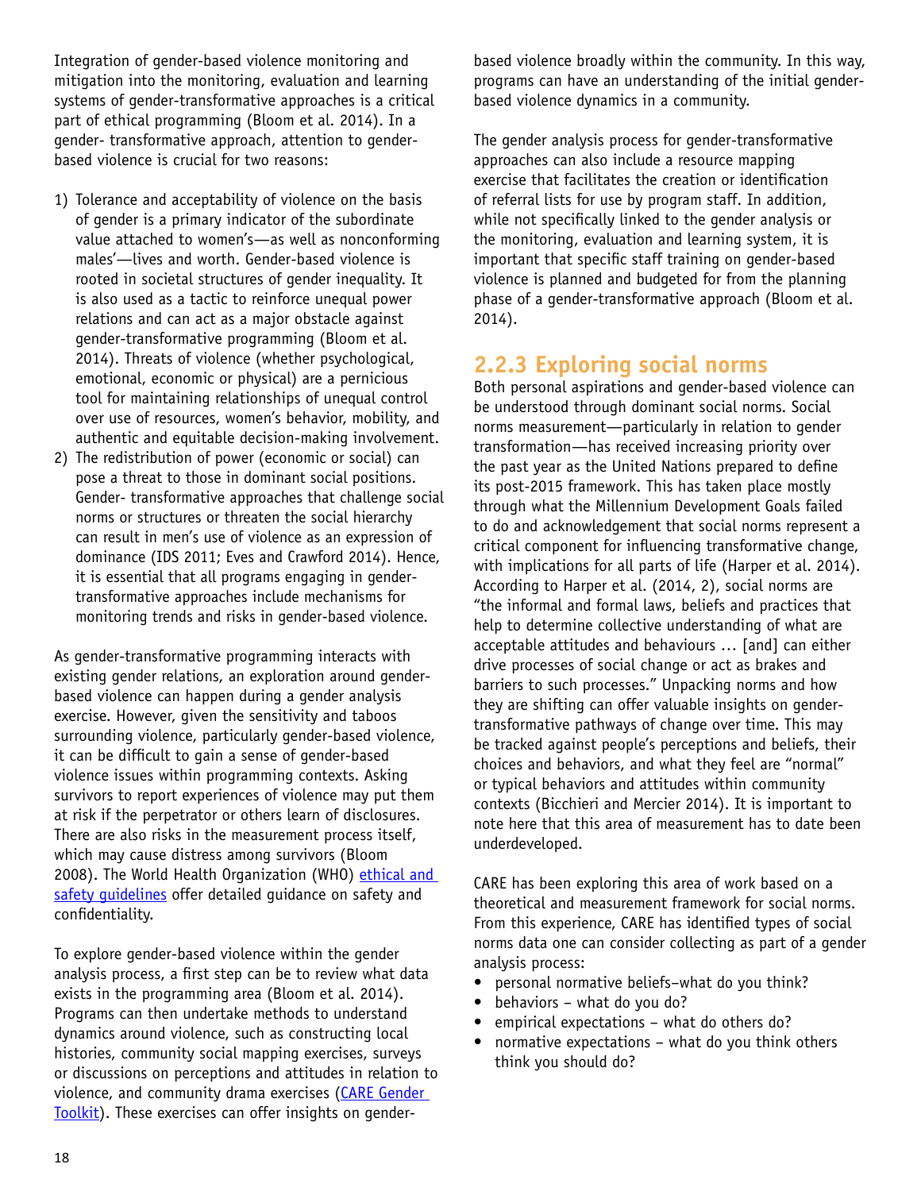Integration of gender-based violence monitoring and mitigation into the monitoring, evaluation and learning systems of gender-transformative approaches is a critical part of ethical programming (Bloom et al. 2014). In a gender- transformative approach, attention to gender-based violence is crucial for two reasons:

1) Tolerance and acceptability of violence on the basis of gender is a primary indicator of the subordinate value attached to women's—as well as nonconforming males'—lives and worth. Gender-based violence is rooted in societal structures of gender inequality. It is also used as a tactic to reinforce unequal power relations and can act as a major obstacle against gender-transformative programming (Bloom et al. 2014). Threats of violence (whether psychological, emotional, economic or physical) are a pernicious tool for maintaining relationships of unequal control over use of resources, women's behavior, mobility, and authentic and equitable decision-making involvement.
2) The redistribution of power (economic or social) can pose a threat to those in dominant social positions. Gender- transformative approaches that challenge social norms or structures or threaten the social hierarchy can result in men's use of violence as an expression of dominance (IDS 2011; Eves and Crawford 2014). Hence, it is essential that all programs engaging in gender-transformative approaches include mechanisms for monitoring trends and risks in gender-based violence.

As gender-transformative programming interacts with existing gender relations, an exploration around gender-based violence can happen during a gender analysis exercise. However, given the sensitivity and taboos surrounding violence, particularly gender-based violence, it can be difficult to gain a sense of gender-based violence issues within programming contexts. Asking survivors to report experiences of violence may put them at risk if the perpetrator or others learn of disclosures. There are also risks in the measurement process itself, which may cause distress among survivors (Bloom 2008). The World Health Organization (WHO) ethical and safety guidelines offer detailed guidance on safety and confidentiality.

To explore gender-based violence within the gender analysis process, a first step can be to review what data exists in the programming area (Bloom et al. 2014). Programs can then undertake methods to understand dynamics around violence, such as constructing local histories, community social mapping exercises, surveys or discussions on perceptions and attitudes in relation to violence, and community drama exercises (CARE Gender Toolkit). These exercises can offer insights on gender-based violence broadly within the community. In this way, programs can have an understanding of the initial gender-based violence dynamics in a community.

The gender analysis process for gender-transformative approaches can also include a resource mapping exercise that facilitates the creation or identification of referral lists for use by program staff. In addition, while not specifically linked to the gender analysis or the monitoring, evaluation and learning system, it is important that specific staff training on gender-based violence is planned and budgeted for from the planning phase of a gender-transformative approach (Bloom et al. 2014).

### 2.2.3 Exploring social norms

Both personal aspirations and gender-based violence can be understood through dominant social norms. Social norms measurement—particularly in relation to gender transformation—has received increasing priority over the past year as the United Nations prepared to define its post-2015 framework. This has taken place mostly through what the Millennium Development Goals failed to do and acknowledgement that social norms represent a critical component for influencing transformative change, with implications for all parts of life (Harper et al. 2014). According to Harper et al. (2014, 2), social norms are "the informal and formal laws, beliefs and practices that help to determine collective understanding of what are acceptable attitudes and behaviours … [and] can either drive processes of social change or act as brakes and barriers to such processes." Unpacking norms and how they are shifting can offer valuable insights on gender-transformative pathways of change over time. This may be tracked against people's perceptions and beliefs, their choices and behaviors, and what they feel are "normal" or typical behaviors and attitudes within community contexts (Bicchieri and Mercier 2014). It is important to note here that this area of measurement has to date been underdeveloped.

CARE has been exploring this area of work based on a theoretical and measurement framework for social norms. From this experience, CARE has identified types of social norms data one can consider collecting as part of a gender analysis process:

- personal normative beliefs–what do you think?
- behaviors – what do you do?
- empirical expectations – what do others do?
- normative expectations – what do you think others think you should do?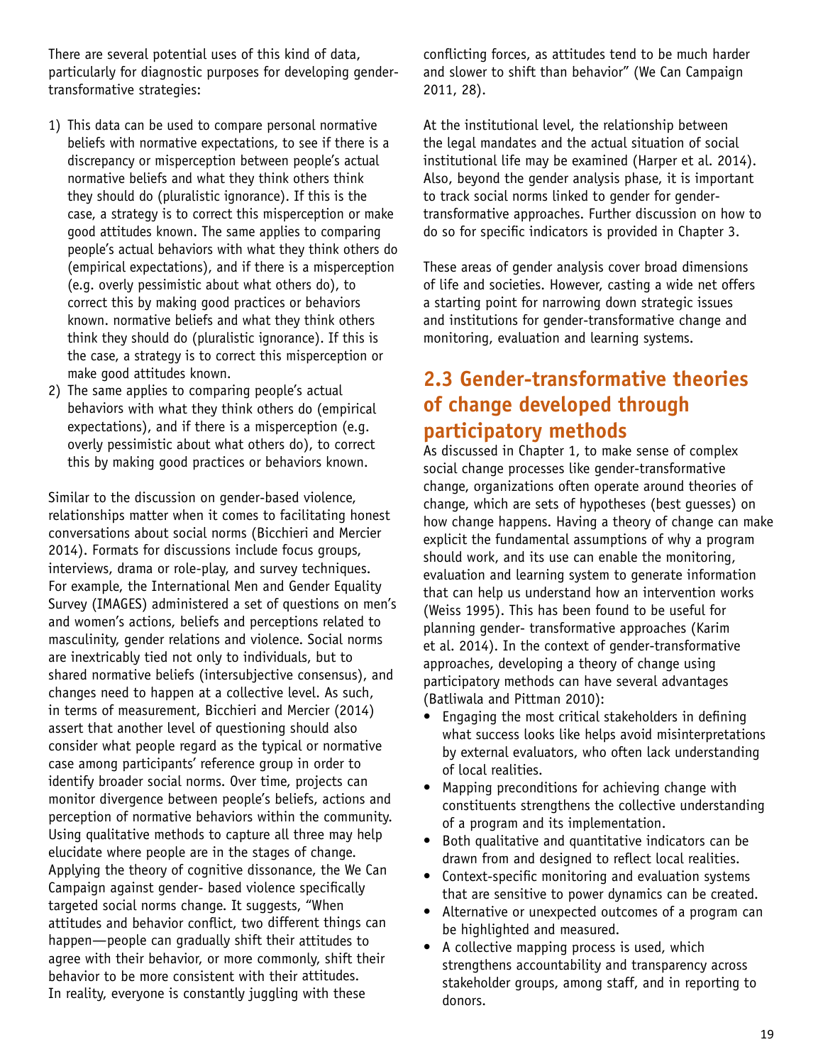There are several potential uses of this kind of data, particularly for diagnostic purposes for developing gender-transformative strategies:

1) This data can be used to compare personal normative beliefs with normative expectations, to see if there is a discrepancy or misperception between people's actual normative beliefs and what they think others think they should do (pluralistic ignorance). If this is the case, a strategy is to correct this misperception or make good attitudes known. The same applies to comparing people's actual behaviors with what they think others do (empirical expectations), and if there is a misperception (e.g. overly pessimistic about what others do), to correct this by making good practices or behaviors known. normative beliefs and what they think others think they should do (pluralistic ignorance). If this is the case, a strategy is to correct this misperception or make good attitudes known.
2) The same applies to comparing people's actual behaviors with what they think others do (empirical expectations), and if there is a misperception (e.g. overly pessimistic about what others do), to correct this by making good practices or behaviors known.

Similar to the discussion on gender-based violence, relationships matter when it comes to facilitating honest conversations about social norms (Bicchieri and Mercier 2014). Formats for discussions include focus groups, interviews, drama or role-play, and survey techniques. For example, the International Men and Gender Equality Survey (IMAGES) administered a set of questions on men's and women's actions, beliefs and perceptions related to masculinity, gender relations and violence. Social norms are inextricably tied not only to individuals, but to shared normative beliefs (intersubjective consensus), and changes need to happen at a collective level. As such, in terms of measurement, Bicchieri and Mercier (2014) assert that another level of questioning should also consider what people regard as the typical or normative case among participants' reference group in order to identify broader social norms. Over time, projects can monitor divergence between people's beliefs, actions and perception of normative behaviors within the community. Using qualitative methods to capture all three may help elucidate where people are in the stages of change. Applying the theory of cognitive dissonance, the We Can Campaign against gender- based violence specifically targeted social norms change. It suggests, "When attitudes and behavior conflict, two different things can happen—people can gradually shift their attitudes to agree with their behavior, or more commonly, shift their behavior to be more consistent with their attitudes. In reality, everyone is constantly juggling with these conflicting forces, as attitudes tend to be much harder and slower to shift than behavior" (We Can Campaign 2011, 28).

At the institutional level, the relationship between the legal mandates and the actual situation of social institutional life may be examined (Harper et al. 2014). Also, beyond the gender analysis phase, it is important to track social norms linked to gender for gender-transformative approaches. Further discussion on how to do so for specific indicators is provided in Chapter 3.

These areas of gender analysis cover broad dimensions of life and societies. However, casting a wide net offers a starting point for narrowing down strategic issues and institutions for gender-transformative change and monitoring, evaluation and learning systems.

## 2.3 Gender-transformative theories of change developed through participatory methods

As discussed in Chapter 1, to make sense of complex social change processes like gender-transformative change, organizations often operate around theories of change, which are sets of hypotheses (best guesses) on how change happens. Having a theory of change can make explicit the fundamental assumptions of why a program should work, and its use can enable the monitoring, evaluation and learning system to generate information that can help us understand how an intervention works (Weiss 1995). This has been found to be useful for planning gender- transformative approaches (Karim et al. 2014). In the context of gender-transformative approaches, developing a theory of change using participatory methods can have several advantages (Batliwala and Pittman 2010):

- Engaging the most critical stakeholders in defining what success looks like helps avoid misinterpretations by external evaluators, who often lack understanding of local realities.
- Mapping preconditions for achieving change with constituents strengthens the collective understanding of a program and its implementation.
- Both qualitative and quantitative indicators can be drawn from and designed to reflect local realities.
- Context-specific monitoring and evaluation systems that are sensitive to power dynamics can be created.
- Alternative or unexpected outcomes of a program can be highlighted and measured.
- A collective mapping process is used, which strengthens accountability and transparency across stakeholder groups, among staff, and in reporting to donors.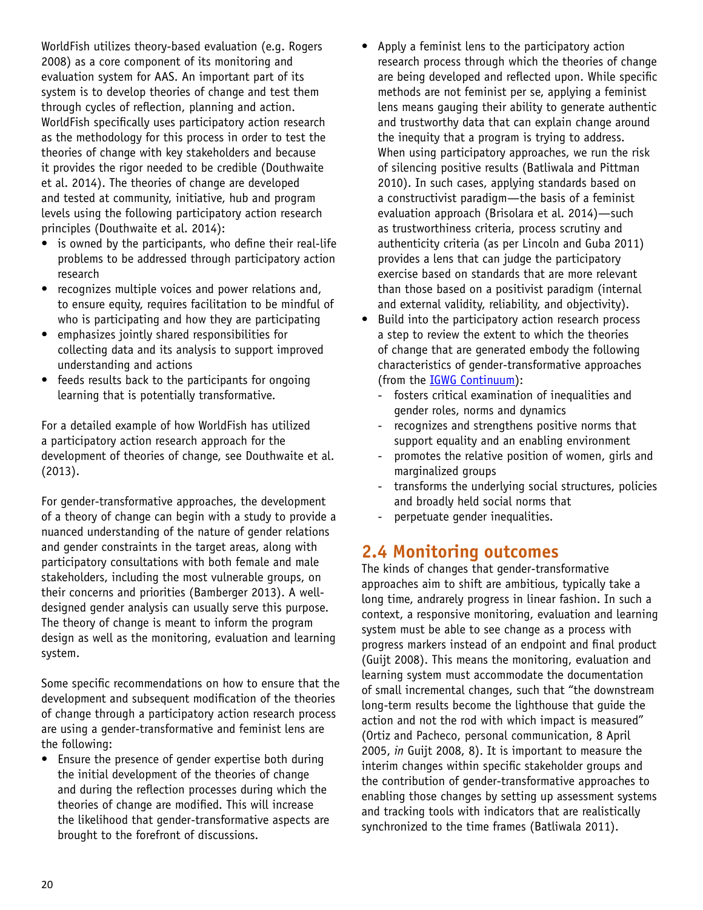WorldFish utilizes theory-based evaluation (e.g. Rogers 2008) as a core component of its monitoring and evaluation system for AAS. An important part of its system is to develop theories of change and test them through cycles of reflection, planning and action. WorldFish specifically uses participatory action research as the methodology for this process in order to test the theories of change with key stakeholders and because it provides the rigor needed to be credible (Douthwaite et al. 2014). The theories of change are developed and tested at community, initiative, hub and program levels using the following participatory action research principles (Douthwaite et al. 2014):

- is owned by the participants, who define their real-life problems to be addressed through participatory action research
- recognizes multiple voices and power relations and, to ensure equity, requires facilitation to be mindful of who is participating and how they are participating
- emphasizes jointly shared responsibilities for collecting data and its analysis to support improved understanding and actions
- feeds results back to the participants for ongoing learning that is potentially transformative.

For a detailed example of how WorldFish has utilized a participatory action research approach for the development of theories of change, see Douthwaite et al. (2013).

For gender-transformative approaches, the development of a theory of change can begin with a study to provide a nuanced understanding of the nature of gender relations and gender constraints in the target areas, along with participatory consultations with both female and male stakeholders, including the most vulnerable groups, on their concerns and priorities (Bamberger 2013). A well-designed gender analysis can usually serve this purpose. The theory of change is meant to inform the program design as well as the monitoring, evaluation and learning system.

Some specific recommendations on how to ensure that the development and subsequent modification of the theories of change through a participatory action research process are using a gender-transformative and feminist lens are the following:

- Ensure the presence of gender expertise both during the initial development of the theories of change and during the reflection processes during which the theories of change are modified. This will increase the likelihood that gender-transformative aspects are brought to the forefront of discussions.
- Apply a feminist lens to the participatory action research process through which the theories of change are being developed and reflected upon. While specific methods are not feminist per se, applying a feminist lens means gauging their ability to generate authentic and trustworthy data that can explain change around the inequity that a program is trying to address. When using participatory approaches, we run the risk of silencing positive results (Batliwala and Pittman 2010). In such cases, applying standards based on a constructivist paradigm—the basis of a feminist evaluation approach (Brisolara et al. 2014)—such as trustworthiness criteria, process scrutiny and authenticity criteria (as per Lincoln and Guba 2011) provides a lens that can judge the participatory exercise based on standards that are more relevant than those based on a positivist paradigm (internal and external validity, reliability, and objectivity).
- Build into the participatory action research process a step to review the extent to which the theories of change that are generated embody the following characteristics of gender-transformative approaches (from the [IGWG Continuum](IGWG Continuum)):
  - fosters critical examination of inequalities and gender roles, norms and dynamics
  - recognizes and strengthens positive norms that support equality and an enabling environment
  - promotes the relative position of women, girls and marginalized groups
  - transforms the underlying social structures, policies and broadly held social norms that
  - perpetuate gender inequalities.

## 2.4 Monitoring outcomes

The kinds of changes that gender-transformative approaches aim to shift are ambitious, typically take a long time, andrarely progress in linear fashion. In such a context, a responsive monitoring, evaluation and learning system must be able to see change as a process with progress markers instead of an endpoint and final product (Guijt 2008). This means the monitoring, evaluation and learning system must accommodate the documentation of small incremental changes, such that "the downstream long-term results become the lighthouse that guide the action and not the rod with which impact is measured" (Ortiz and Pacheco, personal communication, 8 April 2005, *in* Guijt 2008, 8). It is important to measure the interim changes within specific stakeholder groups and the contribution of gender-transformative approaches to enabling those changes by setting up assessment systems and tracking tools with indicators that are realistically synchronized to the time frames (Batliwala 2011).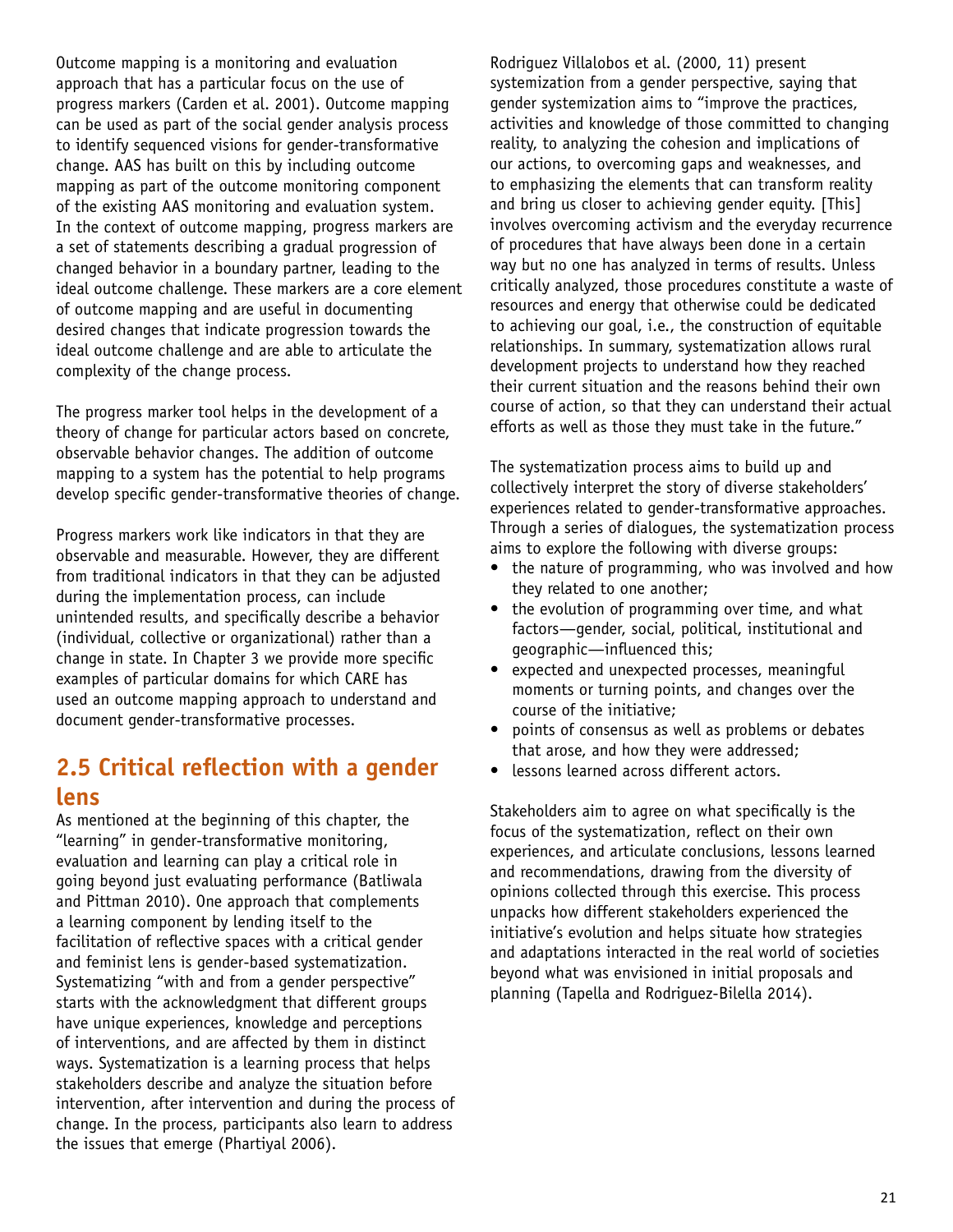Outcome mapping is a monitoring and evaluation approach that has a particular focus on the use of progress markers (Carden et al. 2001). Outcome mapping can be used as part of the social gender analysis process to identify sequenced visions for gender-transformative change. AAS has built on this by including outcome mapping as part of the outcome monitoring component of the existing AAS monitoring and evaluation system. In the context of outcome mapping, progress markers are a set of statements describing a gradual progression of changed behavior in a boundary partner, leading to the ideal outcome challenge. These markers are a core element of outcome mapping and are useful in documenting desired changes that indicate progression towards the ideal outcome challenge and are able to articulate the complexity of the change process.

The progress marker tool helps in the development of a theory of change for particular actors based on concrete, observable behavior changes. The addition of outcome mapping to a system has the potential to help programs develop specific gender-transformative theories of change.

Progress markers work like indicators in that they are observable and measurable. However, they are different from traditional indicators in that they can be adjusted during the implementation process, can include unintended results, and specifically describe a behavior (individual, collective or organizational) rather than a change in state. In Chapter 3 we provide more specific examples of particular domains for which CARE has used an outcome mapping approach to understand and document gender-transformative processes.

## 2.5 Critical reflection with a gender lens

As mentioned at the beginning of this chapter, the "learning" in gender-transformative monitoring, evaluation and learning can play a critical role in going beyond just evaluating performance (Batliwala and Pittman 2010). One approach that complements a learning component by lending itself to the facilitation of reflective spaces with a critical gender and feminist lens is gender-based systematization. Systematizing "with and from a gender perspective" starts with the acknowledgment that different groups have unique experiences, knowledge and perceptions of interventions, and are affected by them in distinct ways. Systematization is a learning process that helps stakeholders describe and analyze the situation before intervention, after intervention and during the process of change. In the process, participants also learn to address the issues that emerge (Phartiyal 2006).

Rodriguez Villalobos et al. (2000, 11) present systemization from a gender perspective, saying that gender systemization aims to "improve the practices, activities and knowledge of those committed to changing reality, to analyzing the cohesion and implications of our actions, to overcoming gaps and weaknesses, and to emphasizing the elements that can transform reality and bring us closer to achieving gender equity. [This] involves overcoming activism and the everyday recurrence of procedures that have always been done in a certain way but no one has analyzed in terms of results. Unless critically analyzed, those procedures constitute a waste of resources and energy that otherwise could be dedicated to achieving our goal, i.e., the construction of equitable relationships. In summary, systematization allows rural development projects to understand how they reached their current situation and the reasons behind their own course of action, so that they can understand their actual efforts as well as those they must take in the future."

The systematization process aims to build up and collectively interpret the story of diverse stakeholders' experiences related to gender-transformative approaches. Through a series of dialogues, the systematization process aims to explore the following with diverse groups:

- the nature of programming, who was involved and how they related to one another;
- the evolution of programming over time, and what factors—gender, social, political, institutional and geographic—influenced this;
- expected and unexpected processes, meaningful moments or turning points, and changes over the course of the initiative;
- points of consensus as well as problems or debates that arose, and how they were addressed;
- lessons learned across different actors.

Stakeholders aim to agree on what specifically is the focus of the systematization, reflect on their own experiences, and articulate conclusions, lessons learned and recommendations, drawing from the diversity of opinions collected through this exercise. This process unpacks how different stakeholders experienced the initiative's evolution and helps situate how strategies and adaptations interacted in the real world of societies beyond what was envisioned in initial proposals and planning (Tapella and Rodriguez-Bilella 2014).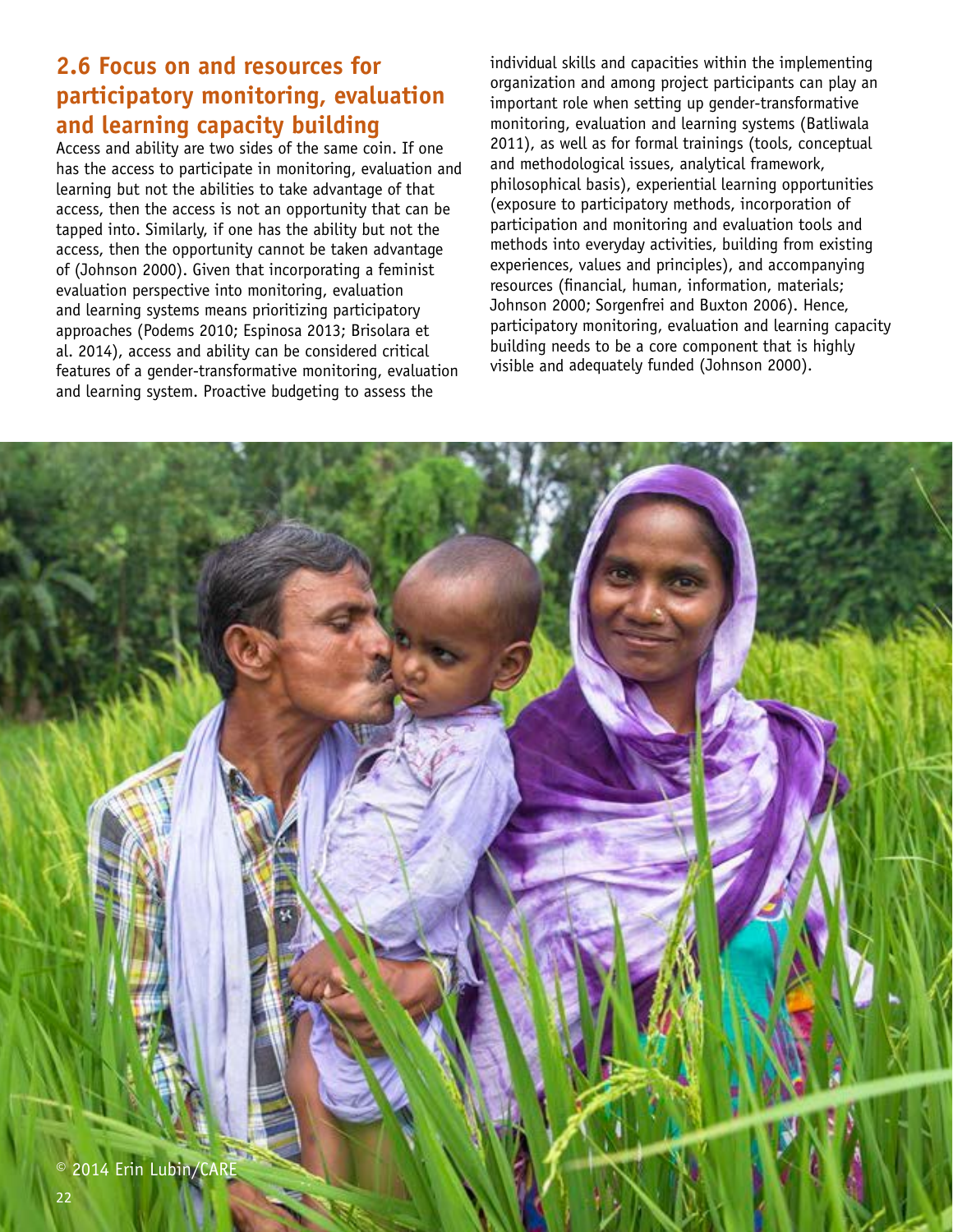## 2.6 Focus on and resources for participatory monitoring, evaluation and learning capacity building

Access and ability are two sides of the same coin. If one has the access to participate in monitoring, evaluation and learning but not the abilities to take advantage of that access, then the access is not an opportunity that can be tapped into. Similarly, if one has the ability but not the access, then the opportunity cannot be taken advantage of (Johnson 2000). Given that incorporating a feminist evaluation perspective into monitoring, evaluation and learning systems means prioritizing participatory approaches (Podems 2010; Espinosa 2013; Brisolara et al. 2014), access and ability can be considered critical features of a gender-transformative monitoring, evaluation and learning system. Proactive budgeting to assess the individual skills and capacities within the implementing organization and among project participants can play an important role when setting up gender-transformative monitoring, evaluation and learning systems (Batliwala 2011), as well as for formal trainings (tools, conceptual and methodological issues, analytical framework, philosophical basis), experiential learning opportunities (exposure to participatory methods, incorporation of participation and monitoring and evaluation tools and methods into everyday activities, building from existing experiences, values and principles), and accompanying resources (financial, human, information, materials; Johnson 2000; Sorgenfrei and Buxton 2006). Hence, participatory monitoring, evaluation and learning capacity building needs to be a core component that is highly visible and adequately funded (Johnson 2000).

© 2014 Erin Lubin/CARE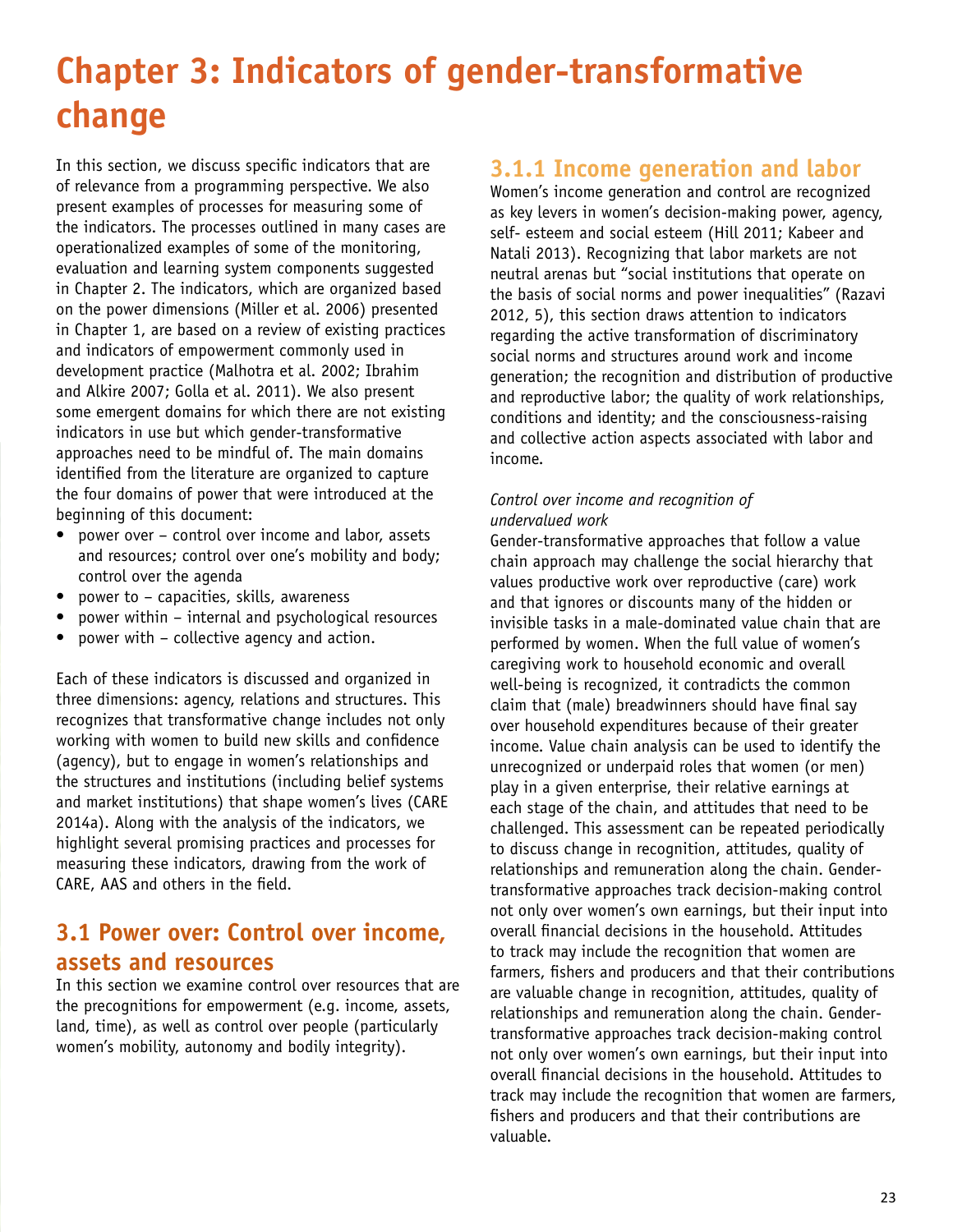# Chapter 3: Indicators of gender-transformative change

In this section, we discuss specific indicators that are of relevance from a programming perspective. We also present examples of processes for measuring some of the indicators. The processes outlined in many cases are operationalized examples of some of the monitoring, evaluation and learning system components suggested in Chapter 2. The indicators, which are organized based on the power dimensions (Miller et al. 2006) presented in Chapter 1, are based on a review of existing practices and indicators of empowerment commonly used in development practice (Malhotra et al. 2002; Ibrahim and Alkire 2007; Golla et al. 2011). We also present some emergent domains for which there are not existing indicators in use but which gender-transformative approaches need to be mindful of. The main domains identified from the literature are organized to capture the four domains of power that were introduced at the beginning of this document:

- power over – control over income and labor, assets and resources; control over one's mobility and body; control over the agenda
- power to – capacities, skills, awareness
- power within – internal and psychological resources
- power with – collective agency and action.

Each of these indicators is discussed and organized in three dimensions: agency, relations and structures. This recognizes that transformative change includes not only working with women to build new skills and confidence (agency), but to engage in women's relationships and the structures and institutions (including belief systems and market institutions) that shape women's lives (CARE 2014a). Along with the analysis of the indicators, we highlight several promising practices and processes for measuring these indicators, drawing from the work of CARE, AAS and others in the field.

## 3.1 Power over: Control over income, assets and resources

In this section we examine control over resources that are the precognitions for empowerment (e.g. income, assets, land, time), as well as control over people (particularly women's mobility, autonomy and bodily integrity).

### 3.1.1 Income generation and labor

Women's income generation and control are recognized as key levers in women's decision-making power, agency, self- esteem and social esteem (Hill 2011; Kabeer and Natali 2013). Recognizing that labor markets are not neutral arenas but "social institutions that operate on the basis of social norms and power inequalities" (Razavi 2012, 5), this section draws attention to indicators regarding the active transformation of discriminatory social norms and structures around work and income generation; the recognition and distribution of productive and reproductive labor; the quality of work relationships, conditions and identity; and the consciousness-raising and collective action aspects associated with labor and income.

*Control over income and recognition of undervalued work*

Gender-transformative approaches that follow a value chain approach may challenge the social hierarchy that values productive work over reproductive (care) work and that ignores or discounts many of the hidden or invisible tasks in a male-dominated value chain that are performed by women. When the full value of women's caregiving work to household economic and overall well-being is recognized, it contradicts the common claim that (male) breadwinners should have final say over household expenditures because of their greater income. Value chain analysis can be used to identify the unrecognized or underpaid roles that women (or men) play in a given enterprise, their relative earnings at each stage of the chain, and attitudes that need to be challenged. This assessment can be repeated periodically to discuss change in recognition, attitudes, quality of relationships and remuneration along the chain. Gender-transformative approaches track decision-making control not only over women's own earnings, but their input into overall financial decisions in the household. Attitudes to track may include the recognition that women are farmers, fishers and producers and that their contributions are valuable change in recognition, attitudes, quality of relationships and remuneration along the chain. Gender-transformative approaches track decision-making control not only over women's own earnings, but their input into overall financial decisions in the household. Attitudes to track may include the recognition that women are farmers, fishers and producers and that their contributions are valuable.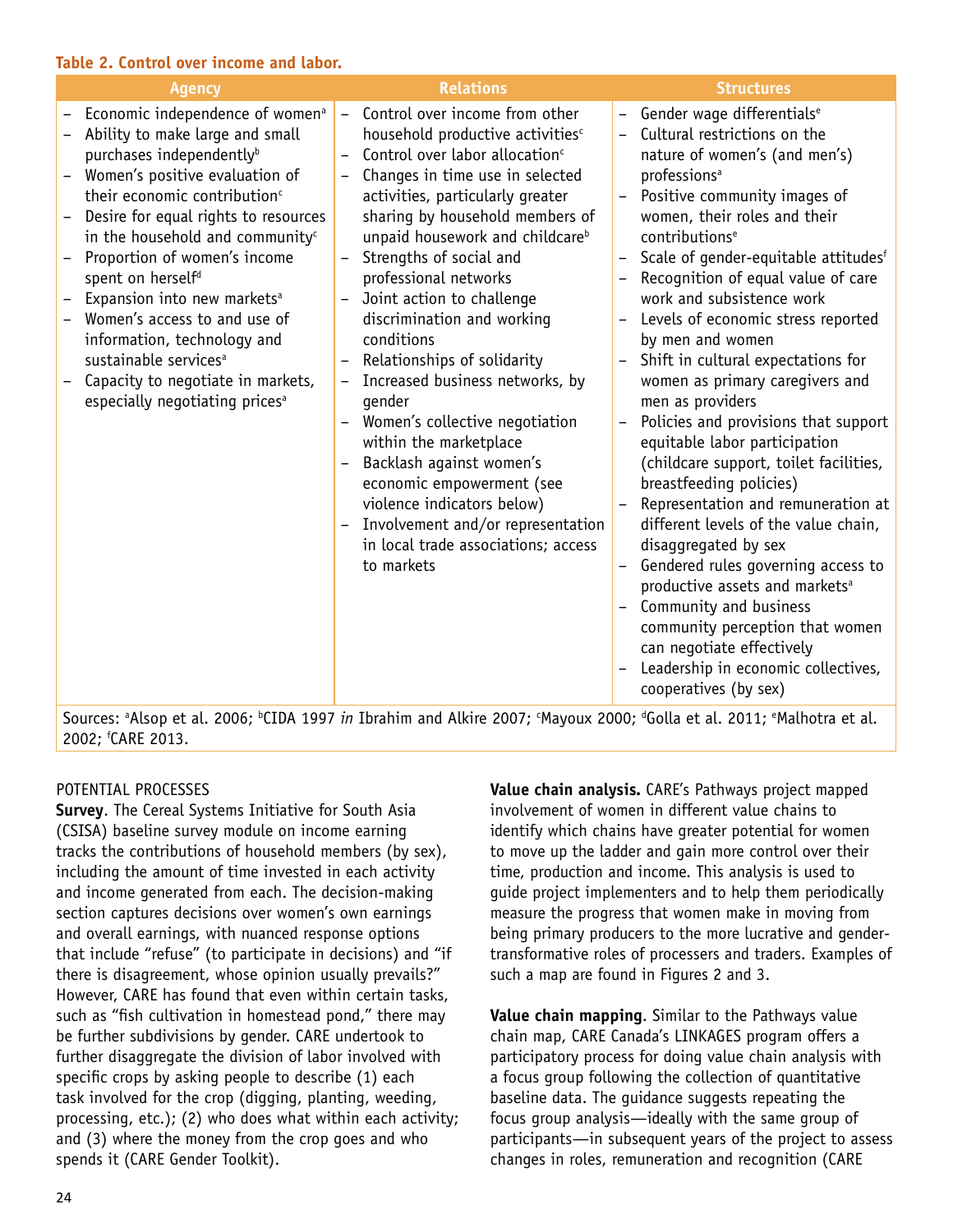**Table 2. Control over income and labor.**

| Agency | Relations | Structures |
|---|---|---|
| – Economic independence of women[a]<br>– Ability to make large and small purchases independently[b]<br>– Women's positive evaluation of their economic contribution[c]<br>– Desire for equal rights to resources in the household and community[c]<br>– Proportion of women's income spent on herself[d]<br>– Expansion into new markets[a]<br>– Women's access to and use of information, technology and sustainable services[a]<br>– Capacity to negotiate in markets, especially negotiating prices[a] | – Control over income from other household productive activities[c]<br>– Control over labor allocation[c]<br>– Changes in time use in selected activities, particularly greater sharing by household members of unpaid housework and childcare[b]<br>– Strengths of social and professional networks<br>– Joint action to challenge discrimination and working conditions<br>– Relationships of solidarity<br>– Increased business networks, by gender<br>– Women's collective negotiation within the marketplace<br>– Backlash against women's economic empowerment (see violence indicators below)<br>– Involvement and/or representation in local trade associations; access to markets | – Gender wage differentials[e]<br>– Cultural restrictions on the nature of women's (and men's) professions[a]<br>– Positive community images of women, their roles and their contributions[e]<br>– Scale of gender-equitable attitudes[f]<br>– Recognition of equal value of care work and subsistence work<br>– Levels of economic stress reported by men and women<br>– Shift in cultural expectations for women as primary caregivers and men as providers<br>– Policies and provisions that support equitable labor participation (childcare support, toilet facilities, breastfeeding policies)<br>– Representation and remuneration at different levels of the value chain, disaggregated by sex<br>– Gendered rules governing access to productive assets and markets[a]<br>– Community and business community perception that women can negotiate effectively<br>– Leadership in economic collectives, cooperatives (by sex) |

Sources: [a]Alsop et al. 2006; [b]CIDA 1997 *in* Ibrahim and Alkire 2007; [c]Mayoux 2000; [d]Golla et al. 2011; [e]Malhotra et al. 2002; [f]CARE 2013.

POTENTIAL PROCESSES

**Survey**. The Cereal Systems Initiative for South Asia (CSISA) baseline survey module on income earning tracks the contributions of household members (by sex), including the amount of time invested in each activity and income generated from each. The decision-making section captures decisions over women's own earnings and overall earnings, with nuanced response options that include "refuse" (to participate in decisions) and "if there is disagreement, whose opinion usually prevails?" However, CARE has found that even within certain tasks, such as "fish cultivation in homestead pond," there may be further subdivisions by gender. CARE undertook to further disaggregate the division of labor involved with specific crops by asking people to describe (1) each task involved for the crop (digging, planting, weeding, processing, etc.); (2) who does what within each activity; and (3) where the money from the crop goes and who spends it (CARE Gender Toolkit).

**Value chain analysis.** CARE's Pathways project mapped involvement of women in different value chains to identify which chains have greater potential for women to move up the ladder and gain more control over their time, production and income. This analysis is used to guide project implementers and to help them periodically measure the progress that women make in moving from being primary producers to the more lucrative and gender-transformative roles of processers and traders. Examples of such a map are found in Figures 2 and 3.

**Value chain mapping**. Similar to the Pathways value chain map, CARE Canada's LINKAGES program offers a participatory process for doing value chain analysis with a focus group following the collection of quantitative baseline data. The guidance suggests repeating the focus group analysis—ideally with the same group of participants—in subsequent years of the project to assess changes in roles, remuneration and recognition (CARE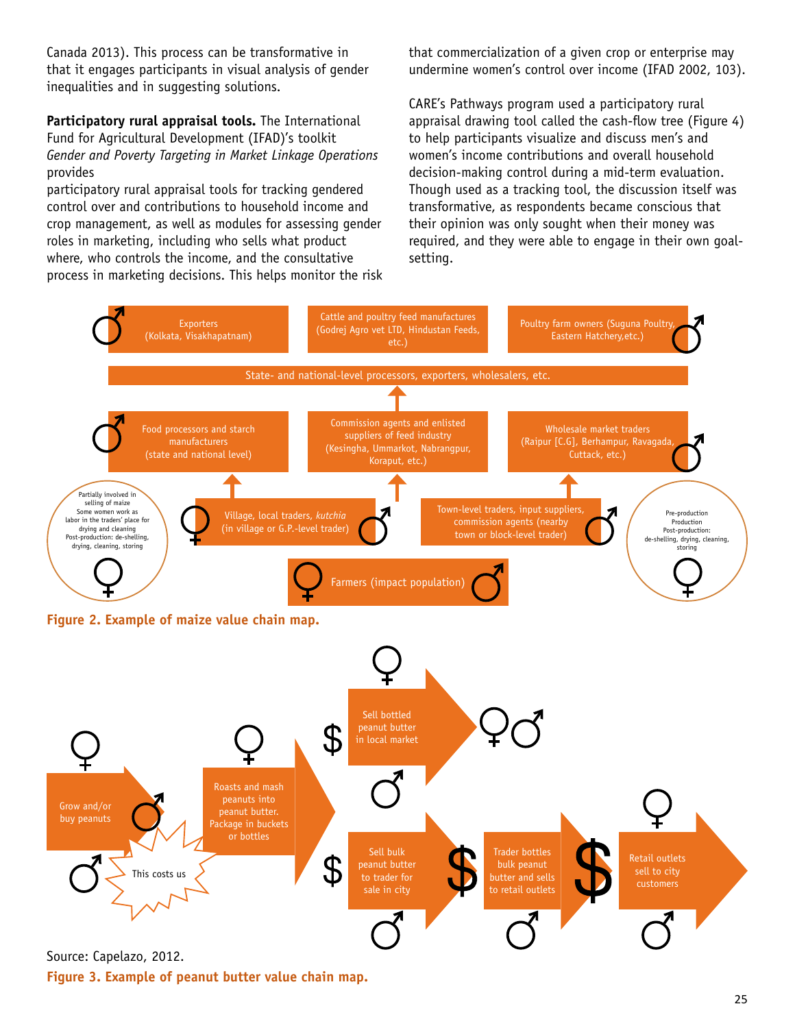Canada 2013). This process can be transformative in that it engages participants in visual analysis of gender inequalities and in suggesting solutions.

**Participatory rural appraisal tools.** The International Fund for Agricultural Development (IFAD)'s toolkit *Gender and Poverty Targeting in Market Linkage Operations* provides participatory rural appraisal tools for tracking gendered control over and contributions to household income and crop management, as well as modules for assessing gender roles in marketing, including who sells what product where, who controls the income, and the consultative process in marketing decisions. This helps monitor the risk that commercialization of a given crop or enterprise may undermine women's control over income (IFAD 2002, 103).

CARE's Pathways program used a participatory rural appraisal drawing tool called the cash-flow tree (Figure 4) to help participants visualize and discuss men's and women's income contributions and overall household decision-making control during a mid-term evaluation. Though used as a tracking tool, the discussion itself was transformative, as respondents became conscious that their opinion was only sought when their money was required, and they were able to engage in their own goal-setting.

Exporters (Kolkata, Visakhapatnam)

Cattle and poultry feed manufactures (Godrej Agro vet LTD, Hindustan Feeds, etc.)

Poultry farm owners (Suguna Poultry, Eastern Hatchery,etc.)

State- and national-level processors, exporters, wholesalers, etc.

Food processors and starch manufacturers (state and national level)

Commission agents and enlisted suppliers of feed industry (Kesingha, Ummarkot, Nabrangpur, Koraput, etc.)

Wholesale market traders (Raipur [C.G], Berhampur, Ravagada, Cuttack, etc.)

Partially involved in selling of maize
Some women work as labor in the traders' place for drying and cleaning
Post-production: de-shelling, drying, cleaning, storing

Village, local traders, *kutchia* (in village or G.P.-level trader)

Town-level traders, input suppliers, commission agents (nearby town or block-level trader)

Pre-production
Production
Post-production: de-shelling, drying, cleaning, storing

Farmers (impact population)

**Figure 2. Example of maize value chain map.**

Grow and/or buy peanuts

This costs us

Roasts and mash peanuts into peanut butter. Package in buckets or bottles

Sell bottled peanut butter in local market

Sell bulk peanut butter to trader for sale in city

Trader bottles bulk peanut butter and sells to retail outlets

Retail outlets sell to city customers

Source: Capelazo, 2012.

**Figure 3. Example of peanut butter value chain map.**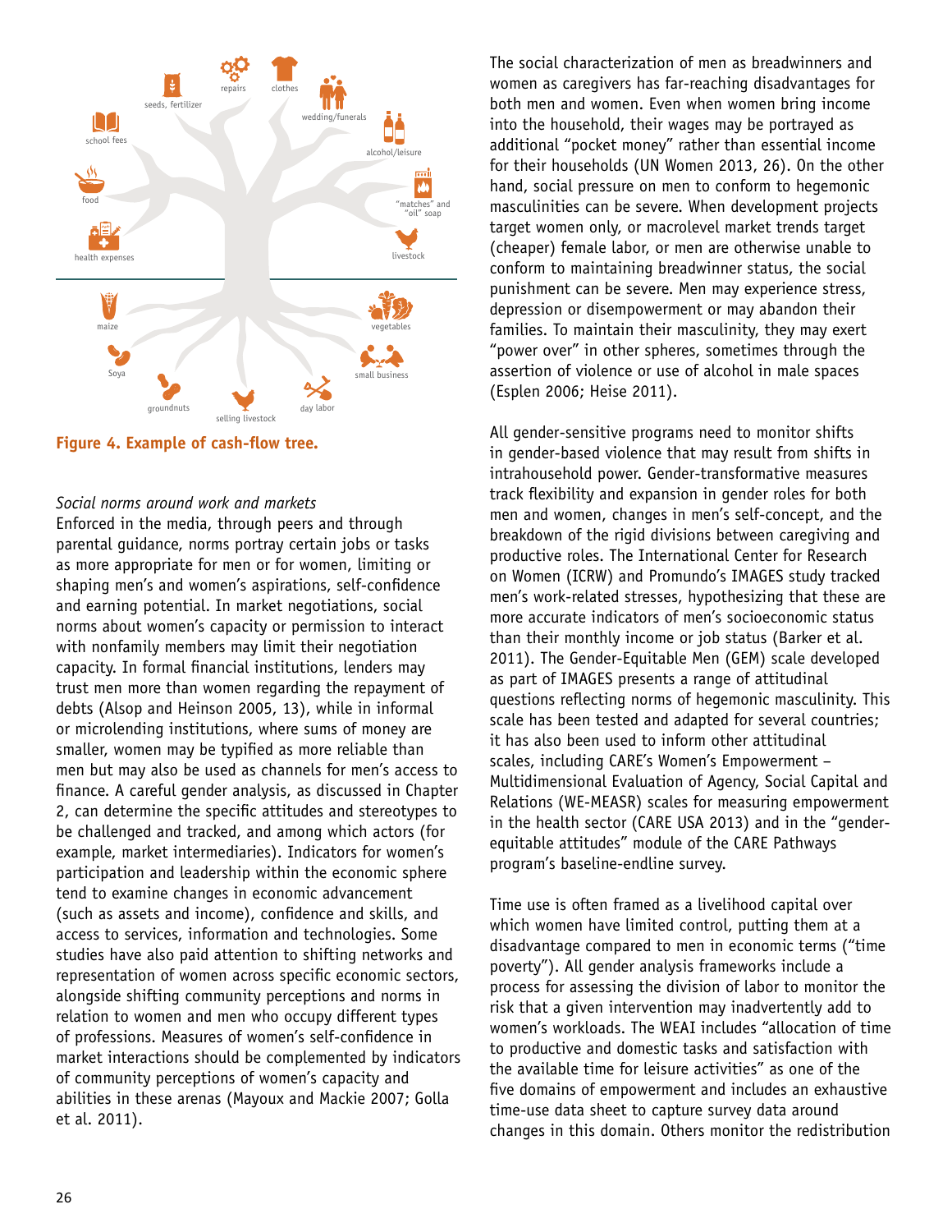school fees

seeds, fertilizer

repairs

clothes

wedding/funerals

alcohol/leisure

food

"matches" and "oil" soap

health expenses

livestock

maize

vegetables

Soya

small business

groundnuts

selling livestock

day labor

**Figure 4. Example of cash-flow tree.**

*Social norms around work and markets*

Enforced in the media, through peers and through parental guidance, norms portray certain jobs or tasks as more appropriate for men or for women, limiting or shaping men's and women's aspirations, self-confidence and earning potential. In market negotiations, social norms about women's capacity or permission to interact with nonfamily members may limit their negotiation capacity. In formal financial institutions, lenders may trust men more than women regarding the repayment of debts (Alsop and Heinson 2005, 13), while in informal or microlending institutions, where sums of money are smaller, women may be typified as more reliable than men but may also be used as channels for men's access to finance. A careful gender analysis, as discussed in Chapter 2, can determine the specific attitudes and stereotypes to be challenged and tracked, and among which actors (for example, market intermediaries). Indicators for women's participation and leadership within the economic sphere tend to examine changes in economic advancement (such as assets and income), confidence and skills, and access to services, information and technologies. Some studies have also paid attention to shifting networks and representation of women across specific economic sectors, alongside shifting community perceptions and norms in relation to women and men who occupy different types of professions. Measures of women's self-confidence in market interactions should be complemented by indicators of community perceptions of women's capacity and abilities in these arenas (Mayoux and Mackie 2007; Golla et al. 2011).

The social characterization of men as breadwinners and women as caregivers has far-reaching disadvantages for both men and women. Even when women bring income into the household, their wages may be portrayed as additional "pocket money" rather than essential income for their households (UN Women 2013, 26). On the other hand, social pressure on men to conform to hegemonic masculinities can be severe. When development projects target women only, or macrolevel market trends target (cheaper) female labor, or men are otherwise unable to conform to maintaining breadwinner status, the social punishment can be severe. Men may experience stress, depression or disempowerment or may abandon their families. To maintain their masculinity, they may exert "power over" in other spheres, sometimes through the assertion of violence or use of alcohol in male spaces (Esplen 2006; Heise 2011).

All gender-sensitive programs need to monitor shifts in gender-based violence that may result from shifts in intrahousehold power. Gender-transformative measures track flexibility and expansion in gender roles for both men and women, changes in men's self-concept, and the breakdown of the rigid divisions between caregiving and productive roles. The International Center for Research on Women (ICRW) and Promundo's IMAGES study tracked men's work-related stresses, hypothesizing that these are more accurate indicators of men's socioeconomic status than their monthly income or job status (Barker et al. 2011). The Gender-Equitable Men (GEM) scale developed as part of IMAGES presents a range of attitudinal questions reflecting norms of hegemonic masculinity. This scale has been tested and adapted for several countries; it has also been used to inform other attitudinal scales, including CARE's Women's Empowerment – Multidimensional Evaluation of Agency, Social Capital and Relations (WE-MEASR) scales for measuring empowerment in the health sector (CARE USA 2013) and in the "gender-equitable attitudes" module of the CARE Pathways program's baseline-endline survey.

Time use is often framed as a livelihood capital over which women have limited control, putting them at a disadvantage compared to men in economic terms ("time poverty"). All gender analysis frameworks include a process for assessing the division of labor to monitor the risk that a given intervention may inadvertently add to women's workloads. The WEAI includes "allocation of time to productive and domestic tasks and satisfaction with the available time for leisure activities" as one of the five domains of empowerment and includes an exhaustive time-use data sheet to capture survey data around changes in this domain. Others monitor the redistribution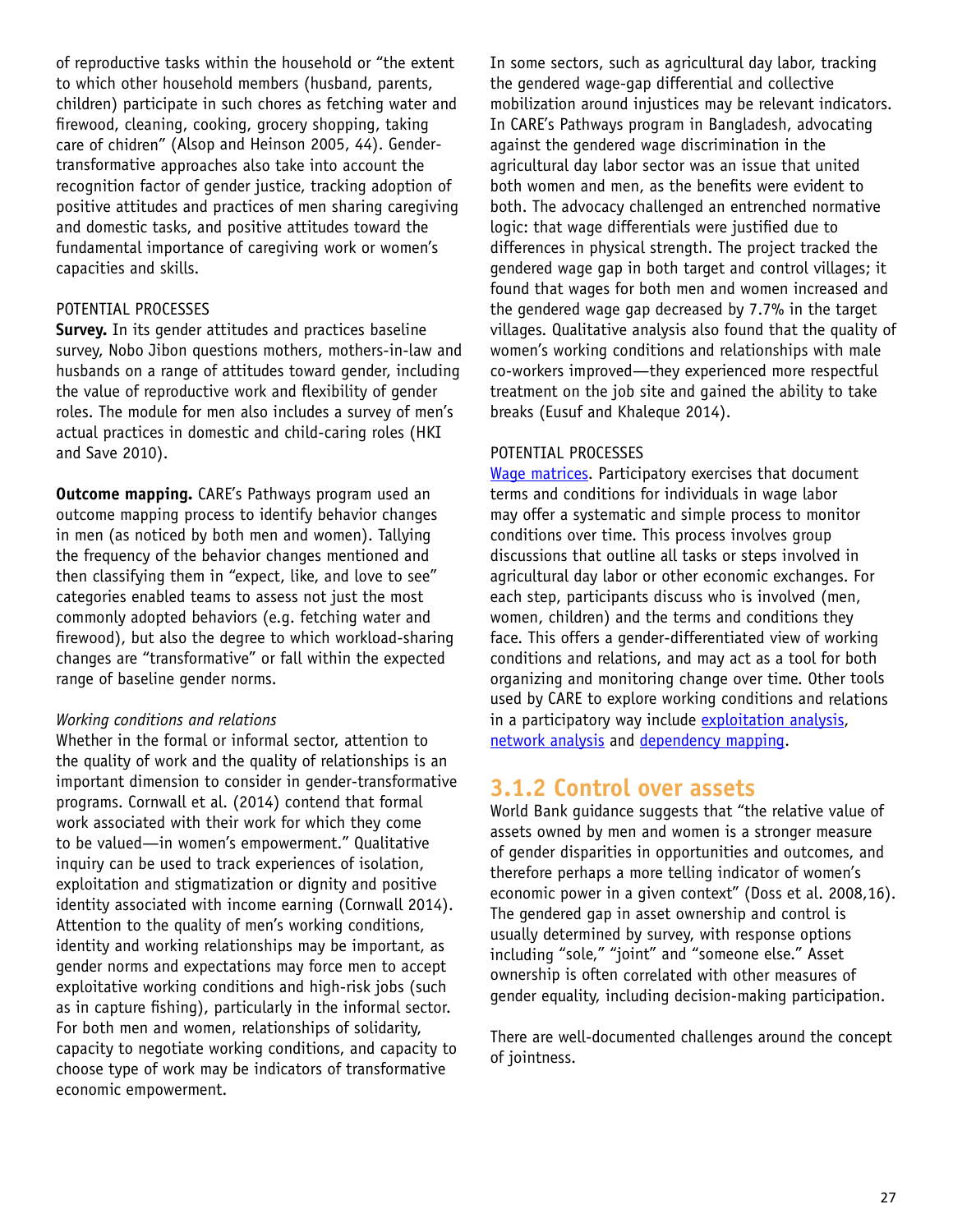of reproductive tasks within the household or "the extent to which other household members (husband, parents, children) participate in such chores as fetching water and firewood, cleaning, cooking, grocery shopping, taking care of chidren" (Alsop and Heinson 2005, 44). Gender-transformative approaches also take into account the recognition factor of gender justice, tracking adoption of positive attitudes and practices of men sharing caregiving and domestic tasks, and positive attitudes toward the fundamental importance of caregiving work or women's capacities and skills.

POTENTIAL PROCESSES

**Survey.** In its gender attitudes and practices baseline survey, Nobo Jibon questions mothers, mothers-in-law and husbands on a range of attitudes toward gender, including the value of reproductive work and flexibility of gender roles. The module for men also includes a survey of men's actual practices in domestic and child-caring roles (HKI and Save 2010).

**Outcome mapping.** CARE's Pathways program used an outcome mapping process to identify behavior changes in men (as noticed by both men and women). Tallying the frequency of the behavior changes mentioned and then classifying them in "expect, like, and love to see" categories enabled teams to assess not just the most commonly adopted behaviors (e.g. fetching water and firewood), but also the degree to which workload-sharing changes are "transformative" or fall within the expected range of baseline gender norms.

*Working conditions and relations*

Whether in the formal or informal sector, attention to the quality of work and the quality of relationships is an important dimension to consider in gender-transformative programs. Cornwall et al. (2014) contend that formal work associated with their work for which they come to be valued—in women's empowerment." Qualitative inquiry can be used to track experiences of isolation, exploitation and stigmatization or dignity and positive identity associated with income earning (Cornwall 2014). Attention to the quality of men's working conditions, identity and working relationships may be important, as gender norms and expectations may force men to accept exploitative working conditions and high-risk jobs (such as in capture fishing), particularly in the informal sector. For both men and women, relationships of solidarity, capacity to negotiate working conditions, and capacity to choose type of work may be indicators of transformative economic empowerment.

In some sectors, such as agricultural day labor, tracking the gendered wage-gap differential and collective mobilization around injustices may be relevant indicators. In CARE's Pathways program in Bangladesh, advocating against the gendered wage discrimination in the agricultural day labor sector was an issue that united both women and men, as the benefits were evident to both. The advocacy challenged an entrenched normative logic: that wage differentials were justified due to differences in physical strength. The project tracked the gendered wage gap in both target and control villages; it found that wages for both men and women increased and the gendered wage gap decreased by 7.7% in the target villages. Qualitative analysis also found that the quality of women's working conditions and relationships with male co-workers improved—they experienced more respectful treatment on the job site and gained the ability to take breaks (Eusuf and Khaleque 2014).

POTENTIAL PROCESSES

Wage matrices. Participatory exercises that document terms and conditions for individuals in wage labor may offer a systematic and simple process to monitor conditions over time. This process involves group discussions that outline all tasks or steps involved in agricultural day labor or other economic exchanges. For each step, participants discuss who is involved (men, women, children) and the terms and conditions they face. This offers a gender-differentiated view of working conditions and relations, and may act as a tool for both organizing and monitoring change over time. Other tools used by CARE to explore working conditions and relations in a participatory way include exploitation analysis, network analysis and dependency mapping.

## 3.1.2 Control over assets

World Bank guidance suggests that "the relative value of assets owned by men and women is a stronger measure of gender disparities in opportunities and outcomes, and therefore perhaps a more telling indicator of women's economic power in a given context" (Doss et al. 2008,16). The gendered gap in asset ownership and control is usually determined by survey, with response options including "sole," "joint" and "someone else." Asset ownership is often correlated with other measures of gender equality, including decision-making participation.

There are well-documented challenges around the concept of jointness.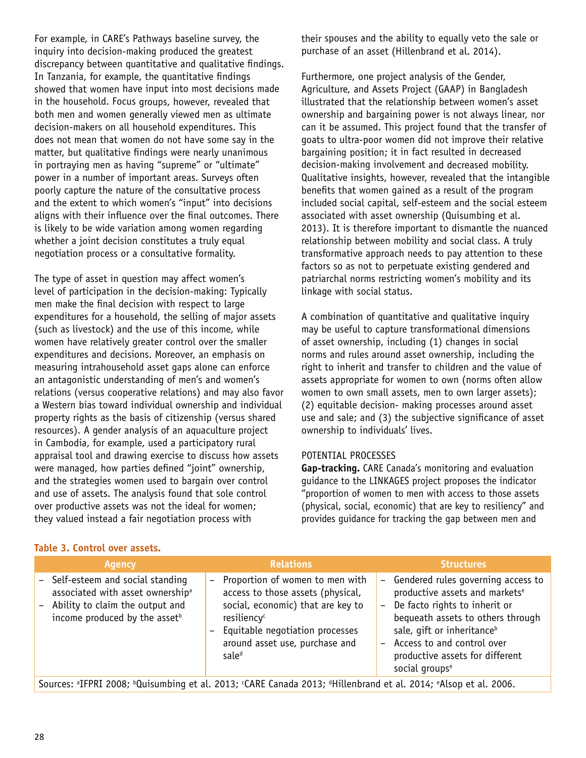For example, in CARE's Pathways baseline survey, the inquiry into decision-making produced the greatest discrepancy between quantitative and qualitative findings. In Tanzania, for example, the quantitative findings showed that women have input into most decisions made in the household. Focus groups, however, revealed that both men and women generally viewed men as ultimate decision-makers on all household expenditures. This does not mean that women do not have some say in the matter, but qualitative findings were nearly unanimous in portraying men as having "supreme" or "ultimate" power in a number of important areas. Surveys often poorly capture the nature of the consultative process and the extent to which women's "input" into decisions aligns with their influence over the final outcomes. There is likely to be wide variation among women regarding whether a joint decision constitutes a truly equal negotiation process or a consultative formality.

The type of asset in question may affect women's level of participation in the decision-making: Typically men make the final decision with respect to large expenditures for a household, the selling of major assets (such as livestock) and the use of this income, while women have relatively greater control over the smaller expenditures and decisions. Moreover, an emphasis on measuring intrahousehold asset gaps alone can enforce an antagonistic understanding of men's and women's relations (versus cooperative relations) and may also favor a Western bias toward individual ownership and individual property rights as the basis of citizenship (versus shared resources). A gender analysis of an aquaculture project in Cambodia, for example, used a participatory rural appraisal tool and drawing exercise to discuss how assets were managed, how parties defined "joint" ownership, and the strategies women used to bargain over control and use of assets. The analysis found that sole control over productive assets was not the ideal for women; they valued instead a fair negotiation process with their spouses and the ability to equally veto the sale or purchase of an asset (Hillenbrand et al. 2014).

Furthermore, one project analysis of the Gender, Agriculture, and Assets Project (GAAP) in Bangladesh illustrated that the relationship between women's asset ownership and bargaining power is not always linear, nor can it be assumed. This project found that the transfer of goats to ultra-poor women did not improve their relative bargaining position; it in fact resulted in decreased decision-making involvement and decreased mobility. Qualitative insights, however, revealed that the intangible benefits that women gained as a result of the program included social capital, self-esteem and the social esteem associated with asset ownership (Quisumbing et al. 2013). It is therefore important to dismantle the nuanced relationship between mobility and social class. A truly transformative approach needs to pay attention to these factors so as not to perpetuate existing gendered and patriarchal norms restricting women's mobility and its linkage with social status.

A combination of quantitative and qualitative inquiry may be useful to capture transformational dimensions of asset ownership, including (1) changes in social norms and rules around asset ownership, including the right to inherit and transfer to children and the value of assets appropriate for women to own (norms often allow women to own small assets, men to own larger assets); (2) equitable decision- making processes around asset use and sale; and (3) the subjective significance of asset ownership to individuals' lives.

## POTENTIAL PROCESSES

**Gap-tracking.** CARE Canada's monitoring and evaluation guidance to the LINKAGES project proposes the indicator "proportion of women to men with access to those assets (physical, social, economic) that are key to resiliency" and provides guidance for tracking the gap between men and

**Table 3. Control over assets.**

| Agency | Relations | Structures |
|---|---|---|
| – Self-esteem and social standing associated with asset ownership[a]<br>– Ability to claim the output and income produced by the asset[b] | – Proportion of women to men with access to those assets (physical, social, economic) that are key to resiliency[c]<br>– Equitable negotiation processes around asset use, purchase and sale[d] | – Gendered rules governing access to productive assets and markets[e]<br>– De facto rights to inherit or bequeath assets to others through sale, gift or inheritance[b]<br>– Access to and control over productive assets for different social groups[e] |

Sources: [a]IFPRI 2008; [b]Quisumbing et al. 2013; [c]CARE Canada 2013; [d]Hillenbrand et al. 2014; [e]Alsop et al. 2006.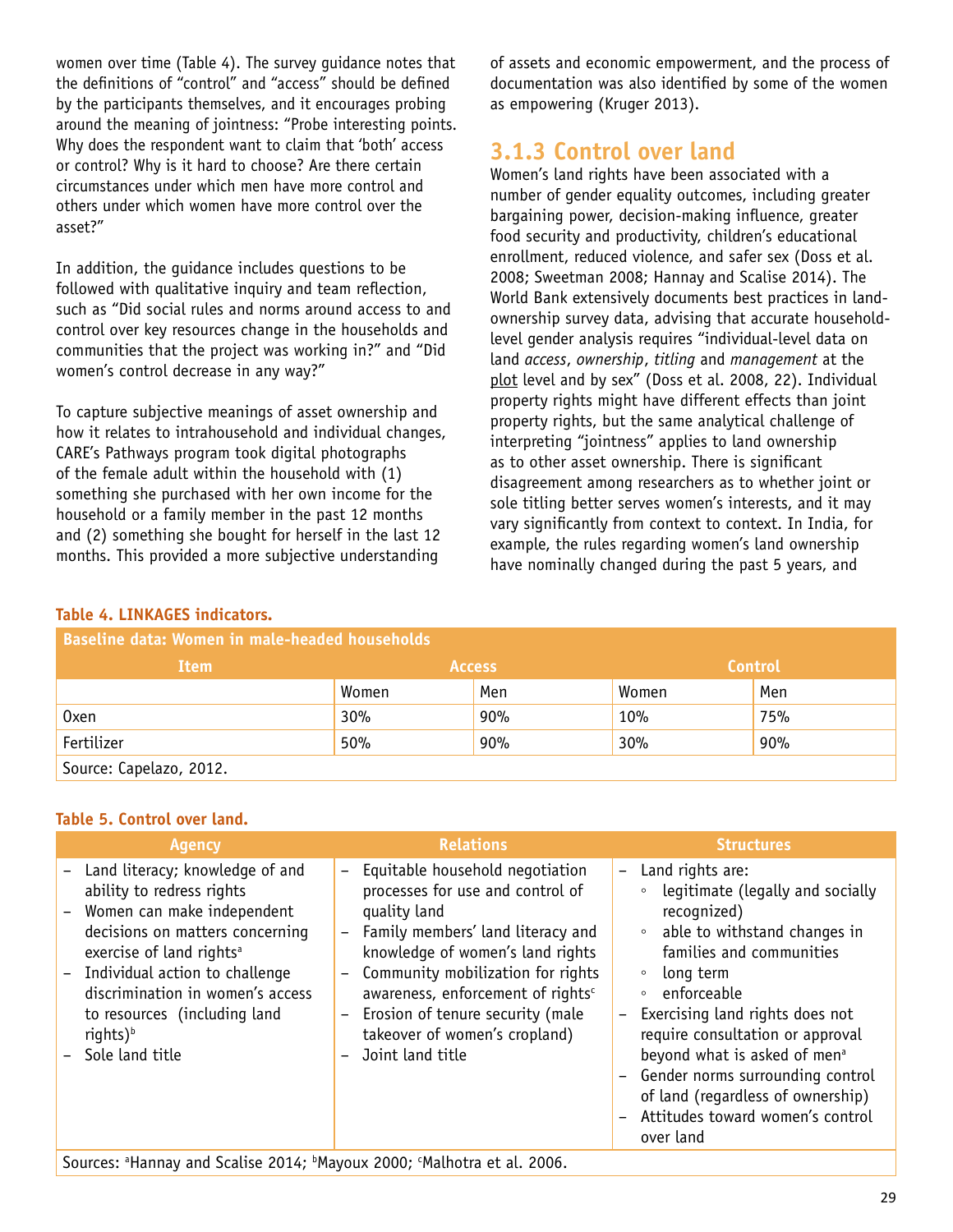women over time (Table 4). The survey guidance notes that the definitions of "control" and "access" should be defined by the participants themselves, and it encourages probing around the meaning of jointness: "Probe interesting points. Why does the respondent want to claim that 'both' access or control? Why is it hard to choose? Are there certain circumstances under which men have more control and others under which women have more control over the asset?"

In addition, the guidance includes questions to be followed with qualitative inquiry and team reflection, such as "Did social rules and norms around access to and control over key resources change in the households and communities that the project was working in?" and "Did women's control decrease in any way?"

To capture subjective meanings of asset ownership and how it relates to intrahousehold and individual changes, CARE's Pathways program took digital photographs of the female adult within the household with (1) something she purchased with her own income for the household or a family member in the past 12 months and (2) something she bought for herself in the last 12 months. This provided a more subjective understanding of assets and economic empowerment, and the process of documentation was also identified by some of the women as empowering (Kruger 2013).

### 3.1.3 Control over land

Women's land rights have been associated with a number of gender equality outcomes, including greater bargaining power, decision-making influence, greater food security and productivity, children's educational enrollment, reduced violence, and safer sex (Doss et al. 2008; Sweetman 2008; Hannay and Scalise 2014). The World Bank extensively documents best practices in land-ownership survey data, advising that accurate household-level gender analysis requires "individual-level data on land *access*, *ownership*, *titling* and *management* at the plot level and by sex" (Doss et al. 2008, 22). Individual property rights might have different effects than joint property rights, but the same analytical challenge of interpreting "jointness" applies to land ownership as to other asset ownership. There is significant disagreement among researchers as to whether joint or sole titling better serves women's interests, and it may vary significantly from context to context. In India, for example, the rules regarding women's land ownership have nominally changed during the past 5 years, and

**Table 4. LINKAGES indicators.**

| Baseline data: Women in male-headed households | | | | |
|---|---|---|---|---|
| **Item** | **Access** | | **Control** | |
| | Women | Men | Women | Men |
| Oxen | 30% | 90% | 10% | 75% |
| Fertilizer | 50% | 90% | 30% | 90% |
| Source: Capelazo, 2012. | | | | |

**Table 5. Control over land.**

| Agency | Relations | Structures |
|---|---|---|
| – Land literacy; knowledge of and ability to redress rights<br>– Women can make independent decisions on matters concerning exercise of land rights[a]<br>– Individual action to challenge discrimination in women's access to resources (including land rights)[b]<br>– Sole land title | – Equitable household negotiation processes for use and control of quality land<br>– Family members' land literacy and knowledge of women's land rights<br>– Community mobilization for rights awareness, enforcement of rights[c]<br>– Erosion of tenure security (male takeover of women's cropland)<br>– Joint land title | – Land rights are:<br>◦ legitimate (legally and socially recognized)<br>◦ able to withstand changes in families and communities<br>◦ long term<br>◦ enforceable<br>– Exercising land rights does not require consultation or approval beyond what is asked of men[a]<br>– Gender norms surrounding control of land (regardless of ownership)<br>– Attitudes toward women's control over land |
| Sources: [a]Hannay and Scalise 2014; [b]Mayoux 2000; [c]Malhotra et al. 2006. | | |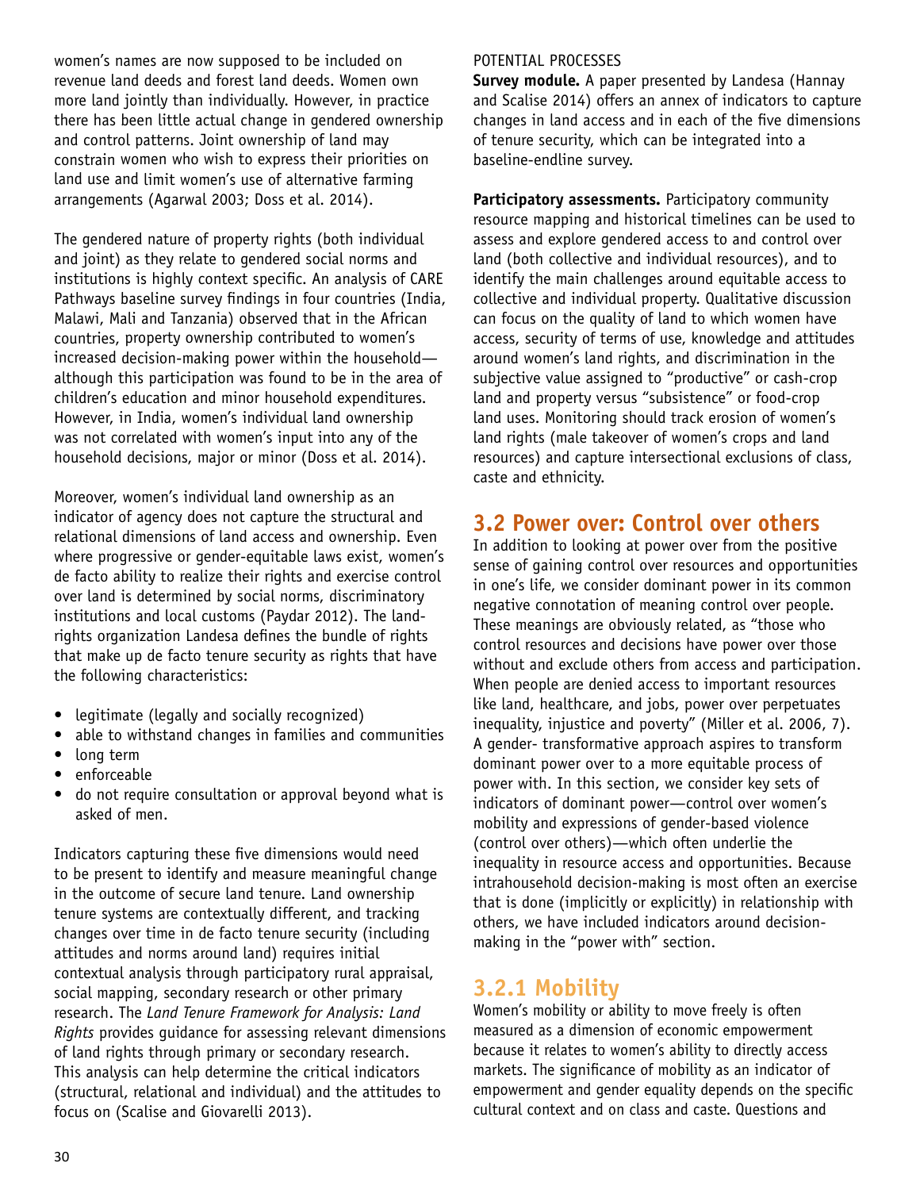women's names are now supposed to be included on revenue land deeds and forest land deeds. Women own more land jointly than individually. However, in practice there has been little actual change in gendered ownership and control patterns. Joint ownership of land may constrain women who wish to express their priorities on land use and limit women's use of alternative farming arrangements (Agarwal 2003; Doss et al. 2014).

The gendered nature of property rights (both individual and joint) as they relate to gendered social norms and institutions is highly context specific. An analysis of CARE Pathways baseline survey findings in four countries (India, Malawi, Mali and Tanzania) observed that in the African countries, property ownership contributed to women's increased decision-making power within the household—although this participation was found to be in the area of children's education and minor household expenditures. However, in India, women's individual land ownership was not correlated with women's input into any of the household decisions, major or minor (Doss et al. 2014).

Moreover, women's individual land ownership as an indicator of agency does not capture the structural and relational dimensions of land access and ownership. Even where progressive or gender-equitable laws exist, women's de facto ability to realize their rights and exercise control over land is determined by social norms, discriminatory institutions and local customs (Paydar 2012). The land-rights organization Landesa defines the bundle of rights that make up de facto tenure security as rights that have the following characteristics:

- legitimate (legally and socially recognized)
- able to withstand changes in families and communities
- long term
- enforceable
- do not require consultation or approval beyond what is asked of men.

Indicators capturing these five dimensions would need to be present to identify and measure meaningful change in the outcome of secure land tenure. Land ownership tenure systems are contextually different, and tracking changes over time in de facto tenure security (including attitudes and norms around land) requires initial contextual analysis through participatory rural appraisal, social mapping, secondary research or other primary research. The *Land Tenure Framework for Analysis: Land Rights* provides guidance for assessing relevant dimensions of land rights through primary or secondary research. This analysis can help determine the critical indicators (structural, relational and individual) and the attitudes to focus on (Scalise and Giovarelli 2013).

POTENTIAL PROCESSES

**Survey module.** A paper presented by Landesa (Hannay and Scalise 2014) offers an annex of indicators to capture changes in land access and in each of the five dimensions of tenure security, which can be integrated into a baseline-endline survey.

**Participatory assessments.** Participatory community resource mapping and historical timelines can be used to assess and explore gendered access to and control over land (both collective and individual resources), and to identify the main challenges around equitable access to collective and individual property. Qualitative discussion can focus on the quality of land to which women have access, security of terms of use, knowledge and attitudes around women's land rights, and discrimination in the subjective value assigned to "productive" or cash-crop land and property versus "subsistence" or food-crop land uses. Monitoring should track erosion of women's land rights (male takeover of women's crops and land resources) and capture intersectional exclusions of class, caste and ethnicity.

## 3.2 Power over: Control over others

In addition to looking at power over from the positive sense of gaining control over resources and opportunities in one's life, we consider dominant power in its common negative connotation of meaning control over people. These meanings are obviously related, as "those who control resources and decisions have power over those without and exclude others from access and participation. When people are denied access to important resources like land, healthcare, and jobs, power over perpetuates inequality, injustice and poverty" (Miller et al. 2006, 7). A gender- transformative approach aspires to transform dominant power over to a more equitable process of power with. In this section, we consider key sets of indicators of dominant power—control over women's mobility and expressions of gender-based violence (control over others)—which often underlie the inequality in resource access and opportunities. Because intrahousehold decision-making is most often an exercise that is done (implicitly or explicitly) in relationship with others, we have included indicators around decision-making in the "power with" section.

### 3.2.1 Mobility

Women's mobility or ability to move freely is often measured as a dimension of economic empowerment because it relates to women's ability to directly access markets. The significance of mobility as an indicator of empowerment and gender equality depends on the specific cultural context and on class and caste. Questions and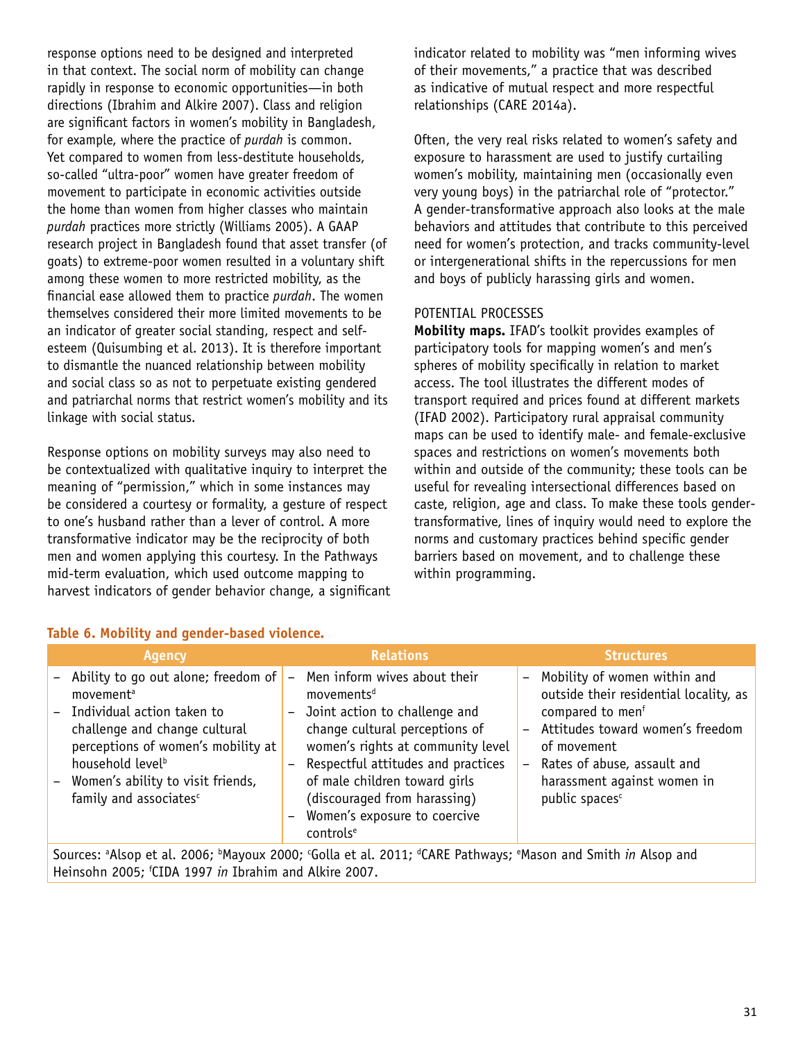response options need to be designed and interpreted in that context. The social norm of mobility can change rapidly in response to economic opportunities—in both directions (Ibrahim and Alkire 2007). Class and religion are significant factors in women's mobility in Bangladesh, for example, where the practice of *purdah* is common. Yet compared to women from less-destitute households, so-called "ultra-poor" women have greater freedom of movement to participate in economic activities outside the home than women from higher classes who maintain *purdah* practices more strictly (Williams 2005). A GAAP research project in Bangladesh found that asset transfer (of goats) to extreme-poor women resulted in a voluntary shift among these women to more restricted mobility, as the financial ease allowed them to practice *purdah*. The women themselves considered their more limited movements to be an indicator of greater social standing, respect and self-esteem (Quisumbing et al. 2013). It is therefore important to dismantle the nuanced relationship between mobility and social class so as not to perpetuate existing gendered and patriarchal norms that restrict women's mobility and its linkage with social status.

Response options on mobility surveys may also need to be contextualized with qualitative inquiry to interpret the meaning of "permission," which in some instances may be considered a courtesy or formality, a gesture of respect to one's husband rather than a lever of control. A more transformative indicator may be the reciprocity of both men and women applying this courtesy. In the Pathways mid-term evaluation, which used outcome mapping to harvest indicators of gender behavior change, a significant indicator related to mobility was "men informing wives of their movements," a practice that was described as indicative of mutual respect and more respectful relationships (CARE 2014a).

Often, the very real risks related to women's safety and exposure to harassment are used to justify curtailing women's mobility, maintaining men (occasionally even very young boys) in the patriarchal role of "protector." A gender-transformative approach also looks at the male behaviors and attitudes that contribute to this perceived need for women's protection, and tracks community-level or intergenerational shifts in the repercussions for men and boys of publicly harassing girls and women.

POTENTIAL PROCESSES

**Mobility maps.** IFAD's toolkit provides examples of participatory tools for mapping women's and men's spheres of mobility specifically in relation to market access. The tool illustrates the different modes of transport required and prices found at different markets (IFAD 2002). Participatory rural appraisal community maps can be used to identify male- and female-exclusive spaces and restrictions on women's movements both within and outside of the community; these tools can be useful for revealing intersectional differences based on caste, religion, age and class. To make these tools gender-transformative, lines of inquiry would need to explore the norms and customary practices behind specific gender barriers based on movement, and to challenge these within programming.

**Table 6. Mobility and gender-based violence.**

| Agency | Relations | Structures |
| --- | --- | --- |
| – Ability to go out alone; freedom of movement[a]<br>– Individual action taken to challenge and change cultural perceptions of women's mobility at household level[b]<br>– Women's ability to visit friends, family and associates[c] | – Men inform wives about their movements[d]<br>– Joint action to challenge and change cultural perceptions of women's rights at community level<br>– Respectful attitudes and practices of male children toward girls (discouraged from harassing)<br>– Women's exposure to coercive controls[e] | – Mobility of women within and outside their residential locality, as compared to men[f]<br>– Attitudes toward women's freedom of movement<br>– Rates of abuse, assault and harassment against women in public spaces[c] |

Sources: [a]Alsop et al. 2006; [b]Mayoux 2000; [c]Golla et al. 2011; [d]CARE Pathways; [e]Mason and Smith *in* Alsop and Heinsohn 2005; [f]CIDA 1997 *in* Ibrahim and Alkire 2007.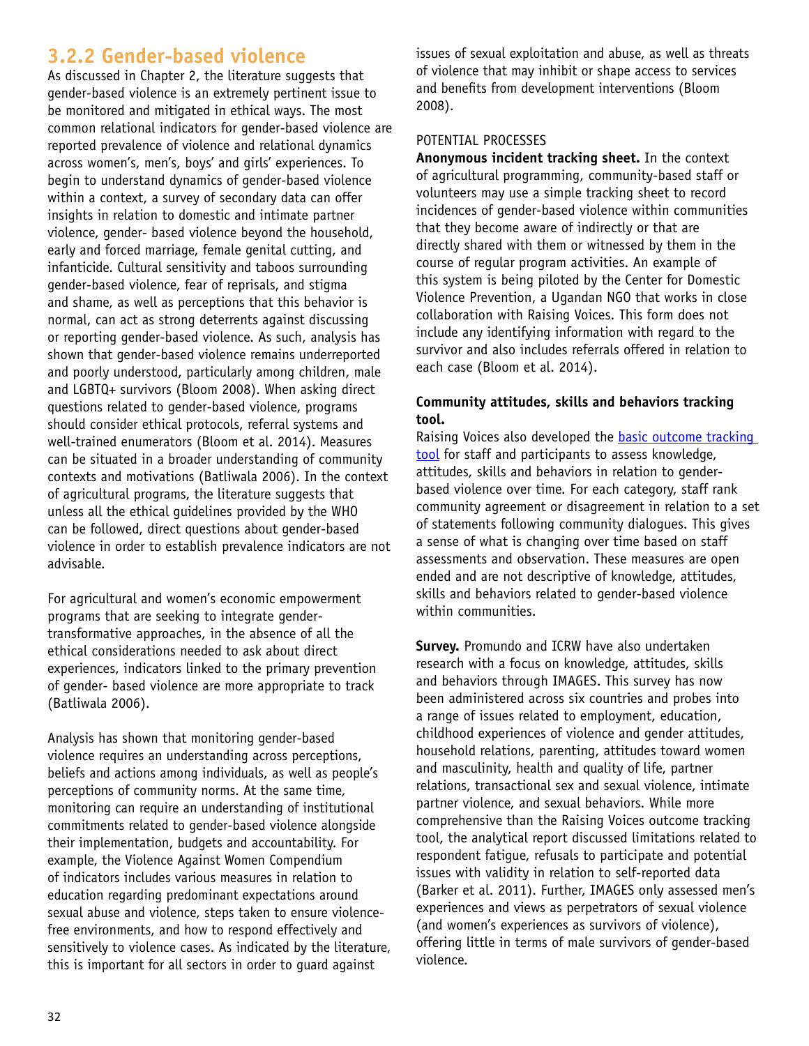### 3.2.2 Gender-based violence

As discussed in Chapter 2, the literature suggests that gender-based violence is an extremely pertinent issue to be monitored and mitigated in ethical ways. The most common relational indicators for gender-based violence are reported prevalence of violence and relational dynamics across women's, men's, boys' and girls' experiences. To begin to understand dynamics of gender-based violence within a context, a survey of secondary data can offer insights in relation to domestic and intimate partner violence, gender- based violence beyond the household, early and forced marriage, female genital cutting, and infanticide. Cultural sensitivity and taboos surrounding gender-based violence, fear of reprisals, and stigma and shame, as well as perceptions that this behavior is normal, can act as strong deterrents against discussing or reporting gender-based violence. As such, analysis has shown that gender-based violence remains underreported and poorly understood, particularly among children, male and LGBTQ+ survivors (Bloom 2008). When asking direct questions related to gender-based violence, programs should consider ethical protocols, referral systems and well-trained enumerators (Bloom et al. 2014). Measures can be situated in a broader understanding of community contexts and motivations (Batliwala 2006). In the context of agricultural programs, the literature suggests that unless all the ethical guidelines provided by the WHO can be followed, direct questions about gender-based violence in order to establish prevalence indicators are not advisable.

For agricultural and women's economic empowerment programs that are seeking to integrate gender-transformative approaches, in the absence of all the ethical considerations needed to ask about direct experiences, indicators linked to the primary prevention of gender- based violence are more appropriate to track (Batliwala 2006).

Analysis has shown that monitoring gender-based violence requires an understanding across perceptions, beliefs and actions among individuals, as well as people's perceptions of community norms. At the same time, monitoring can require an understanding of institutional commitments related to gender-based violence alongside their implementation, budgets and accountability. For example, the Violence Against Women Compendium of indicators includes various measures in relation to education regarding predominant expectations around sexual abuse and violence, steps taken to ensure violence-free environments, and how to respond effectively and sensitively to violence cases. As indicated by the literature, this is important for all sectors in order to guard against issues of sexual exploitation and abuse, as well as threats of violence that may inhibit or shape access to services and benefits from development interventions (Bloom 2008).

POTENTIAL PROCESSES

**Anonymous incident tracking sheet.** In the context of agricultural programming, community-based staff or volunteers may use a simple tracking sheet to record incidences of gender-based violence within communities that they become aware of indirectly or that are directly shared with them or witnessed by them in the course of regular program activities. An example of this system is being piloted by the Center for Domestic Violence Prevention, a Ugandan NGO that works in close collaboration with Raising Voices. This form does not include any identifying information with regard to the survivor and also includes referrals offered in relation to each case (Bloom et al. 2014).

**Community attitudes, skills and behaviors tracking tool.**

Raising Voices also developed the basic outcome tracking tool for staff and participants to assess knowledge, attitudes, skills and behaviors in relation to gender-based violence over time. For each category, staff rank community agreement or disagreement in relation to a set of statements following community dialogues. This gives a sense of what is changing over time based on staff assessments and observation. These measures are open ended and are not descriptive of knowledge, attitudes, skills and behaviors related to gender-based violence within communities.

**Survey.** Promundo and ICRW have also undertaken research with a focus on knowledge, attitudes, skills and behaviors through IMAGES. This survey has now been administered across six countries and probes into a range of issues related to employment, education, childhood experiences of violence and gender attitudes, household relations, parenting, attitudes toward women and masculinity, health and quality of life, partner relations, transactional sex and sexual violence, intimate partner violence, and sexual behaviors. While more comprehensive than the Raising Voices outcome tracking tool, the analytical report discussed limitations related to respondent fatigue, refusals to participate and potential issues with validity in relation to self-reported data (Barker et al. 2011). Further, IMAGES only assessed men's experiences and views as perpetrators of sexual violence (and women's experiences as survivors of violence), offering little in terms of male survivors of gender-based violence.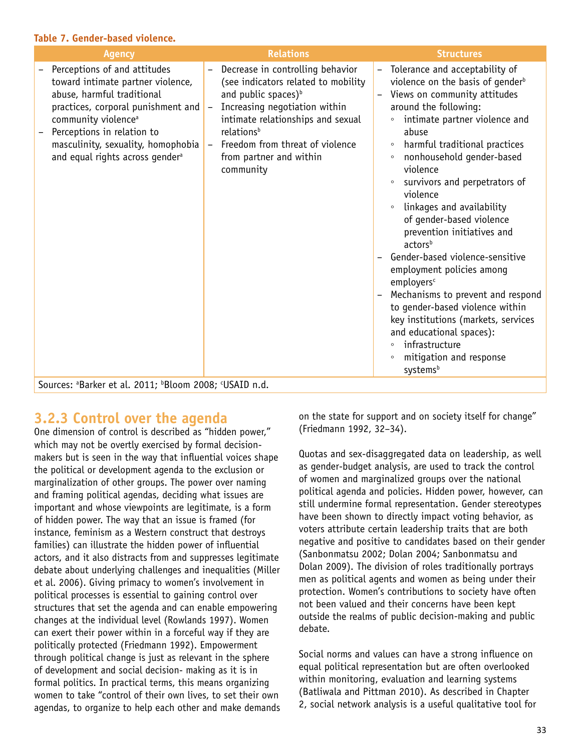**Table 7. Gender-based violence.**

| Agency | Relations | Structures |
|---|---|---|
| – Perceptions of and attitudes toward intimate partner violence, abuse, harmful traditional practices, corporal punishment and community violence[a]<br>– Perceptions in relation to masculinity, sexuality, homophobia and equal rights across gender[a] | – Decrease in controlling behavior (see indicators related to mobility and public spaces)[b]<br>– Increasing negotiation within intimate relationships and sexual relations[b]<br>– Freedom from threat of violence from partner and within community | – Tolerance and acceptability of violence on the basis of gender[b]<br>– Views on community attitudes around the following:<br>◦ intimate partner violence and abuse<br>◦ harmful traditional practices<br>◦ nonhousehold gender-based violence<br>◦ survivors and perpetrators of violence<br>◦ linkages and availability of gender-based violence prevention initiatives and actors[b]<br>– Gender-based violence-sensitive employment policies among employers[c]<br>– Mechanisms to prevent and respond to gender-based violence within key institutions (markets, services and educational spaces):<br>◦ infrastructure<br>◦ mitigation and response systems[b] |

Sources: [a]Barker et al. 2011; [b]Bloom 2008; [c]USAID n.d.

### 3.2.3 Control over the agenda

One dimension of control is described as "hidden power," which may not be overtly exercised by formal decision-makers but is seen in the way that influential voices shape the political or development agenda to the exclusion or marginalization of other groups. The power over naming and framing political agendas, deciding what issues are important and whose viewpoints are legitimate, is a form of hidden power. The way that an issue is framed (for instance, feminism as a Western construct that destroys families) can illustrate the hidden power of influential actors, and it also distracts from and suppresses legitimate debate about underlying challenges and inequalities (Miller et al. 2006). Giving primacy to women's involvement in political processes is essential to gaining control over structures that set the agenda and can enable empowering changes at the individual level (Rowlands 1997). Women can exert their power within in a forceful way if they are politically protected (Friedmann 1992). Empowerment through political change is just as relevant in the sphere of development and social decision- making as it is in formal politics. In practical terms, this means organizing women to take "control of their own lives, to set their own agendas, to organize to help each other and make demands on the state for support and on society itself for change" (Friedmann 1992, 32–34).

Quotas and sex-disaggregated data on leadership, as well as gender-budget analysis, are used to track the control of women and marginalized groups over the national political agenda and policies. Hidden power, however, can still undermine formal representation. Gender stereotypes have been shown to directly impact voting behavior, as voters attribute certain leadership traits that are both negative and positive to candidates based on their gender (Sanbonmatsu 2002; Dolan 2004; Sanbonmatsu and Dolan 2009). The division of roles traditionally portrays men as political agents and women as being under their protection. Women's contributions to society have often not been valued and their concerns have been kept outside the realms of public decision-making and public debate.

Social norms and values can have a strong influence on equal political representation but are often overlooked within monitoring, evaluation and learning systems (Batliwala and Pittman 2010). As described in Chapter 2, social network analysis is a useful qualitative tool for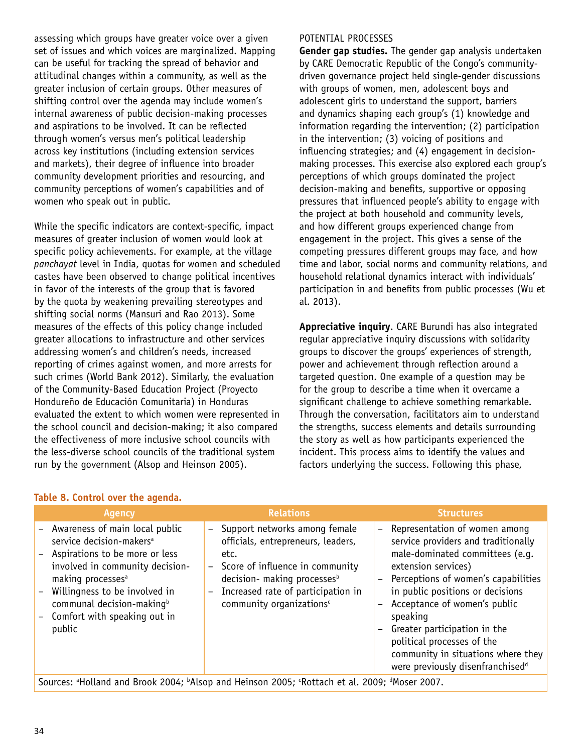assessing which groups have greater voice over a given set of issues and which voices are marginalized. Mapping can be useful for tracking the spread of behavior and attitudinal changes within a community, as well as the greater inclusion of certain groups. Other measures of shifting control over the agenda may include women's internal awareness of public decision-making processes and aspirations to be involved. It can be reflected through women's versus men's political leadership across key institutions (including extension services and markets), their degree of influence into broader community development priorities and resourcing, and community perceptions of women's capabilities and of women who speak out in public.

While the specific indicators are context-specific, impact measures of greater inclusion of women would look at specific policy achievements. For example, at the village *panchayat* level in India, quotas for women and scheduled castes have been observed to change political incentives in favor of the interests of the group that is favored by the quota by weakening prevailing stereotypes and shifting social norms (Mansuri and Rao 2013). Some measures of the effects of this policy change included greater allocations to infrastructure and other services addressing women's and children's needs, increased reporting of crimes against women, and more arrests for such crimes (World Bank 2012). Similarly, the evaluation of the Community-Based Education Project (Proyecto Hondureño de Educación Comunitaria) in Honduras evaluated the extent to which women were represented in the school council and decision-making; it also compared the effectiveness of more inclusive school councils with the less-diverse school councils of the traditional system run by the government (Alsop and Heinson 2005).

POTENTIAL PROCESSES

**Gender gap studies.** The gender gap analysis undertaken by CARE Democratic Republic of the Congo's community-driven governance project held single-gender discussions with groups of women, men, adolescent boys and adolescent girls to understand the support, barriers and dynamics shaping each group's (1) knowledge and information regarding the intervention; (2) participation in the intervention; (3) voicing of positions and influencing strategies; and (4) engagement in decision-making processes. This exercise also explored each group's perceptions of which groups dominated the project decision-making and benefits, supportive or opposing pressures that influenced people's ability to engage with the project at both household and community levels, and how different groups experienced change from engagement in the project. This gives a sense of the competing pressures different groups may face, and how time and labor, social norms and community relations, and household relational dynamics interact with individuals' participation in and benefits from public processes (Wu et al. 2013).

**Appreciative inquiry**. CARE Burundi has also integrated regular appreciative inquiry discussions with solidarity groups to discover the groups' experiences of strength, power and achievement through reflection around a targeted question. One example of a question may be for the group to describe a time when it overcame a significant challenge to achieve something remarkable. Through the conversation, facilitators aim to understand the strengths, success elements and details surrounding the story as well as how participants experienced the incident. This process aims to identify the values and factors underlying the success. Following this phase,

**Table 8. Control over the agenda.**

| Agency | Relations | Structures |
|---|---|---|
| – Awareness of main local public service decision-makers[a]<br>– Aspirations to be more or less involved in community decision-making processes[a]<br>– Willingness to be involved in communal decision-making[b]<br>– Comfort with speaking out in public | – Support networks among female officials, entrepreneurs, leaders, etc.<br>– Score of influence in community decision- making processes[b]<br>– Increased rate of participation in community organizations[c] | – Representation of women among service providers and traditionally male-dominated committees (e.g. extension services)<br>– Perceptions of women's capabilities in public positions or decisions<br>– Acceptance of women's public speaking<br>– Greater participation in the political processes of the community in situations where they were previously disenfranchised[d] |

Sources: [a]Holland and Brook 2004; [b]Alsop and Heinson 2005; [c]Rottach et al. 2009; [d]Moser 2007.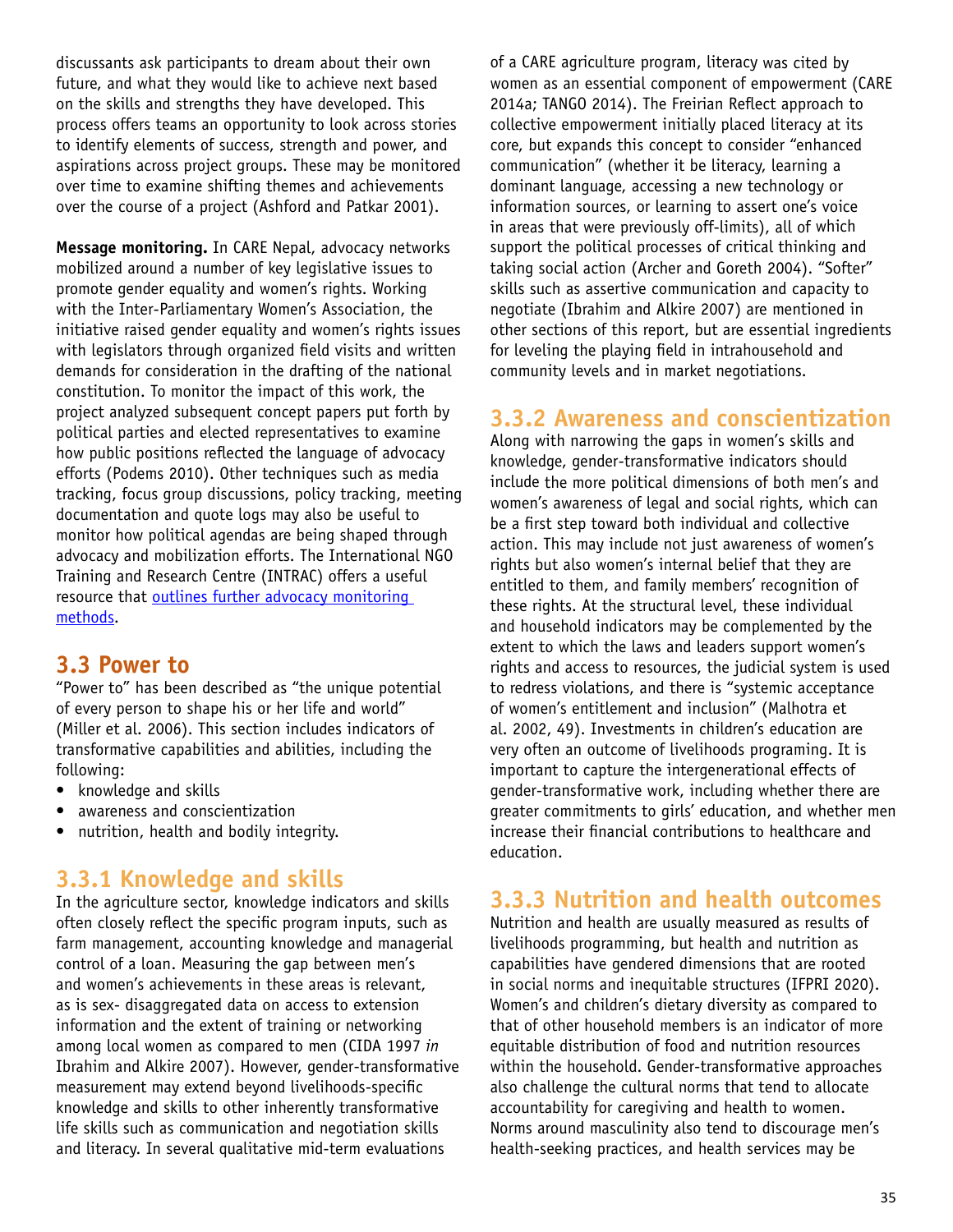discussants ask participants to dream about their own future, and what they would like to achieve next based on the skills and strengths they have developed. This process offers teams an opportunity to look across stories to identify elements of success, strength and power, and aspirations across project groups. These may be monitored over time to examine shifting themes and achievements over the course of a project (Ashford and Patkar 2001).

**Message monitoring.** In CARE Nepal, advocacy networks mobilized around a number of key legislative issues to promote gender equality and women's rights. Working with the Inter-Parliamentary Women's Association, the initiative raised gender equality and women's rights issues with legislators through organized field visits and written demands for consideration in the drafting of the national constitution. To monitor the impact of this work, the project analyzed subsequent concept papers put forth by political parties and elected representatives to examine how public positions reflected the language of advocacy efforts (Podems 2010). Other techniques such as media tracking, focus group discussions, policy tracking, meeting documentation and quote logs may also be useful to monitor how political agendas are being shaped through advocacy and mobilization efforts. The International NGO Training and Research Centre (INTRAC) offers a useful resource that outlines further advocacy monitoring methods.

## 3.3 Power to

"Power to" has been described as "the unique potential of every person to shape his or her life and world" (Miller et al. 2006). This section includes indicators of transformative capabilities and abilities, including the following:

- knowledge and skills
- awareness and conscientization
- nutrition, health and bodily integrity.

### 3.3.1 Knowledge and skills

In the agriculture sector, knowledge indicators and skills often closely reflect the specific program inputs, such as farm management, accounting knowledge and managerial control of a loan. Measuring the gap between men's and women's achievements in these areas is relevant, as is sex- disaggregated data on access to extension information and the extent of training or networking among local women as compared to men (CIDA 1997 *in* Ibrahim and Alkire 2007). However, gender-transformative measurement may extend beyond livelihoods-specific knowledge and skills to other inherently transformative life skills such as communication and negotiation skills and literacy. In several qualitative mid-term evaluations of a CARE agriculture program, literacy was cited by women as an essential component of empowerment (CARE 2014a; TANGO 2014). The Freirian Reflect approach to collective empowerment initially placed literacy at its core, but expands this concept to consider "enhanced communication" (whether it be literacy, learning a dominant language, accessing a new technology or information sources, or learning to assert one's voice in areas that were previously off-limits), all of which support the political processes of critical thinking and taking social action (Archer and Goreth 2004). "Softer" skills such as assertive communication and capacity to negotiate (Ibrahim and Alkire 2007) are mentioned in other sections of this report, but are essential ingredients for leveling the playing field in intrahousehold and community levels and in market negotiations.

### 3.3.2 Awareness and conscientization

Along with narrowing the gaps in women's skills and knowledge, gender-transformative indicators should include the more political dimensions of both men's and women's awareness of legal and social rights, which can be a first step toward both individual and collective action. This may include not just awareness of women's rights but also women's internal belief that they are entitled to them, and family members' recognition of these rights. At the structural level, these individual and household indicators may be complemented by the extent to which the laws and leaders support women's rights and access to resources, the judicial system is used to redress violations, and there is "systemic acceptance of women's entitlement and inclusion" (Malhotra et al. 2002, 49). Investments in children's education are very often an outcome of livelihoods programing. It is important to capture the intergenerational effects of gender-transformative work, including whether there are greater commitments to girls' education, and whether men increase their financial contributions to healthcare and education.

### 3.3.3 Nutrition and health outcomes

Nutrition and health are usually measured as results of livelihoods programming, but health and nutrition as capabilities have gendered dimensions that are rooted in social norms and inequitable structures (IFPRI 2020). Women's and children's dietary diversity as compared to that of other household members is an indicator of more equitable distribution of food and nutrition resources within the household. Gender-transformative approaches also challenge the cultural norms that tend to allocate accountability for caregiving and health to women. Norms around masculinity also tend to discourage men's health-seeking practices, and health services may be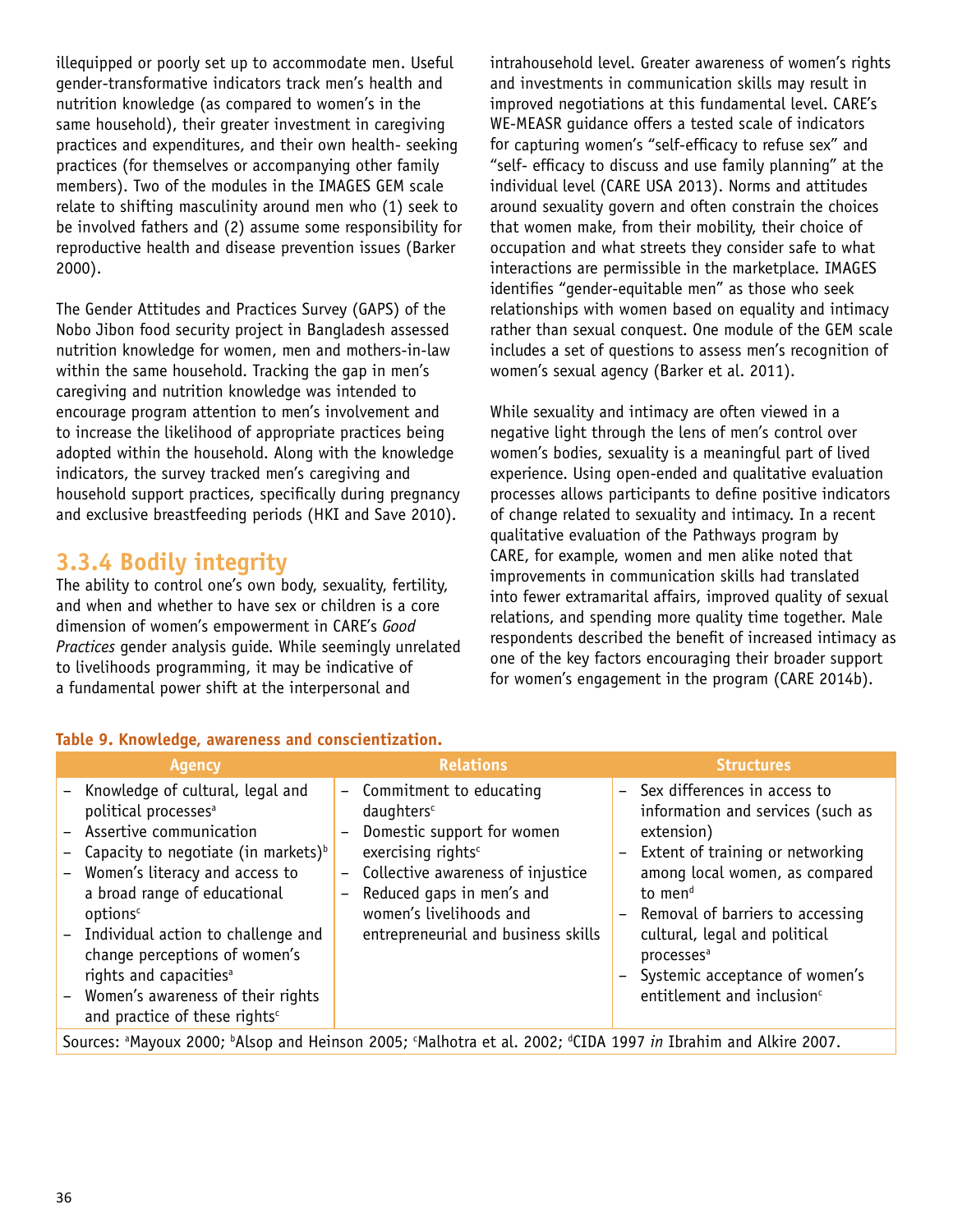illequipped or poorly set up to accommodate men. Useful gender-transformative indicators track men's health and nutrition knowledge (as compared to women's in the same household), their greater investment in caregiving practices and expenditures, and their own health- seeking practices (for themselves or accompanying other family members). Two of the modules in the IMAGES GEM scale relate to shifting masculinity around men who (1) seek to be involved fathers and (2) assume some responsibility for reproductive health and disease prevention issues (Barker 2000).

The Gender Attitudes and Practices Survey (GAPS) of the Nobo Jibon food security project in Bangladesh assessed nutrition knowledge for women, men and mothers-in-law within the same household. Tracking the gap in men's caregiving and nutrition knowledge was intended to encourage program attention to men's involvement and to increase the likelihood of appropriate practices being adopted within the household. Along with the knowledge indicators, the survey tracked men's caregiving and household support practices, specifically during pregnancy and exclusive breastfeeding periods (HKI and Save 2010).

## 3.3.4 Bodily integrity

The ability to control one's own body, sexuality, fertility, and when and whether to have sex or children is a core dimension of women's empowerment in CARE's *Good Practices* gender analysis guide. While seemingly unrelated to livelihoods programming, it may be indicative of a fundamental power shift at the interpersonal and intrahousehold level. Greater awareness of women's rights and investments in communication skills may result in improved negotiations at this fundamental level. CARE's WE-MEASR guidance offers a tested scale of indicators for capturing women's "self-efficacy to refuse sex" and "self- efficacy to discuss and use family planning" at the individual level (CARE USA 2013). Norms and attitudes around sexuality govern and often constrain the choices that women make, from their mobility, their choice of occupation and what streets they consider safe to what interactions are permissible in the marketplace. IMAGES identifies "gender-equitable men" as those who seek relationships with women based on equality and intimacy rather than sexual conquest. One module of the GEM scale includes a set of questions to assess men's recognition of women's sexual agency (Barker et al. 2011).

While sexuality and intimacy are often viewed in a negative light through the lens of men's control over women's bodies, sexuality is a meaningful part of lived experience. Using open-ended and qualitative evaluation processes allows participants to define positive indicators of change related to sexuality and intimacy. In a recent qualitative evaluation of the Pathways program by CARE, for example, women and men alike noted that improvements in communication skills had translated into fewer extramarital affairs, improved quality of sexual relations, and spending more quality time together. Male respondents described the benefit of increased intimacy as one of the key factors encouraging their broader support for women's engagement in the program (CARE 2014b).

**Table 9. Knowledge, awareness and conscientization.**

| Agency | Relations | Structures |
|---|---|---|
| – Knowledge of cultural, legal and political processes[a]<br>– Assertive communication<br>– Capacity to negotiate (in markets)[b]<br>– Women's literacy and access to a broad range of educational options[c]<br>– Individual action to challenge and change perceptions of women's rights and capacities[a]<br>– Women's awareness of their rights and practice of these rights[c] | – Commitment to educating daughters[c]<br>– Domestic support for women exercising rights[c]<br>– Collective awareness of injustice<br>– Reduced gaps in men's and women's livelihoods and entrepreneurial and business skills | – Sex differences in access to information and services (such as extension)<br>– Extent of training or networking among local women, as compared to men[d]<br>– Removal of barriers to accessing cultural, legal and political processes[a]<br>– Systemic acceptance of women's entitlement and inclusion[c] |

Sources: [a]Mayoux 2000; [b]Alsop and Heinson 2005; [c]Malhotra et al. 2002; [d]CIDA 1997 *in* Ibrahim and Alkire 2007.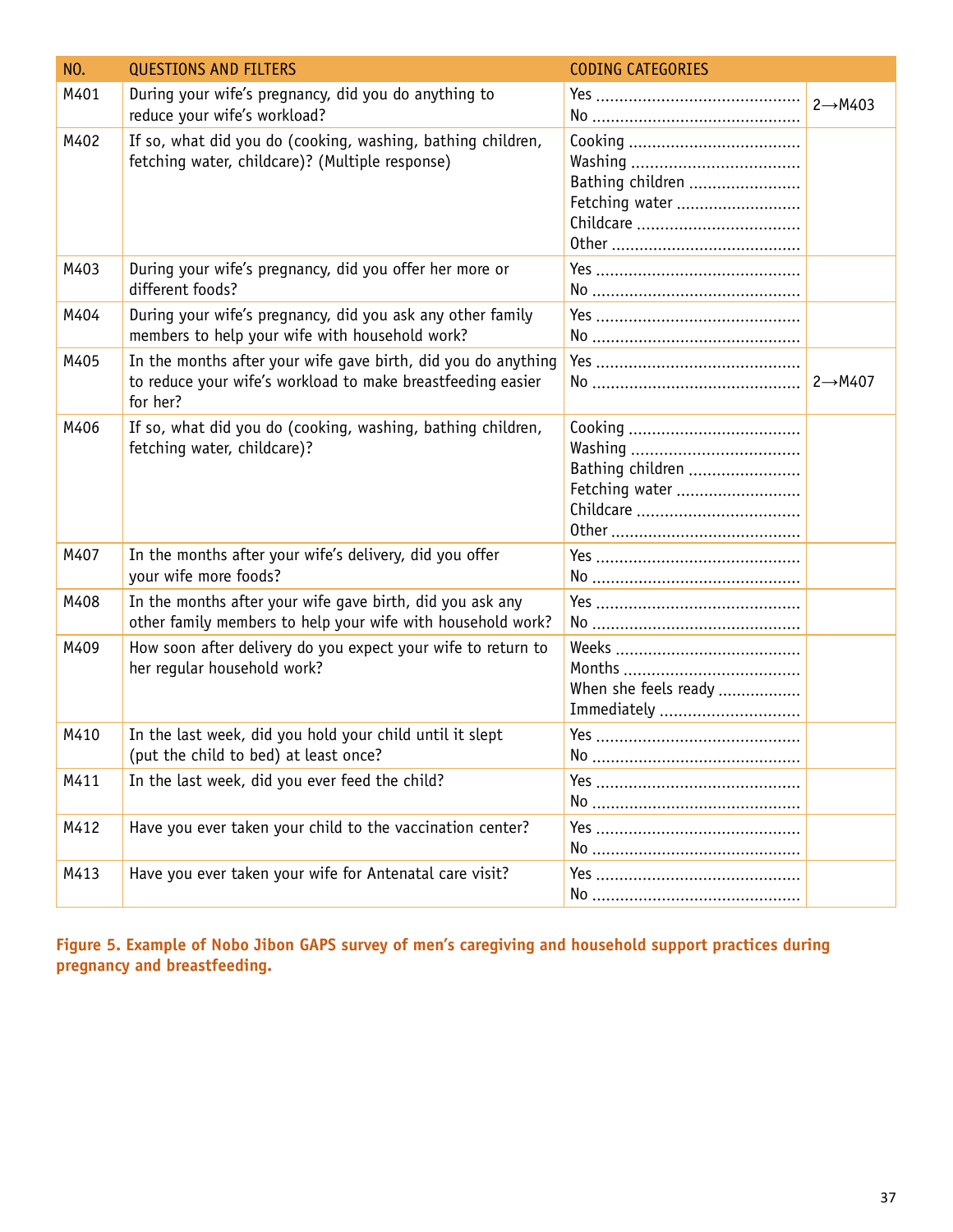| NO. | QUESTIONS AND FILTERS | CODING CATEGORIES | |
|---|---|---|---|
| M401 | During your wife's pregnancy, did you do anything to reduce your wife's workload? | Yes ............................................<br>No ............................................ | 2→M403 |
| M402 | If so, what did you do (cooking, washing, bathing children, fetching water, childcare)? (Multiple response) | Cooking ....................................<br>Washing ....................................<br>Bathing children ........................<br>Fetching water ...........................<br>Childcare ...................................<br>Other ......................................... | |
| M403 | During your wife's pregnancy, did you offer her more or different foods? | Yes ............................................<br>No ............................................ | |
| M404 | During your wife's pregnancy, did you ask any other family members to help your wife with household work? | Yes ............................................<br>No ............................................ | |
| M405 | In the months after your wife gave birth, did you do anything to reduce your wife's workload to make breastfeeding easier for her? | Yes ............................................<br>No ............................................ | 2→M407 |
| M406 | If so, what did you do (cooking, washing, bathing children, fetching water, childcare)? | Cooking ....................................<br>Washing ....................................<br>Bathing children ........................<br>Fetching water ...........................<br>Childcare ...................................<br>Other ......................................... | |
| M407 | In the months after your wife's delivery, did you offer your wife more foods? | Yes ............................................<br>No ............................................ | |
| M408 | In the months after your wife gave birth, did you ask any other family members to help your wife with household work? | Yes ............................................<br>No ............................................ | |
| M409 | How soon after delivery do you expect your wife to return to her regular household work? | Weeks ........................................<br>Months ......................................<br>When she feels ready .................<br>Immediately ............................. | |
| M410 | In the last week, did you hold your child until it slept (put the child to bed) at least once? | Yes ............................................<br>No ............................................ | |
| M411 | In the last week, did you ever feed the child? | Yes ............................................<br>No ............................................ | |
| M412 | Have you ever taken your child to the vaccination center? | Yes ............................................<br>No ............................................ | |
| M413 | Have you ever taken your wife for Antenatal care visit? | Yes ............................................<br>No ............................................ | |

**Figure 5. Example of Nobo Jibon GAPS survey of men's caregiving and household support practices during pregnancy and breastfeeding.**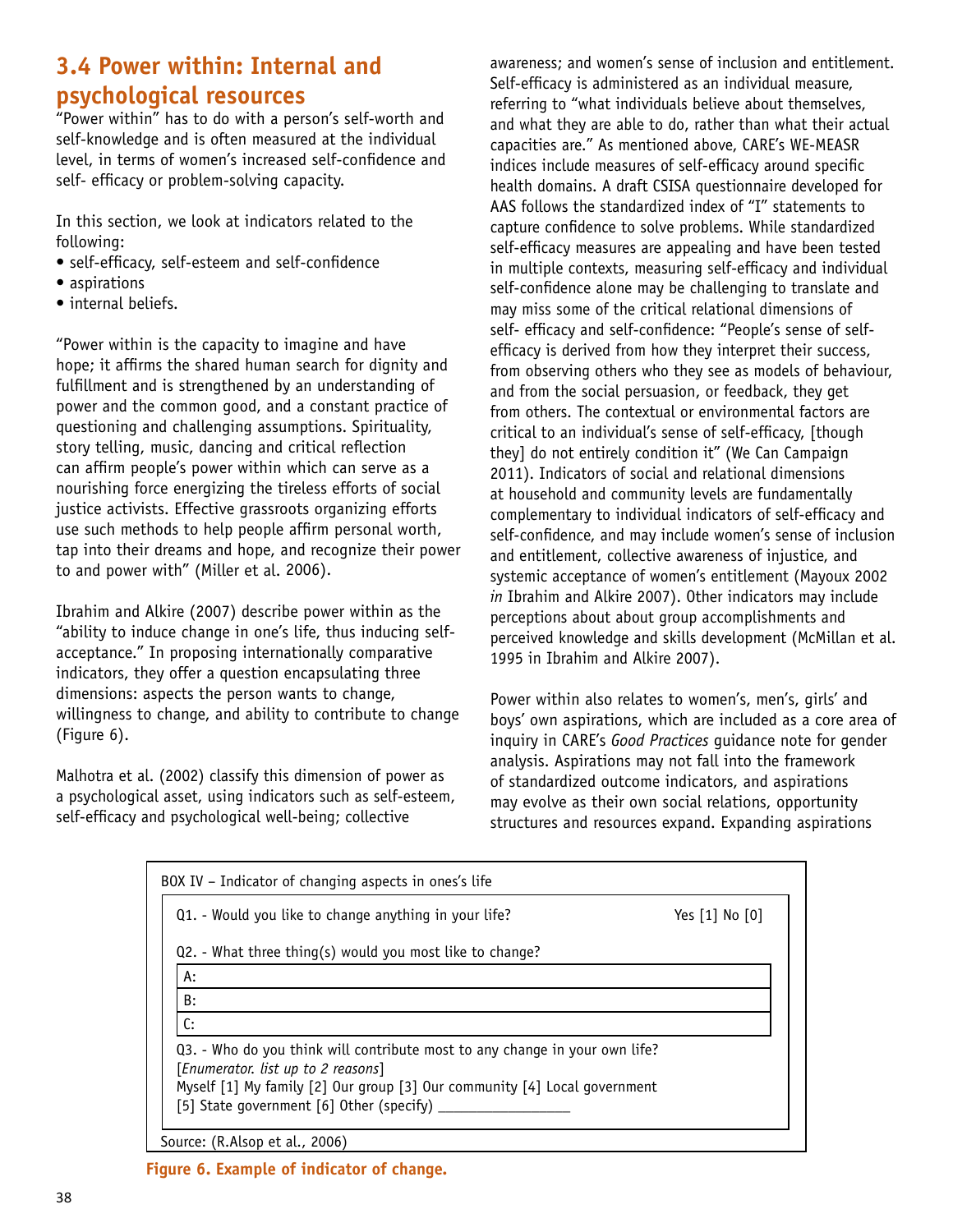## 3.4 Power within: Internal and psychological resources

"Power within" has to do with a person's self-worth and self-knowledge and is often measured at the individual level, in terms of women's increased self-confidence and self- efficacy or problem-solving capacity.

In this section, we look at indicators related to the following:

- self-efficacy, self-esteem and self-confidence
- aspirations
- internal beliefs.

"Power within is the capacity to imagine and have hope; it affirms the shared human search for dignity and fulfillment and is strengthened by an understanding of power and the common good, and a constant practice of questioning and challenging assumptions. Spirituality, story telling, music, dancing and critical reflection can affirm people's power within which can serve as a nourishing force energizing the tireless efforts of social justice activists. Effective grassroots organizing efforts use such methods to help people affirm personal worth, tap into their dreams and hope, and recognize their power to and power with" (Miller et al. 2006).

Ibrahim and Alkire (2007) describe power within as the "ability to induce change in one's life, thus inducing self-acceptance." In proposing internationally comparative indicators, they offer a question encapsulating three dimensions: aspects the person wants to change, willingness to change, and ability to contribute to change (Figure 6).

Malhotra et al. (2002) classify this dimension of power as a psychological asset, using indicators such as self-esteem, self-efficacy and psychological well-being; collective awareness; and women's sense of inclusion and entitlement. Self-efficacy is administered as an individual measure, referring to "what individuals believe about themselves, and what they are able to do, rather than what their actual capacities are." As mentioned above, CARE's WE-MEASR indices include measures of self-efficacy around specific health domains. A draft CSISA questionnaire developed for AAS follows the standardized index of "I" statements to capture confidence to solve problems. While standardized self-efficacy measures are appealing and have been tested in multiple contexts, measuring self-efficacy and individual self-confidence alone may be challenging to translate and may miss some of the critical relational dimensions of self- efficacy and self-confidence: "People's sense of self-efficacy is derived from how they interpret their success, from observing others who they see as models of behaviour, and from the social persuasion, or feedback, they get from others. The contextual or environmental factors are critical to an individual's sense of self-efficacy, [though they] do not entirely condition it" (We Can Campaign 2011). Indicators of social and relational dimensions at household and community levels are fundamentally complementary to individual indicators of self-efficacy and self-confidence, and may include women's sense of inclusion and entitlement, collective awareness of injustice, and systemic acceptance of women's entitlement (Mayoux 2002 *in* Ibrahim and Alkire 2007). Other indicators may include perceptions about about group accomplishments and perceived knowledge and skills development (McMillan et al. 1995 in Ibrahim and Alkire 2007).

Power within also relates to women's, men's, girls' and boys' own aspirations, which are included as a core area of inquiry in CARE's *Good Practices* guidance note for gender analysis. Aspirations may not fall into the framework of standardized outcome indicators, and aspirations may evolve as their own social relations, opportunity structures and resources expand. Expanding aspirations

BOX IV – Indicator of changing aspects in ones's life

Q1. - Would you like to change anything in your life? Yes [1] No [0]

Q2. - What three thing(s) would you most like to change?

| A: |
|---|
| B: |
| C: |

Q3. - Who do you think will contribute most to any change in your own life?
[*Enumerator. list up to 2 reasons*]
Myself [1] My family [2] Our group [3] Our community [4] Local government [5] State government [6] Other (specify) ________________

Source: (R.Alsop et al., 2006)

**Figure 6. Example of indicator of change.**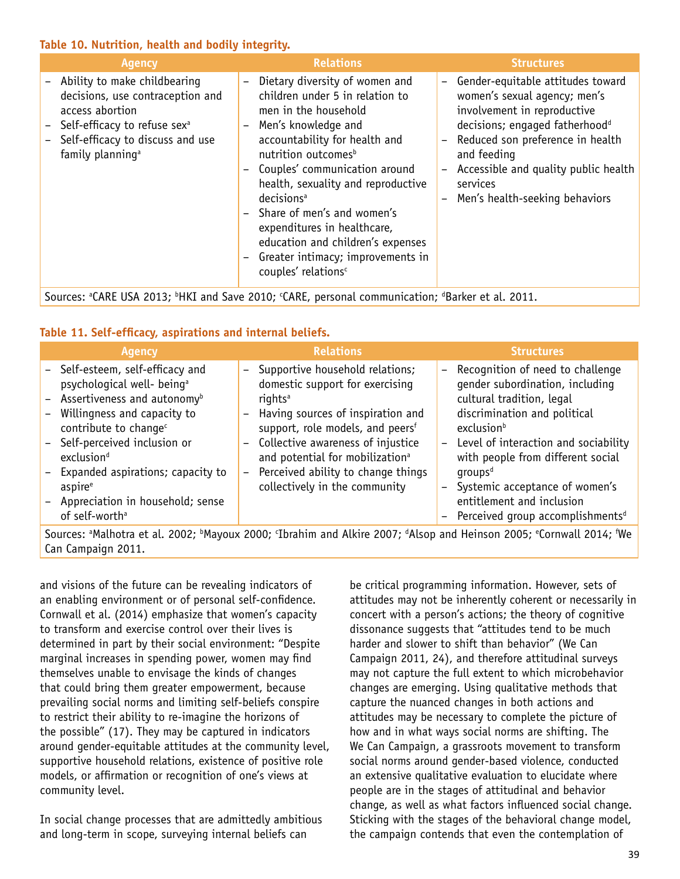**Table 10. Nutrition, health and bodily integrity.**

| Agency | Relations | Structures |
|---|---|---|
| – Ability to make childbearing decisions, use contraception and access abortion<br>– Self-efficacy to refuse sex[a]<br>– Self-efficacy to discuss and use family planning[a] | – Dietary diversity of women and children under 5 in relation to men in the household<br>– Men's knowledge and accountability for health and nutrition outcomes[b]<br>– Couples' communication around health, sexuality and reproductive decisions[a]<br>– Share of men's and women's expenditures in healthcare, education and children's expenses<br>– Greater intimacy; improvements in couples' relations[c] | – Gender-equitable attitudes toward women's sexual agency; men's involvement in reproductive decisions; engaged fatherhood[d]<br>– Reduced son preference in health and feeding<br>– Accessible and quality public health services<br>– Men's health-seeking behaviors |

Sources: [a]CARE USA 2013; [b]HKI and Save 2010; [c]CARE, personal communication; [d]Barker et al. 2011.

**Table 11. Self-efficacy, aspirations and internal beliefs.**

| Agency | Relations | Structures |
|---|---|---|
| – Self-esteem, self-efficacy and psychological well- being[a]<br>– Assertiveness and autonomy[b]<br>– Willingness and capacity to contribute to change[c]<br>– Self-perceived inclusion or exclusion[d]<br>– Expanded aspirations; capacity to aspire[e]<br>– Appreciation in household; sense of self-worth[a] | – Supportive household relations; domestic support for exercising rights[a]<br>– Having sources of inspiration and support, role models, and peers[f]<br>– Collective awareness of injustice and potential for mobilization[a]<br>– Perceived ability to change things collectively in the community | – Recognition of need to challenge gender subordination, including cultural tradition, legal discrimination and political exclusion[b]<br>– Level of interaction and sociability with people from different social groups[d]<br>– Systemic acceptance of women's entitlement and inclusion<br>– Perceived group accomplishments[d] |

Sources: [a]Malhotra et al. 2002; [b]Mayoux 2000; [c]Ibrahim and Alkire 2007; [d]Alsop and Heinson 2005; [e]Cornwall 2014; [f]We Can Campaign 2011.

and visions of the future can be revealing indicators of an enabling environment or of personal self-confidence. Cornwall et al. (2014) emphasize that women's capacity to transform and exercise control over their lives is determined in part by their social environment: "Despite marginal increases in spending power, women may find themselves unable to envisage the kinds of changes that could bring them greater empowerment, because prevailing social norms and limiting self-beliefs conspire to restrict their ability to re-imagine the horizons of the possible" (17). They may be captured in indicators around gender-equitable attitudes at the community level, supportive household relations, existence of positive role models, or affirmation or recognition of one's views at community level.

In social change processes that are admittedly ambitious and long-term in scope, surveying internal beliefs can be critical programming information. However, sets of attitudes may not be inherently coherent or necessarily in concert with a person's actions; the theory of cognitive dissonance suggests that "attitudes tend to be much harder and slower to shift than behavior" (We Can Campaign 2011, 24), and therefore attitudinal surveys may not capture the full extent to which microbehavior changes are emerging. Using qualitative methods that capture the nuanced changes in both actions and attitudes may be necessary to complete the picture of how and in what ways social norms are shifting. The We Can Campaign, a grassroots movement to transform social norms around gender-based violence, conducted an extensive qualitative evaluation to elucidate where people are in the stages of attitudinal and behavior change, as well as what factors influenced social change. Sticking with the stages of the behavioral change model, the campaign contends that even the contemplation of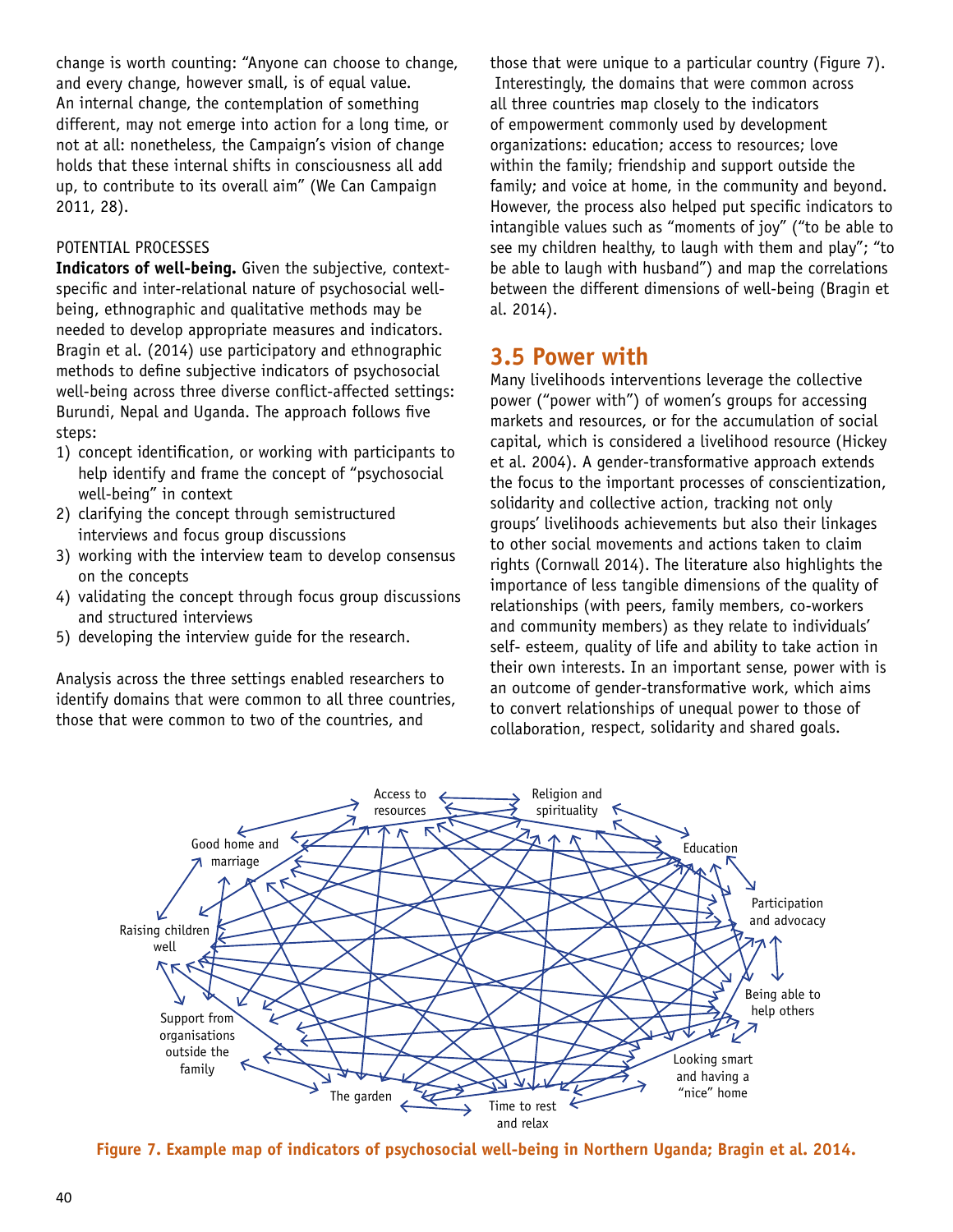change is worth counting: "Anyone can choose to change, and every change, however small, is of equal value. An internal change, the contemplation of something different, may not emerge into action for a long time, or not at all: nonetheless, the Campaign's vision of change holds that these internal shifts in consciousness all add up, to contribute to its overall aim" (We Can Campaign 2011, 28).

POTENTIAL PROCESSES

**Indicators of well-being.** Given the subjective, context-specific and inter-relational nature of psychosocial well-being, ethnographic and qualitative methods may be needed to develop appropriate measures and indicators. Bragin et al. (2014) use participatory and ethnographic methods to define subjective indicators of psychosocial well-being across three diverse conflict-affected settings: Burundi, Nepal and Uganda. The approach follows five steps:

1) concept identification, or working with participants to help identify and frame the concept of "psychosocial well-being" in context
2) clarifying the concept through semistructured interviews and focus group discussions
3) working with the interview team to develop consensus on the concepts
4) validating the concept through focus group discussions and structured interviews
5) developing the interview guide for the research.

Analysis across the three settings enabled researchers to identify domains that were common to all three countries, those that were common to two of the countries, and those that were unique to a particular country (Figure 7). Interestingly, the domains that were common across all three countries map closely to the indicators of empowerment commonly used by development organizations: education; access to resources; love within the family; friendship and support outside the family; and voice at home, in the community and beyond. However, the process also helped put specific indicators to intangible values such as "moments of joy" ("to be able to see my children healthy, to laugh with them and play"; "to be able to laugh with husband") and map the correlations between the different dimensions of well-being (Bragin et al. 2014).

## 3.5 Power with

Many livelihoods interventions leverage the collective power ("power with") of women's groups for accessing markets and resources, or for the accumulation of social capital, which is considered a livelihood resource (Hickey et al. 2004). A gender-transformative approach extends the focus to the important processes of conscientization, solidarity and collective action, tracking not only groups' livelihoods achievements but also their linkages to other social movements and actions taken to claim rights (Cornwall 2014). The literature also highlights the importance of less tangible dimensions of the quality of relationships (with peers, family members, co-workers and community members) as they relate to individuals' self- esteem, quality of life and ability to take action in their own interests. In an important sense, power with is an outcome of gender-transformative work, which aims to convert relationships of unequal power to those of collaboration, respect, solidarity and shared goals.

**Figure 7. Example map of indicators of psychosocial well-being in Northern Uganda; Bragin et al. 2014.**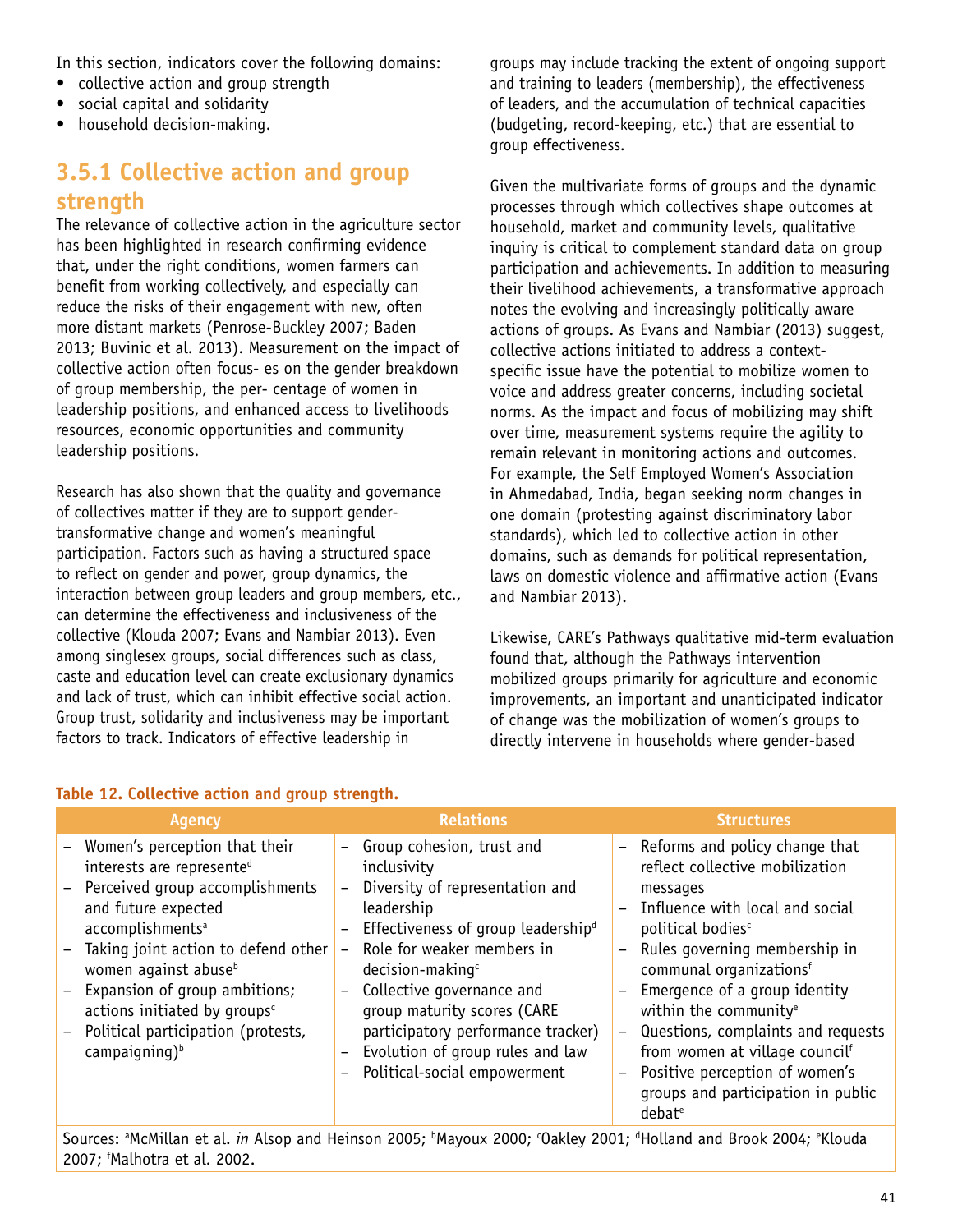In this section, indicators cover the following domains:

- collective action and group strength
- social capital and solidarity
- household decision-making.

### 3.5.1 Collective action and group strength

The relevance of collective action in the agriculture sector has been highlighted in research confirming evidence that, under the right conditions, women farmers can benefit from working collectively, and especially can reduce the risks of their engagement with new, often more distant markets (Penrose-Buckley 2007; Baden 2013; Buvinic et al. 2013). Measurement on the impact of collective action often focus- es on the gender breakdown of group membership, the per- centage of women in leadership positions, and enhanced access to livelihoods resources, economic opportunities and community leadership positions.

Research has also shown that the quality and governance of collectives matter if they are to support gender-transformative change and women's meaningful participation. Factors such as having a structured space to reflect on gender and power, group dynamics, the interaction between group leaders and group members, etc., can determine the effectiveness and inclusiveness of the collective (Klouda 2007; Evans and Nambiar 2013). Even among singlesex groups, social differences such as class, caste and education level can create exclusionary dynamics and lack of trust, which can inhibit effective social action. Group trust, solidarity and inclusiveness may be important factors to track. Indicators of effective leadership in groups may include tracking the extent of ongoing support and training to leaders (membership), the effectiveness of leaders, and the accumulation of technical capacities (budgeting, record-keeping, etc.) that are essential to group effectiveness.

Given the multivariate forms of groups and the dynamic processes through which collectives shape outcomes at household, market and community levels, qualitative inquiry is critical to complement standard data on group participation and achievements. In addition to measuring their livelihood achievements, a transformative approach notes the evolving and increasingly politically aware actions of groups. As Evans and Nambiar (2013) suggest, collective actions initiated to address a context-specific issue have the potential to mobilize women to voice and address greater concerns, including societal norms. As the impact and focus of mobilizing may shift over time, measurement systems require the agility to remain relevant in monitoring actions and outcomes. For example, the Self Employed Women's Association in Ahmedabad, India, began seeking norm changes in one domain (protesting against discriminatory labor standards), which led to collective action in other domains, such as demands for political representation, laws on domestic violence and affirmative action (Evans and Nambiar 2013).

Likewise, CARE's Pathways qualitative mid-term evaluation found that, although the Pathways intervention mobilized groups primarily for agriculture and economic improvements, an important and unanticipated indicator of change was the mobilization of women's groups to directly intervene in households where gender-based

**Table 12. Collective action and group strength.**

| Agency | Relations | Structures |
|---|---|---|
| – Women's perception that their interests are represente[d]<br>– Perceived group accomplishments and future expected accomplishments[a]<br>– Taking joint action to defend other women against abuse[b]<br>– Expansion of group ambitions; actions initiated by groups[c]<br>– Political participation (protests, campaigning)[b] | – Group cohesion, trust and inclusivity<br>– Diversity of representation and leadership<br>– Effectiveness of group leadership[d]<br>– Role for weaker members in decision-making[c]<br>– Collective governance and group maturity scores (CARE participatory performance tracker)<br>– Evolution of group rules and law<br>– Political-social empowerment | – Reforms and policy change that reflect collective mobilization messages<br>– Influence with local and social political bodies[c]<br>– Rules governing membership in communal organizations[f]<br>– Emergence of a group identity within the community[e]<br>– Questions, complaints and requests from women at village council[f]<br>– Positive perception of women's groups and participation in public debate[e] |

Sources: [a]McMillan et al. *in* Alsop and Heinson 2005; [b]Mayoux 2000; [c]Oakley 2001; [d]Holland and Brook 2004; [e]Klouda 2007; [f]Malhotra et al. 2002.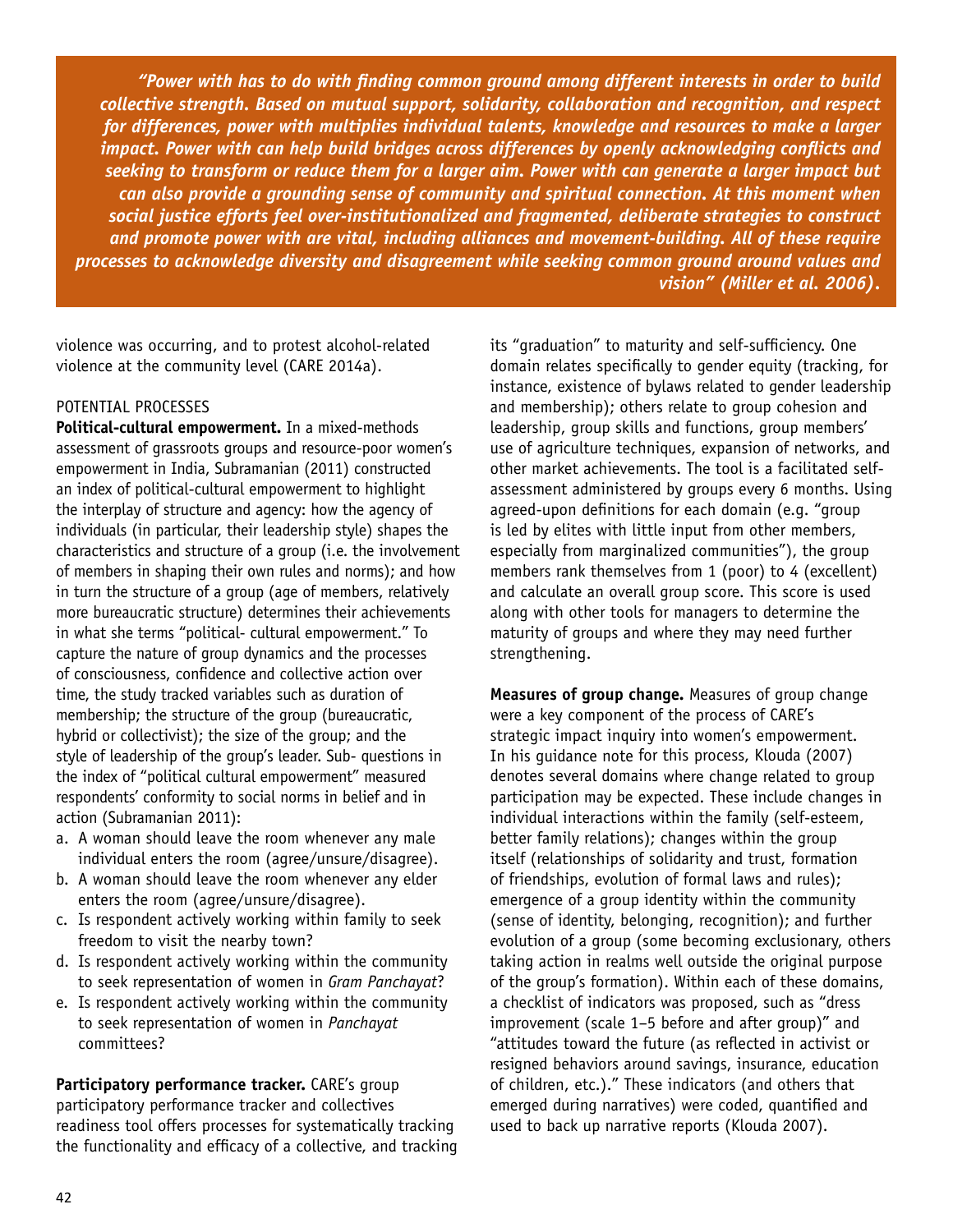> ***"Power with has to do with finding common ground among different interests in order to build collective strength. Based on mutual support, solidarity, collaboration and recognition, and respect for differences, power with multiplies individual talents, knowledge and resources to make a larger impact. Power with can help build bridges across differences by openly acknowledging conflicts and seeking to transform or reduce them for a larger aim. Power with can generate a larger impact but can also provide a grounding sense of community and spiritual connection. At this moment when social justice efforts feel over-institutionalized and fragmented, deliberate strategies to construct and promote power with are vital, including alliances and movement-building. All of these require processes to acknowledge diversity and disagreement while seeking common ground around values and vision" (Miller et al. 2006).***

violence was occurring, and to protest alcohol-related violence at the community level (CARE 2014a).

POTENTIAL PROCESSES

**Political-cultural empowerment.** In a mixed-methods assessment of grassroots groups and resource-poor women's empowerment in India, Subramanian (2011) constructed an index of political-cultural empowerment to highlight the interplay of structure and agency: how the agency of individuals (in particular, their leadership style) shapes the characteristics and structure of a group (i.e. the involvement of members in shaping their own rules and norms); and how in turn the structure of a group (age of members, relatively more bureaucratic structure) determines their achievements in what she terms "political- cultural empowerment." To capture the nature of group dynamics and the processes of consciousness, confidence and collective action over time, the study tracked variables such as duration of membership; the structure of the group (bureaucratic, hybrid or collectivist); the size of the group; and the style of leadership of the group's leader. Sub- questions in the index of "political cultural empowerment" measured respondents' conformity to social norms in belief and in action (Subramanian 2011):

a. A woman should leave the room whenever any male individual enters the room (agree/unsure/disagree).
b. A woman should leave the room whenever any elder enters the room (agree/unsure/disagree).
c. Is respondent actively working within family to seek freedom to visit the nearby town?
d. Is respondent actively working within the community to seek representation of women in *Gram Panchayat*?
e. Is respondent actively working within the community to seek representation of women in *Panchayat* committees?

**Participatory performance tracker.** CARE's group participatory performance tracker and collectives readiness tool offers processes for systematically tracking the functionality and efficacy of a collective, and tracking its "graduation" to maturity and self-sufficiency. One domain relates specifically to gender equity (tracking, for instance, existence of bylaws related to gender leadership and membership); others relate to group cohesion and leadership, group skills and functions, group members' use of agriculture techniques, expansion of networks, and other market achievements. The tool is a facilitated self-assessment administered by groups every 6 months. Using agreed-upon definitions for each domain (e.g. "group is led by elites with little input from other members, especially from marginalized communities"), the group members rank themselves from 1 (poor) to 4 (excellent) and calculate an overall group score. This score is used along with other tools for managers to determine the maturity of groups and where they may need further strengthening.

**Measures of group change.** Measures of group change were a key component of the process of CARE's strategic impact inquiry into women's empowerment. In his guidance note for this process, Klouda (2007) denotes several domains where change related to group participation may be expected. These include changes in individual interactions within the family (self-esteem, better family relations); changes within the group itself (relationships of solidarity and trust, formation of friendships, evolution of formal laws and rules); emergence of a group identity within the community (sense of identity, belonging, recognition); and further evolution of a group (some becoming exclusionary, others taking action in realms well outside the original purpose of the group's formation). Within each of these domains, a checklist of indicators was proposed, such as "dress improvement (scale 1–5 before and after group)" and "attitudes toward the future (as reflected in activist or resigned behaviors around savings, insurance, education of children, etc.)." These indicators (and others that emerged during narratives) were coded, quantified and used to back up narrative reports (Klouda 2007).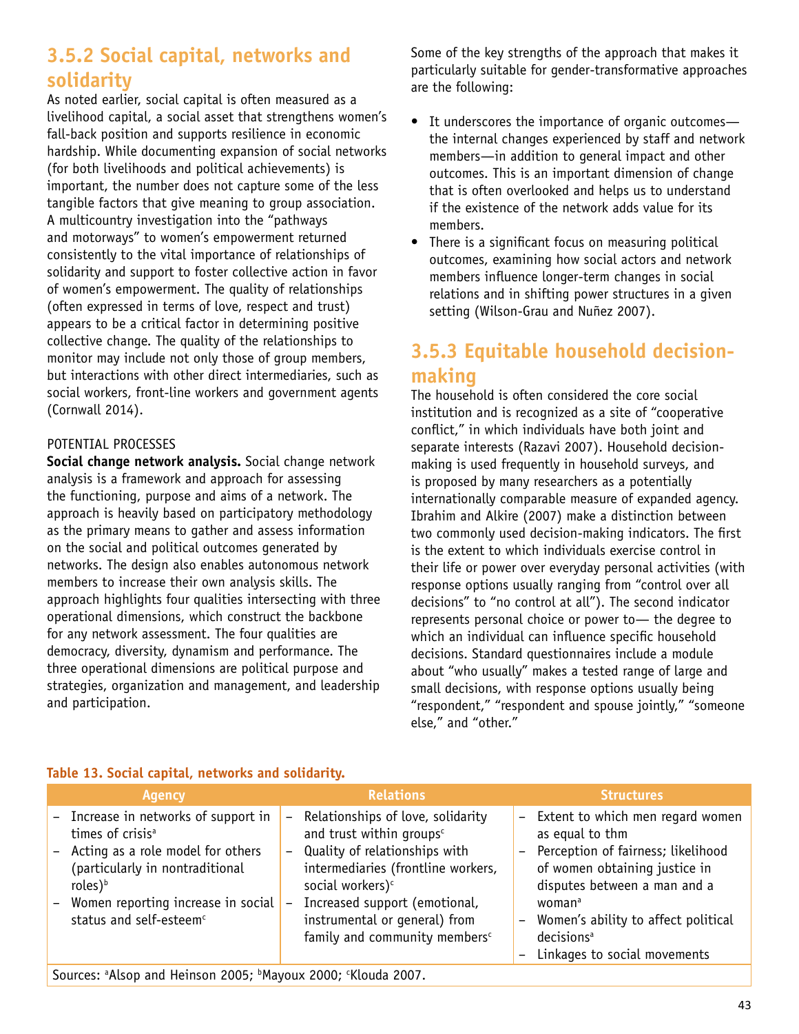## 3.5.2 Social capital, networks and solidarity

As noted earlier, social capital is often measured as a livelihood capital, a social asset that strengthens women's fall-back position and supports resilience in economic hardship. While documenting expansion of social networks (for both livelihoods and political achievements) is important, the number does not capture some of the less tangible factors that give meaning to group association. A multicountry investigation into the "pathways and motorways" to women's empowerment returned consistently to the vital importance of relationships of solidarity and support to foster collective action in favor of women's empowerment. The quality of relationships (often expressed in terms of love, respect and trust) appears to be a critical factor in determining positive collective change. The quality of the relationships to monitor may include not only those of group members, but interactions with other direct intermediaries, such as social workers, front-line workers and government agents (Cornwall 2014).

POTENTIAL PROCESSES

**Social change network analysis.** Social change network analysis is a framework and approach for assessing the functioning, purpose and aims of a network. The approach is heavily based on participatory methodology as the primary means to gather and assess information on the social and political outcomes generated by networks. The design also enables autonomous network members to increase their own analysis skills. The approach highlights four qualities intersecting with three operational dimensions, which construct the backbone for any network assessment. The four qualities are democracy, diversity, dynamism and performance. The three operational dimensions are political purpose and strategies, organization and management, and leadership and participation.

Some of the key strengths of the approach that makes it particularly suitable for gender-transformative approaches are the following:

- It underscores the importance of organic outcomes—the internal changes experienced by staff and network members—in addition to general impact and other outcomes. This is an important dimension of change that is often overlooked and helps us to understand if the existence of the network adds value for its members.
- There is a significant focus on measuring political outcomes, examining how social actors and network members influence longer-term changes in social relations and in shifting power structures in a given setting (Wilson-Grau and Nuñez 2007).

## 3.5.3 Equitable household decision-making

The household is often considered the core social institution and is recognized as a site of "cooperative conflict," in which individuals have both joint and separate interests (Razavi 2007). Household decision-making is used frequently in household surveys, and is proposed by many researchers as a potentially internationally comparable measure of expanded agency. Ibrahim and Alkire (2007) make a distinction between two commonly used decision-making indicators. The first is the extent to which individuals exercise control in their life or power over everyday personal activities (with response options usually ranging from "control over all decisions" to "no control at all"). The second indicator represents personal choice or power to— the degree to which an individual can influence specific household decisions. Standard questionnaires include a module about "who usually" makes a tested range of large and small decisions, with response options usually being "respondent," "respondent and spouse jointly," "someone else," and "other."

**Table 13. Social capital, networks and solidarity.**

| Agency | Relations | Structures |
|---|---|---|
| – Increase in networks of support in times of crisis[a]<br>– Acting as a role model for others (particularly in nontraditional roles)[b]<br>– Women reporting increase in social status and self-esteem[c] | – Relationships of love, solidarity and trust within groups[c]<br>– Quality of relationships with intermediaries (frontline workers, social workers)[c]<br>– Increased support (emotional, instrumental or general) from family and community members[c] | – Extent to which men regard women as equal to thm<br>– Perception of fairness; likelihood of women obtaining justice in disputes between a man and a woman[a]<br>– Women's ability to affect political decisions[a]<br>– Linkages to social movements |
| Sources: [a]Alsop and Heinson 2005; [b]Mayoux 2000; [c]Klouda 2007. | | |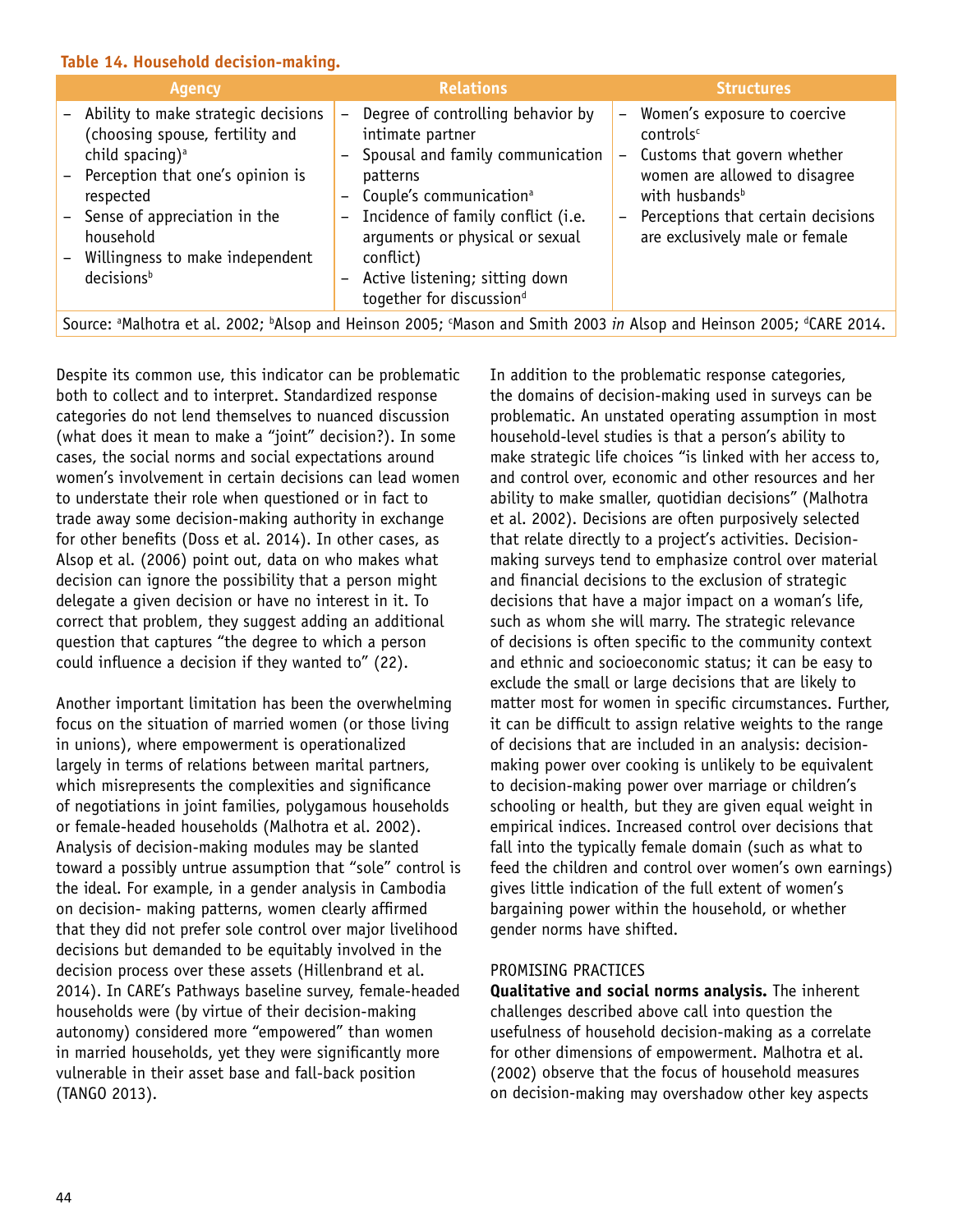**Table 14. Household decision-making.**

| Agency | Relations | Structures |
| --- | --- | --- |
| – Ability to make strategic decisions (choosing spouse, fertility and child spacing)[a]<br>– Perception that one's opinion is respected<br>– Sense of appreciation in the household<br>– Willingness to make independent decisions[b] | – Degree of controlling behavior by intimate partner<br>– Spousal and family communication patterns<br>– Couple's communication[a]<br>– Incidence of family conflict (i.e. arguments or physical or sexual conflict)<br>– Active listening; sitting down together for discussion[d] | – Women's exposure to coercive controls[c]<br>– Customs that govern whether women are allowed to disagree with husbands[b]<br>– Perceptions that certain decisions are exclusively male or female |

Source: [a]Malhotra et al. 2002; [b]Alsop and Heinson 2005; [c]Mason and Smith 2003 *in* Alsop and Heinson 2005; [d]CARE 2014.

Despite its common use, this indicator can be problematic both to collect and to interpret. Standardized response categories do not lend themselves to nuanced discussion (what does it mean to make a "joint" decision?). In some cases, the social norms and social expectations around women's involvement in certain decisions can lead women to understate their role when questioned or in fact to trade away some decision-making authority in exchange for other benefits (Doss et al. 2014). In other cases, as Alsop et al. (2006) point out, data on who makes what decision can ignore the possibility that a person might delegate a given decision or have no interest in it. To correct that problem, they suggest adding an additional question that captures "the degree to which a person could influence a decision if they wanted to" (22).

Another important limitation has been the overwhelming focus on the situation of married women (or those living in unions), where empowerment is operationalized largely in terms of relations between marital partners, which misrepresents the complexities and significance of negotiations in joint families, polygamous households or female-headed households (Malhotra et al. 2002). Analysis of decision-making modules may be slanted toward a possibly untrue assumption that "sole" control is the ideal. For example, in a gender analysis in Cambodia on decision- making patterns, women clearly affirmed that they did not prefer sole control over major livelihood decisions but demanded to be equitably involved in the decision process over these assets (Hillenbrand et al. 2014). In CARE's Pathways baseline survey, female-headed households were (by virtue of their decision-making autonomy) considered more "empowered" than women in married households, yet they were significantly more vulnerable in their asset base and fall-back position (TANGO 2013).

In addition to the problematic response categories, the domains of decision-making used in surveys can be problematic. An unstated operating assumption in most household-level studies is that a person's ability to make strategic life choices "is linked with her access to, and control over, economic and other resources and her ability to make smaller, quotidian decisions" (Malhotra et al. 2002). Decisions are often purposively selected that relate directly to a project's activities. Decision-making surveys tend to emphasize control over material and financial decisions to the exclusion of strategic decisions that have a major impact on a woman's life, such as whom she will marry. The strategic relevance of decisions is often specific to the community context and ethnic and socioeconomic status; it can be easy to exclude the small or large decisions that are likely to matter most for women in specific circumstances. Further, it can be difficult to assign relative weights to the range of decisions that are included in an analysis: decision-making power over cooking is unlikely to be equivalent to decision-making power over marriage or children's schooling or health, but they are given equal weight in empirical indices. Increased control over decisions that fall into the typically female domain (such as what to feed the children and control over women's own earnings) gives little indication of the full extent of women's bargaining power within the household, or whether gender norms have shifted.

PROMISING PRACTICES

**Qualitative and social norms analysis.** The inherent challenges described above call into question the usefulness of household decision-making as a correlate for other dimensions of empowerment. Malhotra et al. (2002) observe that the focus of household measures on decision-making may overshadow other key aspects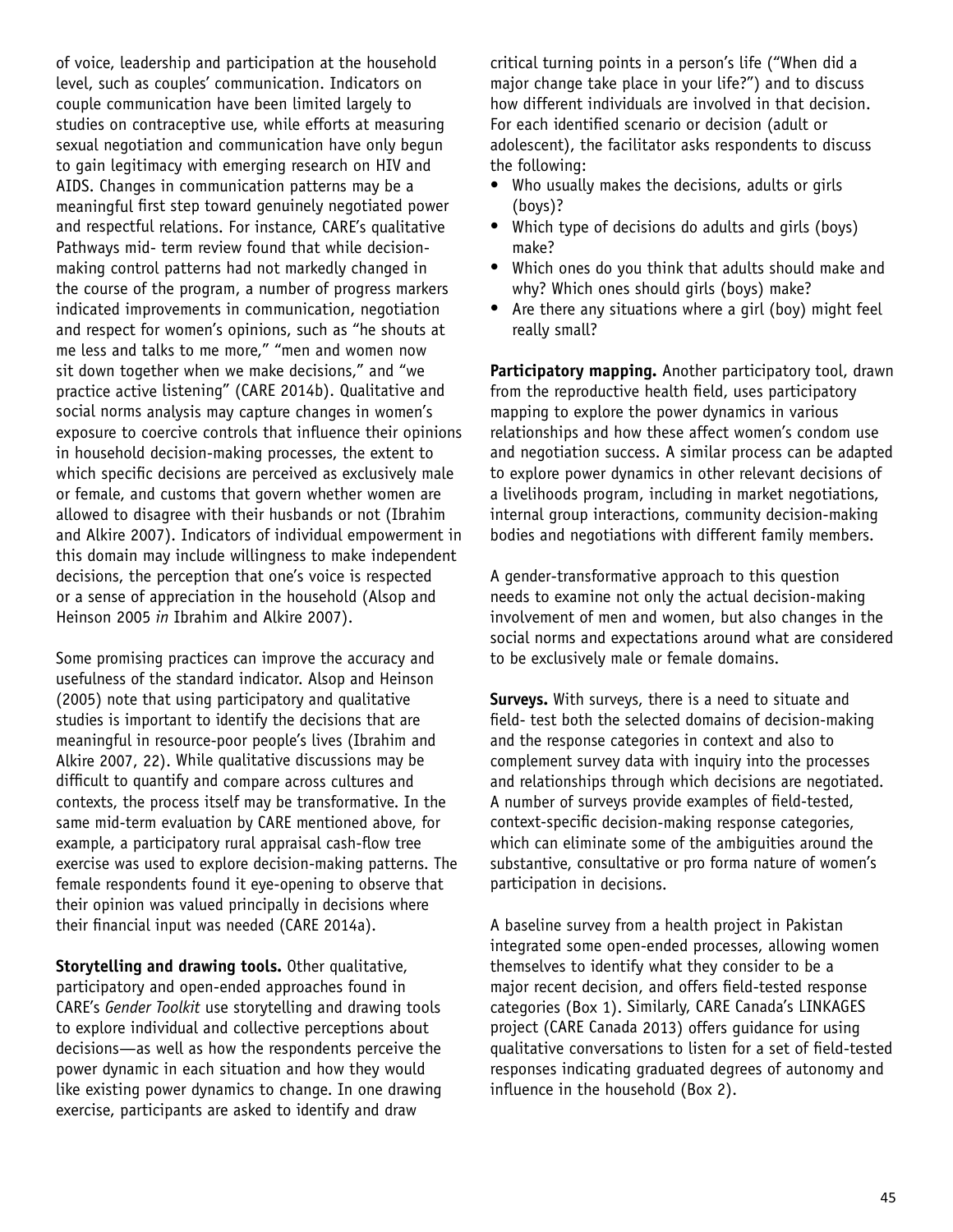of voice, leadership and participation at the household level, such as couples' communication. Indicators on couple communication have been limited largely to studies on contraceptive use, while efforts at measuring sexual negotiation and communication have only begun to gain legitimacy with emerging research on HIV and AIDS. Changes in communication patterns may be a meaningful first step toward genuinely negotiated power and respectful relations. For instance, CARE's qualitative Pathways mid- term review found that while decision-making control patterns had not markedly changed in the course of the program, a number of progress markers indicated improvements in communication, negotiation and respect for women's opinions, such as "he shouts at me less and talks to me more," "men and women now sit down together when we make decisions," and "we practice active listening" (CARE 2014b). Qualitative and social norms analysis may capture changes in women's exposure to coercive controls that influence their opinions in household decision-making processes, the extent to which specific decisions are perceived as exclusively male or female, and customs that govern whether women are allowed to disagree with their husbands or not (Ibrahim and Alkire 2007). Indicators of individual empowerment in this domain may include willingness to make independent decisions, the perception that one's voice is respected or a sense of appreciation in the household (Alsop and Heinson 2005 *in* Ibrahim and Alkire 2007).

Some promising practices can improve the accuracy and usefulness of the standard indicator. Alsop and Heinson (2005) note that using participatory and qualitative studies is important to identify the decisions that are meaningful in resource-poor people's lives (Ibrahim and Alkire 2007, 22). While qualitative discussions may be difficult to quantify and compare across cultures and contexts, the process itself may be transformative. In the same mid-term evaluation by CARE mentioned above, for example, a participatory rural appraisal cash-flow tree exercise was used to explore decision-making patterns. The female respondents found it eye-opening to observe that their opinion was valued principally in decisions where their financial input was needed (CARE 2014a).

**Storytelling and drawing tools.** Other qualitative, participatory and open-ended approaches found in CARE's *Gender Toolkit* use storytelling and drawing tools to explore individual and collective perceptions about decisions—as well as how the respondents perceive the power dynamic in each situation and how they would like existing power dynamics to change. In one drawing exercise, participants are asked to identify and draw critical turning points in a person's life ("When did a major change take place in your life?") and to discuss how different individuals are involved in that decision. For each identified scenario or decision (adult or adolescent), the facilitator asks respondents to discuss the following:

- Who usually makes the decisions, adults or girls (boys)?
- Which type of decisions do adults and girls (boys) make?
- Which ones do you think that adults should make and why? Which ones should girls (boys) make?
- Are there any situations where a girl (boy) might feel really small?

**Participatory mapping.** Another participatory tool, drawn from the reproductive health field, uses participatory mapping to explore the power dynamics in various relationships and how these affect women's condom use and negotiation success. A similar process can be adapted to explore power dynamics in other relevant decisions of a livelihoods program, including in market negotiations, internal group interactions, community decision-making bodies and negotiations with different family members.

A gender-transformative approach to this question needs to examine not only the actual decision-making involvement of men and women, but also changes in the social norms and expectations around what are considered to be exclusively male or female domains.

**Surveys.** With surveys, there is a need to situate and field- test both the selected domains of decision-making and the response categories in context and also to complement survey data with inquiry into the processes and relationships through which decisions are negotiated. A number of surveys provide examples of field-tested, context-specific decision-making response categories, which can eliminate some of the ambiguities around the substantive, consultative or pro forma nature of women's participation in decisions.

A baseline survey from a health project in Pakistan integrated some open-ended processes, allowing women themselves to identify what they consider to be a major recent decision, and offers field-tested response categories (Box 1). Similarly, CARE Canada's LINKAGES project (CARE Canada 2013) offers guidance for using qualitative conversations to listen for a set of field-tested responses indicating graduated degrees of autonomy and influence in the household (Box 2).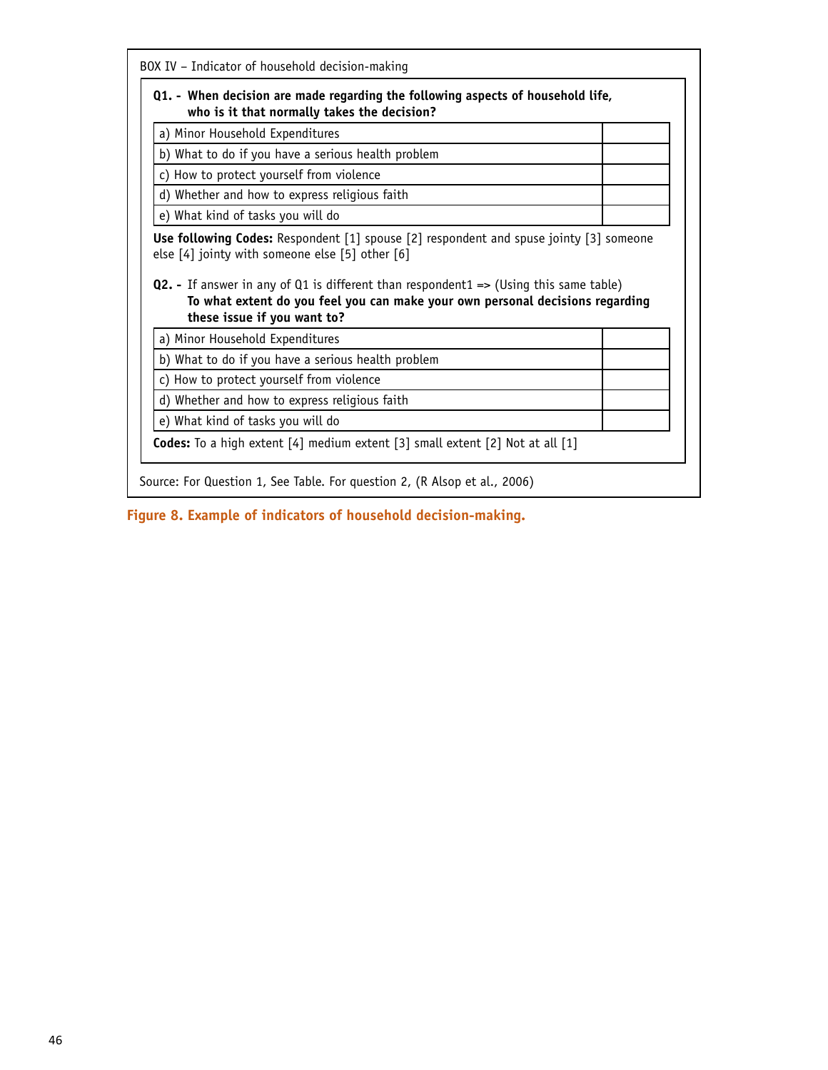BOX IV – Indicator of household decision-making

**Q1. - When decision are made regarding the following aspects of household life, who is it that normally takes the decision?**

| | |
|---|---|
| a) Minor Household Expenditures | |
| b) What to do if you have a serious health problem | |
| c) How to protect yourself from violence | |
| d) Whether and how to express religious faith | |
| e) What kind of tasks you will do | |

**Use following Codes:** Respondent [1] spouse [2] respondent and spuse jointy [3] someone else [4] jointy with someone else [5] other [6]

**Q2. -** If answer in any of Q1 is different than respondent1 => (Using this same table) **To what extent do you feel you can make your own personal decisions regarding these issue if you want to?**

| | |
|---|---|
| a) Minor Household Expenditures | |
| b) What to do if you have a serious health problem | |
| c) How to protect yourself from violence | |
| d) Whether and how to express religious faith | |
| e) What kind of tasks you will do | |

**Codes:** To a high extent [4] medium extent [3] small extent [2] Not at all [1]

Source: For Question 1, See Table. For question 2, (R Alsop et al., 2006)

**Figure 8. Example of indicators of household decision-making.**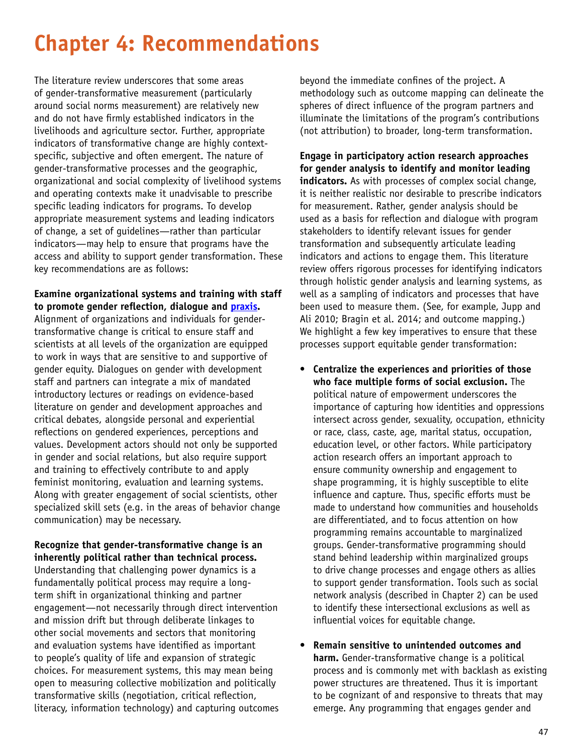# Chapter 4: Recommendations

The literature review underscores that some areas of gender-transformative measurement (particularly around social norms measurement) are relatively new and do not have firmly established indicators in the livelihoods and agriculture sector. Further, appropriate indicators of transformative change are highly context-specific, subjective and often emergent. The nature of gender-transformative processes and the geographic, organizational and social complexity of livelihood systems and operating contexts make it unadvisable to prescribe specific leading indicators for programs. To develop appropriate measurement systems and leading indicators of change, a set of guidelines—rather than particular indicators—may help to ensure that programs have the access and ability to support gender transformation. These key recommendations are as follows:

**Examine organizational systems and training with staff to promote gender reflection, dialogue and praxis.** Alignment of organizations and individuals for gender-transformative change is critical to ensure staff and scientists at all levels of the organization are equipped to work in ways that are sensitive to and supportive of gender equity. Dialogues on gender with development staff and partners can integrate a mix of mandated introductory lectures or readings on evidence-based literature on gender and development approaches and critical debates, alongside personal and experiential reflections on gendered experiences, perceptions and values. Development actors should not only be supported in gender and social relations, but also require support and training to effectively contribute to and apply feminist monitoring, evaluation and learning systems. Along with greater engagement of social scientists, other specialized skill sets (e.g. in the areas of behavior change communication) may be necessary.

**Recognize that gender-transformative change is an inherently political rather than technical process.** Understanding that challenging power dynamics is a fundamentally political process may require a long-term shift in organizational thinking and partner engagement—not necessarily through direct intervention and mission drift but through deliberate linkages to other social movements and sectors that monitoring and evaluation systems have identified as important to people's quality of life and expansion of strategic choices. For measurement systems, this may mean being open to measuring collective mobilization and politically transformative skills (negotiation, critical reflection, literacy, information technology) and capturing outcomes beyond the immediate confines of the project. A methodology such as outcome mapping can delineate the spheres of direct influence of the program partners and illuminate the limitations of the program's contributions (not attribution) to broader, long-term transformation.

**Engage in participatory action research approaches for gender analysis to identify and monitor leading indicators.** As with processes of complex social change, it is neither realistic nor desirable to prescribe indicators for measurement. Rather, gender analysis should be used as a basis for reflection and dialogue with program stakeholders to identify relevant issues for gender transformation and subsequently articulate leading indicators and actions to engage them. This literature review offers rigorous processes for identifying indicators through holistic gender analysis and learning systems, as well as a sampling of indicators and processes that have been used to measure them. (See, for example, Jupp and Ali 2010; Bragin et al. 2014; and outcome mapping.) We highlight a few key imperatives to ensure that these processes support equitable gender transformation:

- **Centralize the experiences and priorities of those who face multiple forms of social exclusion.** The political nature of empowerment underscores the importance of capturing how identities and oppressions intersect across gender, sexuality, occupation, ethnicity or race, class, caste, age, marital status, occupation, education level, or other factors. While participatory action research offers an important approach to ensure community ownership and engagement to shape programming, it is highly susceptible to elite influence and capture. Thus, specific efforts must be made to understand how communities and households are differentiated, and to focus attention on how programming remains accountable to marginalized groups. Gender-transformative programming should stand behind leadership within marginalized groups to drive change processes and engage others as allies to support gender transformation. Tools such as social network analysis (described in Chapter 2) can be used to identify these intersectional exclusions as well as influential voices for equitable change.

- **Remain sensitive to unintended outcomes and harm.** Gender-transformative change is a political process and is commonly met with backlash as existing power structures are threatened. Thus it is important to be cognizant of and responsive to threats that may emerge. Any programming that engages gender and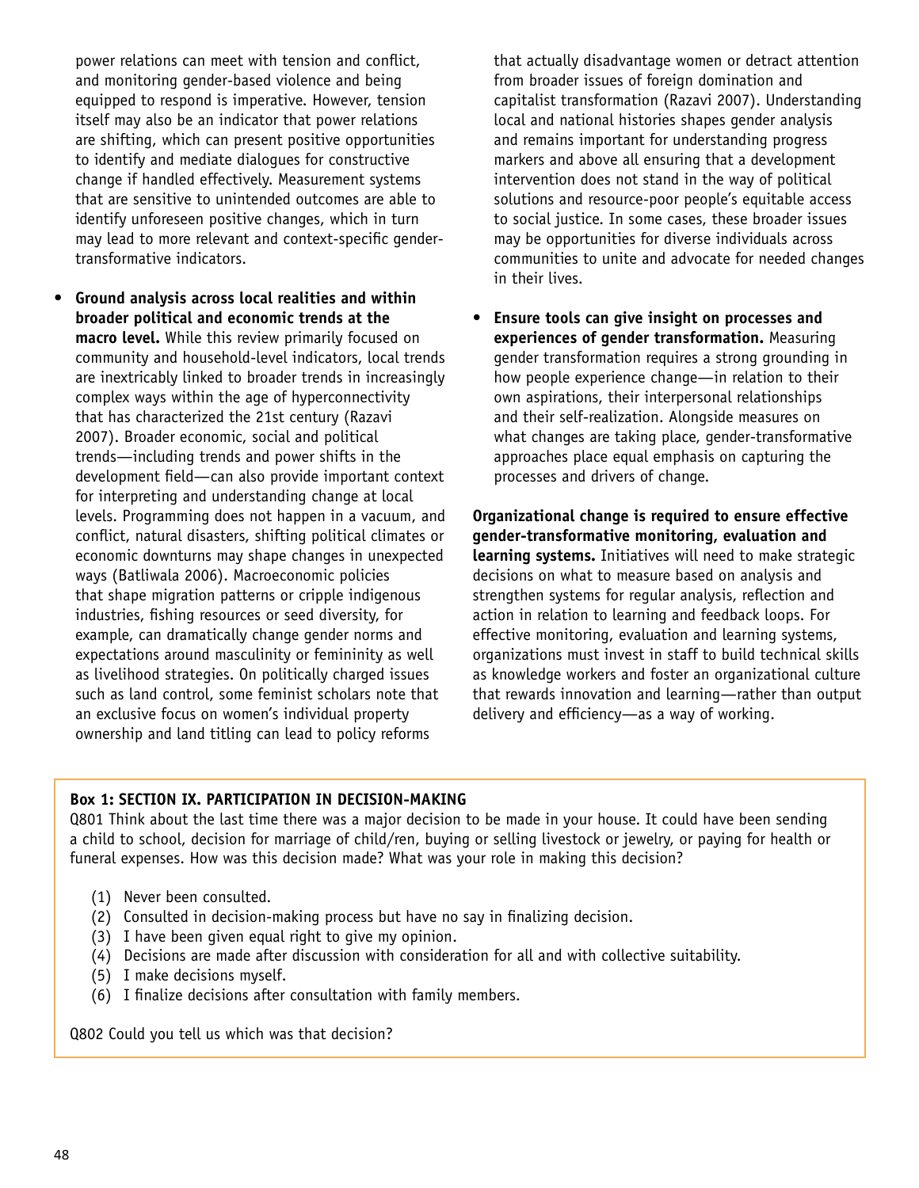power relations can meet with tension and conflict, and monitoring gender-based violence and being equipped to respond is imperative. However, tension itself may also be an indicator that power relations are shifting, which can present positive opportunities to identify and mediate dialogues for constructive change if handled effectively. Measurement systems that are sensitive to unintended outcomes are able to identify unforeseen positive changes, which in turn may lead to more relevant and context-specific gender-transformative indicators.

- **Ground analysis across local realities and within broader political and economic trends at the macro level.** While this review primarily focused on community and household-level indicators, local trends are inextricably linked to broader trends in increasingly complex ways within the age of hyperconnectivity that has characterized the 21st century (Razavi 2007). Broader economic, social and political trends—including trends and power shifts in the development field—can also provide important context for interpreting and understanding change at local levels. Programming does not happen in a vacuum, and conflict, natural disasters, shifting political climates or economic downturns may shape changes in unexpected ways (Batliwala 2006). Macroeconomic policies that shape migration patterns or cripple indigenous industries, fishing resources or seed diversity, for example, can dramatically change gender norms and expectations around masculinity or femininity as well as livelihood strategies. On politically charged issues such as land control, some feminist scholars note that an exclusive focus on women's individual property ownership and land titling can lead to policy reforms that actually disadvantage women or detract attention from broader issues of foreign domination and capitalist transformation (Razavi 2007). Understanding local and national histories shapes gender analysis and remains important for understanding progress markers and above all ensuring that a development intervention does not stand in the way of political solutions and resource-poor people's equitable access to social justice. In some cases, these broader issues may be opportunities for diverse individuals across communities to unite and advocate for needed changes in their lives.

- **Ensure tools can give insight on processes and experiences of gender transformation.** Measuring gender transformation requires a strong grounding in how people experience change—in relation to their own aspirations, their interpersonal relationships and their self-realization. Alongside measures on what changes are taking place, gender-transformative approaches place equal emphasis on capturing the processes and drivers of change.

**Organizational change is required to ensure effective gender-transformative monitoring, evaluation and learning systems.** Initiatives will need to make strategic decisions on what to measure based on analysis and strengthen systems for regular analysis, reflection and action in relation to learning and feedback loops. For effective monitoring, evaluation and learning systems, organizations must invest in staff to build technical skills as knowledge workers and foster an organizational culture that rewards innovation and learning—rather than output delivery and efficiency—as a way of working.

**Box 1: SECTION IX. PARTICIPATION IN DECISION-MAKING**

Q801 Think about the last time there was a major decision to be made in your house. It could have been sending a child to school, decision for marriage of child/ren, buying or selling livestock or jewelry, or paying for health or funeral expenses. How was this decision made? What was your role in making this decision?

(1) Never been consulted.
(2) Consulted in decision-making process but have no say in finalizing decision.
(3) I have been given equal right to give my opinion.
(4) Decisions are made after discussion with consideration for all and with collective suitability.
(5) I make decisions myself.
(6) I finalize decisions after consultation with family members.

Q802 Could you tell us which was that decision?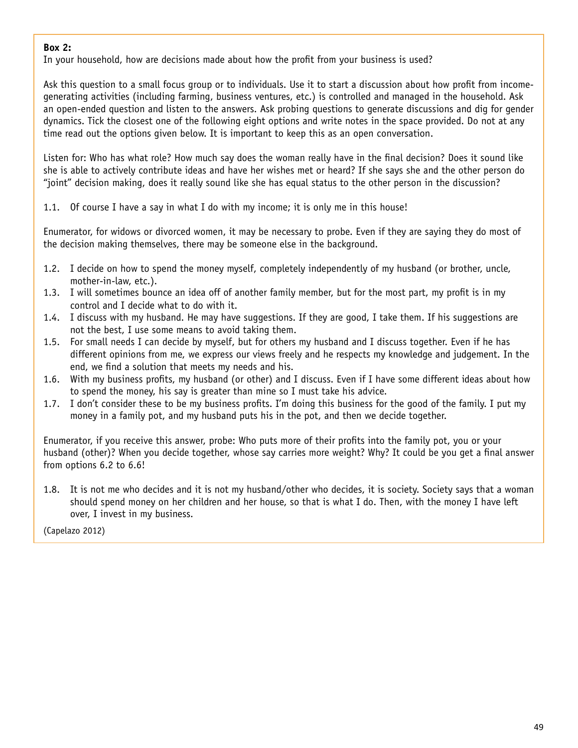**Box 2:**
In your household, how are decisions made about how the profit from your business is used?

Ask this question to a small focus group or to individuals. Use it to start a discussion about how profit from income-generating activities (including farming, business ventures, etc.) is controlled and managed in the household. Ask an open-ended question and listen to the answers. Ask probing questions to generate discussions and dig for gender dynamics. Tick the closest one of the following eight options and write notes in the space provided. Do not at any time read out the options given below. It is important to keep this as an open conversation.

Listen for: Who has what role? How much say does the woman really have in the final decision? Does it sound like she is able to actively contribute ideas and have her wishes met or heard? If she says she and the other person do "joint" decision making, does it really sound like she has equal status to the other person in the discussion?

1.1. Of course I have a say in what I do with my income; it is only me in this house!

Enumerator, for widows or divorced women, it may be necessary to probe. Even if they are saying they do most of the decision making themselves, there may be someone else in the background.

1.2. I decide on how to spend the money myself, completely independently of my husband (or brother, uncle, mother-in-law, etc.).
1.3. I will sometimes bounce an idea off of another family member, but for the most part, my profit is in my control and I decide what to do with it.
1.4. I discuss with my husband. He may have suggestions. If they are good, I take them. If his suggestions are not the best, I use some means to avoid taking them.
1.5. For small needs I can decide by myself, but for others my husband and I discuss together. Even if he has different opinions from me, we express our views freely and he respects my knowledge and judgement. In the end, we find a solution that meets my needs and his.
1.6. With my business profits, my husband (or other) and I discuss. Even if I have some different ideas about how to spend the money, his say is greater than mine so I must take his advice.
1.7. I don't consider these to be my business profits. I'm doing this business for the good of the family. I put my money in a family pot, and my husband puts his in the pot, and then we decide together.

Enumerator, if you receive this answer, probe: Who puts more of their profits into the family pot, you or your husband (other)? When you decide together, whose say carries more weight? Why? It could be you get a final answer from options 6.2 to 6.6!

1.8. It is not me who decides and it is not my husband/other who decides, it is society. Society says that a woman should spend money on her children and her house, so that is what I do. Then, with the money I have left over, I invest in my business.

(Capelazo 2012)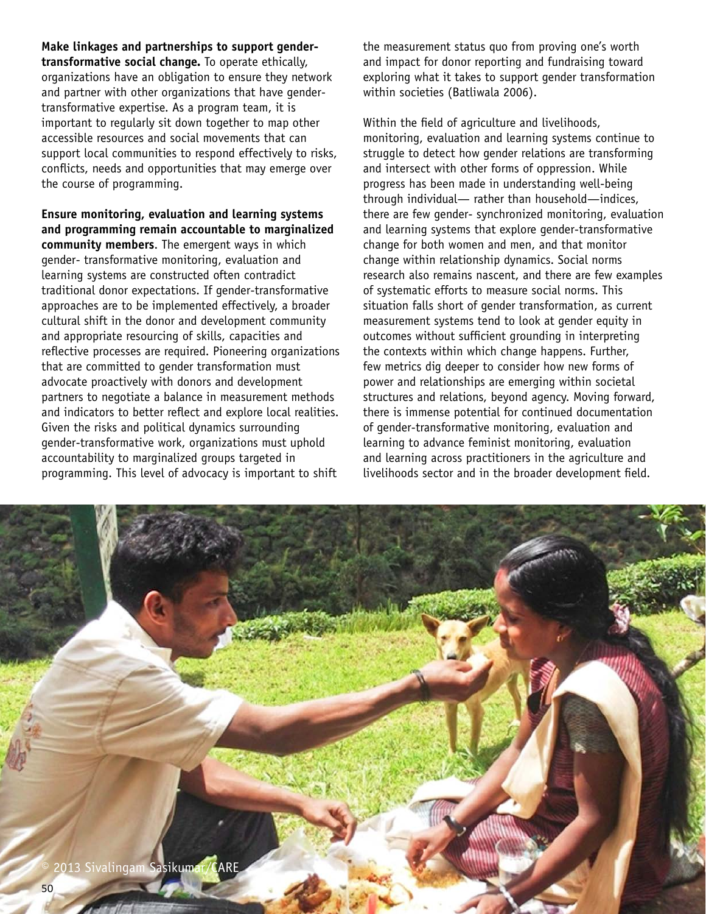**Make linkages and partnerships to support gender-transformative social change.** To operate ethically, organizations have an obligation to ensure they network and partner with other organizations that have gender-transformative expertise. As a program team, it is important to regularly sit down together to map other accessible resources and social movements that can support local communities to respond effectively to risks, conflicts, needs and opportunities that may emerge over the course of programming.

**Ensure monitoring, evaluation and learning systems and programming remain accountable to marginalized community members**. The emergent ways in which gender- transformative monitoring, evaluation and learning systems are constructed often contradict traditional donor expectations. If gender-transformative approaches are to be implemented effectively, a broader cultural shift in the donor and development community and appropriate resourcing of skills, capacities and reflective processes are required. Pioneering organizations that are committed to gender transformation must advocate proactively with donors and development partners to negotiate a balance in measurement methods and indicators to better reflect and explore local realities. Given the risks and political dynamics surrounding gender-transformative work, organizations must uphold accountability to marginalized groups targeted in programming. This level of advocacy is important to shift the measurement status quo from proving one's worth and impact for donor reporting and fundraising toward exploring what it takes to support gender transformation within societies (Batliwala 2006).

Within the field of agriculture and livelihoods, monitoring, evaluation and learning systems continue to struggle to detect how gender relations are transforming and intersect with other forms of oppression. While progress has been made in understanding well-being through individual— rather than household—indices, there are few gender- synchronized monitoring, evaluation and learning systems that explore gender-transformative change for both women and men, and that monitor change within relationship dynamics. Social norms research also remains nascent, and there are few examples of systematic efforts to measure social norms. This situation falls short of gender transformation, as current measurement systems tend to look at gender equity in outcomes without sufficient grounding in interpreting the contexts within which change happens. Further, few metrics dig deeper to consider how new forms of power and relationships are emerging within societal structures and relations, beyond agency. Moving forward, there is immense potential for continued documentation of gender-transformative monitoring, evaluation and learning to advance feminist monitoring, evaluation and learning across practitioners in the agriculture and livelihoods sector and in the broader development field.

© 2013 Sivalingam Sasikumar/CARE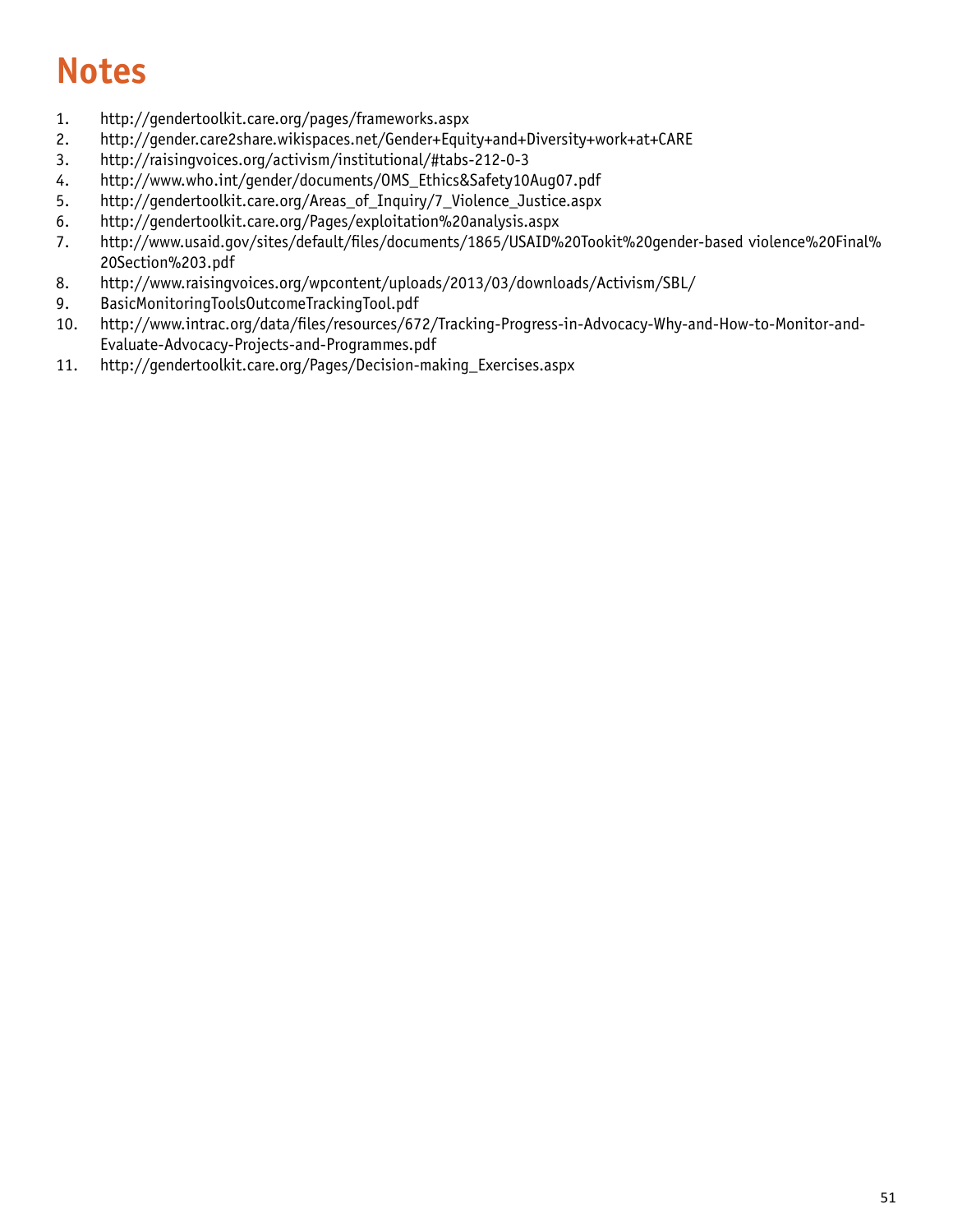# Notes

1. http://gendertoolkit.care.org/pages/frameworks.aspx
2. http://gender.care2share.wikispaces.net/Gender+Equity+and+Diversity+work+at+CARE
3. http://raisingvoices.org/activism/institutional/#tabs-212-0-3
4. http://www.who.int/gender/documents/OMS_Ethics&Safety10Aug07.pdf
5. http://gendertoolkit.care.org/Areas_of_Inquiry/7_Violence_Justice.aspx
6. http://gendertoolkit.care.org/Pages/exploitation%20analysis.aspx
7. http://www.usaid.gov/sites/default/files/documents/1865/USAID%20Tookit%20gender-based violence%20Final%20Section%203.pdf
8. http://www.raisingvoices.org/wpcontent/uploads/2013/03/downloads/Activism/SBL/
9. BasicMonitoringToolsOutcomeTrackingTool.pdf
10. http://www.intrac.org/data/files/resources/672/Tracking-Progress-in-Advocacy-Why-and-How-to-Monitor-and-Evaluate-Advocacy-Projects-and-Programmes.pdf
11. http://gendertoolkit.care.org/Pages/Decision-making_Exercises.aspx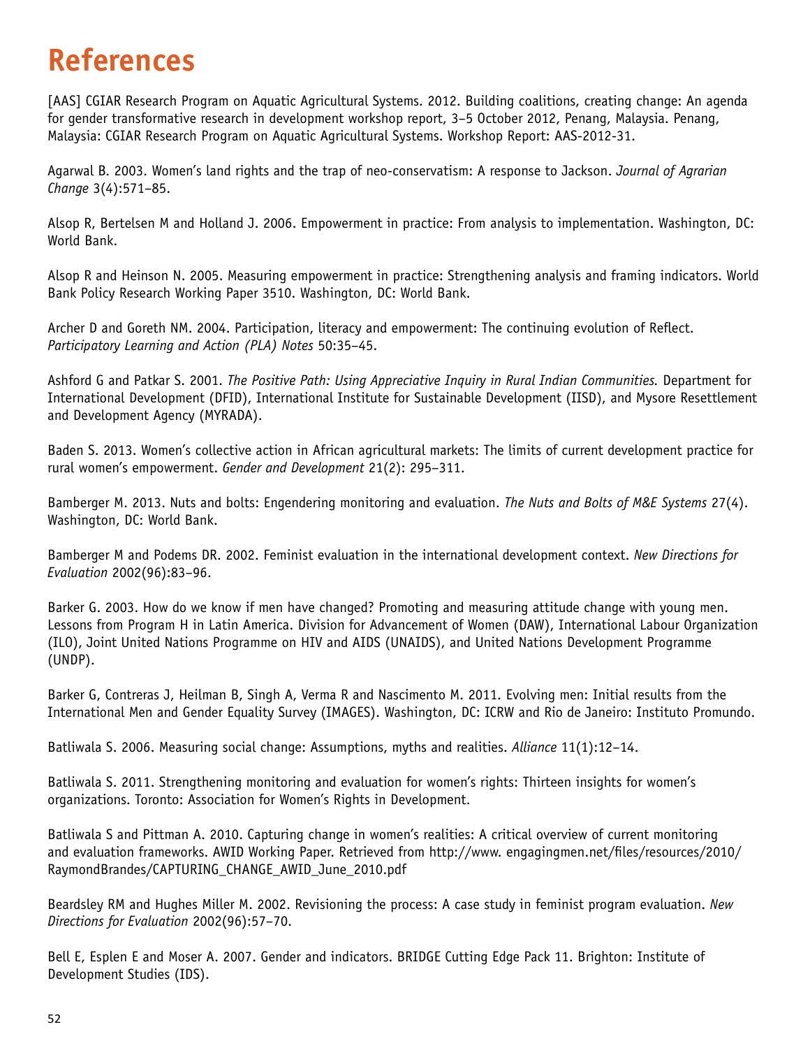# References

[AAS] CGIAR Research Program on Aquatic Agricultural Systems. 2012. Building coalitions, creating change: An agenda for gender transformative research in development workshop report, 3–5 October 2012, Penang, Malaysia. Penang, Malaysia: CGIAR Research Program on Aquatic Agricultural Systems. Workshop Report: AAS-2012-31.

Agarwal B. 2003. Women's land rights and the trap of neo-conservatism: A response to Jackson. *Journal of Agrarian Change* 3(4):571–85.

Alsop R, Bertelsen M and Holland J. 2006. Empowerment in practice: From analysis to implementation. Washington, DC: World Bank.

Alsop R and Heinson N. 2005. Measuring empowerment in practice: Strengthening analysis and framing indicators. World Bank Policy Research Working Paper 3510. Washington, DC: World Bank.

Archer D and Goreth NM. 2004. Participation, literacy and empowerment: The continuing evolution of Reflect. *Participatory Learning and Action (PLA) Notes* 50:35–45.

Ashford G and Patkar S. 2001. *The Positive Path: Using Appreciative Inquiry in Rural Indian Communities.* Department for International Development (DFID), International Institute for Sustainable Development (IISD), and Mysore Resettlement and Development Agency (MYRADA).

Baden S. 2013. Women's collective action in African agricultural markets: The limits of current development practice for rural women's empowerment. *Gender and Development* 21(2): 295–311.

Bamberger M. 2013. Nuts and bolts: Engendering monitoring and evaluation. *The Nuts and Bolts of M&E Systems* 27(4). Washington, DC: World Bank.

Bamberger M and Podems DR. 2002. Feminist evaluation in the international development context. *New Directions for Evaluation* 2002(96):83–96.

Barker G. 2003. How do we know if men have changed? Promoting and measuring attitude change with young men. Lessons from Program H in Latin America. Division for Advancement of Women (DAW), International Labour Organization (ILO), Joint United Nations Programme on HIV and AIDS (UNAIDS), and United Nations Development Programme (UNDP).

Barker G, Contreras J, Heilman B, Singh A, Verma R and Nascimento M. 2011. Evolving men: Initial results from the International Men and Gender Equality Survey (IMAGES). Washington, DC: ICRW and Rio de Janeiro: Instituto Promundo.

Batliwala S. 2006. Measuring social change: Assumptions, myths and realities. *Alliance* 11(1):12–14.

Batliwala S. 2011. Strengthening monitoring and evaluation for women's rights: Thirteen insights for women's organizations. Toronto: Association for Women's Rights in Development.

Batliwala S and Pittman A. 2010. Capturing change in women's realities: A critical overview of current monitoring and evaluation frameworks. AWID Working Paper. Retrieved from http://www. engagingmen.net/files/resources/2010/RaymondBrandes/CAPTURING_CHANGE_AWID_June_2010.pdf

Beardsley RM and Hughes Miller M. 2002. Revisioning the process: A case study in feminist program evaluation. *New Directions for Evaluation* 2002(96):57–70.

Bell E, Esplen E and Moser A. 2007. Gender and indicators. BRIDGE Cutting Edge Pack 11. Brighton: Institute of Development Studies (IDS).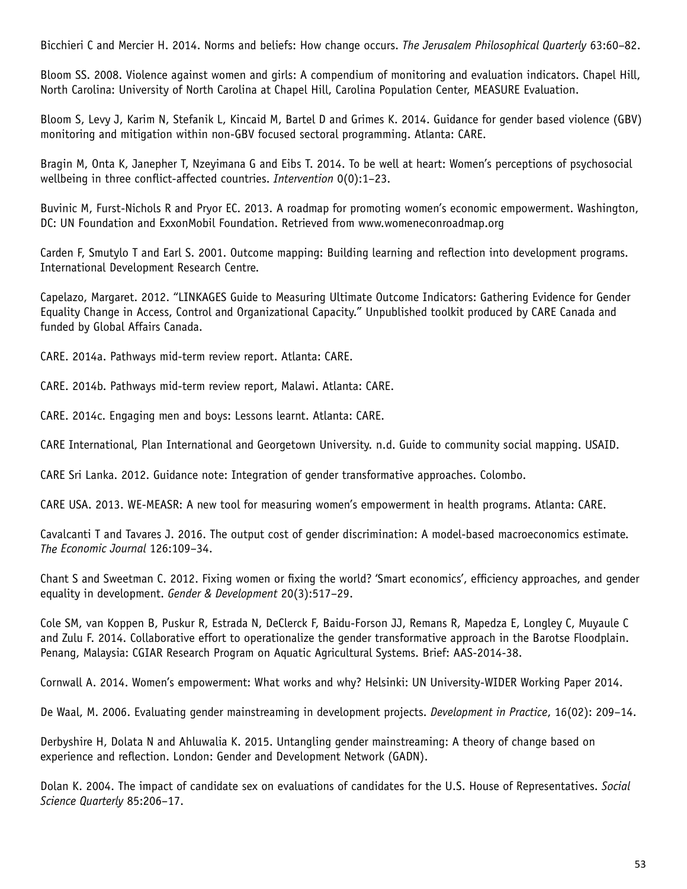Bicchieri C and Mercier H. 2014. Norms and beliefs: How change occurs. *The Jerusalem Philosophical Quarterly* 63:60–82.

Bloom SS. 2008. Violence against women and girls: A compendium of monitoring and evaluation indicators. Chapel Hill, North Carolina: University of North Carolina at Chapel Hill, Carolina Population Center, MEASURE Evaluation.

Bloom S, Levy J, Karim N, Stefanik L, Kincaid M, Bartel D and Grimes K. 2014. Guidance for gender based violence (GBV) monitoring and mitigation within non-GBV focused sectoral programming. Atlanta: CARE.

Bragin M, Onta K, Janepher T, Nzeyimana G and Eibs T. 2014. To be well at heart: Women's perceptions of psychosocial wellbeing in three conflict-affected countries. *Intervention* 0(0):1–23.

Buvinic M, Furst-Nichols R and Pryor EC. 2013. A roadmap for promoting women's economic empowerment. Washington, DC: UN Foundation and ExxonMobil Foundation. Retrieved from www.womeneconroadmap.org

Carden F, Smutylo T and Earl S. 2001. Outcome mapping: Building learning and reflection into development programs. International Development Research Centre.

Capelazo, Margaret. 2012. "LINKAGES Guide to Measuring Ultimate Outcome Indicators: Gathering Evidence for Gender Equality Change in Access, Control and Organizational Capacity." Unpublished toolkit produced by CARE Canada and funded by Global Affairs Canada.

CARE. 2014a. Pathways mid-term review report. Atlanta: CARE.

CARE. 2014b. Pathways mid-term review report, Malawi. Atlanta: CARE.

CARE. 2014c. Engaging men and boys: Lessons learnt. Atlanta: CARE.

CARE International, Plan International and Georgetown University. n.d. Guide to community social mapping. USAID.

CARE Sri Lanka. 2012. Guidance note: Integration of gender transformative approaches. Colombo.

CARE USA. 2013. WE-MEASR: A new tool for measuring women's empowerment in health programs. Atlanta: CARE.

Cavalcanti T and Tavares J. 2016. The output cost of gender discrimination: A model-based macroeconomics estimate. *The Economic Journal* 126:109–34.

Chant S and Sweetman C. 2012. Fixing women or fixing the world? 'Smart economics', efficiency approaches, and gender equality in development. *Gender & Development* 20(3):517–29.

Cole SM, van Koppen B, Puskur R, Estrada N, DeClerck F, Baidu-Forson JJ, Remans R, Mapedza E, Longley C, Muyaule C and Zulu F. 2014. Collaborative effort to operationalize the gender transformative approach in the Barotse Floodplain. Penang, Malaysia: CGIAR Research Program on Aquatic Agricultural Systems. Brief: AAS-2014-38.

Cornwall A. 2014. Women's empowerment: What works and why? Helsinki: UN University-WIDER Working Paper 2014.

De Waal, M. 2006. Evaluating gender mainstreaming in development projects. *Development in Practice*, 16(02): 209–14.

Derbyshire H, Dolata N and Ahluwalia K. 2015. Untangling gender mainstreaming: A theory of change based on experience and reflection. London: Gender and Development Network (GADN).

Dolan K. 2004. The impact of candidate sex on evaluations of candidates for the U.S. House of Representatives. *Social Science Quarterly* 85:206–17.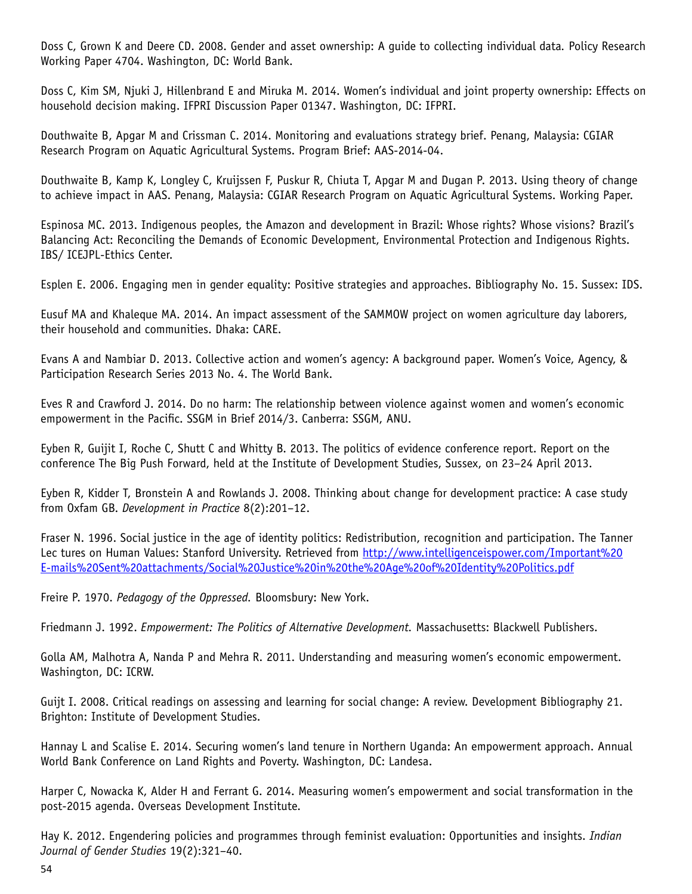Doss C, Grown K and Deere CD. 2008. Gender and asset ownership: A guide to collecting individual data. Policy Research Working Paper 4704. Washington, DC: World Bank.

Doss C, Kim SM, Njuki J, Hillenbrand E and Miruka M. 2014. Women's individual and joint property ownership: Effects on household decision making. IFPRI Discussion Paper 01347. Washington, DC: IFPRI.

Douthwaite B, Apgar M and Crissman C. 2014. Monitoring and evaluations strategy brief. Penang, Malaysia: CGIAR Research Program on Aquatic Agricultural Systems. Program Brief: AAS-2014-04.

Douthwaite B, Kamp K, Longley C, Kruijssen F, Puskur R, Chiuta T, Apgar M and Dugan P. 2013. Using theory of change to achieve impact in AAS. Penang, Malaysia: CGIAR Research Program on Aquatic Agricultural Systems. Working Paper.

Espinosa MC. 2013. Indigenous peoples, the Amazon and development in Brazil: Whose rights? Whose visions? Brazil's Balancing Act: Reconciling the Demands of Economic Development, Environmental Protection and Indigenous Rights. IBS/ ICEJPL-Ethics Center.

Esplen E. 2006. Engaging men in gender equality: Positive strategies and approaches. Bibliography No. 15. Sussex: IDS.

Eusuf MA and Khaleque MA. 2014. An impact assessment of the SAMMOW project on women agriculture day laborers, their household and communities. Dhaka: CARE.

Evans A and Nambiar D. 2013. Collective action and women's agency: A background paper. Women's Voice, Agency, & Participation Research Series 2013 No. 4. The World Bank.

Eves R and Crawford J. 2014. Do no harm: The relationship between violence against women and women's economic empowerment in the Pacific. SSGM in Brief 2014/3. Canberra: SSGM, ANU.

Eyben R, Guijit I, Roche C, Shutt C and Whitty B. 2013. The politics of evidence conference report. Report on the conference The Big Push Forward, held at the Institute of Development Studies, Sussex, on 23–24 April 2013.

Eyben R, Kidder T, Bronstein A and Rowlands J. 2008. Thinking about change for development practice: A case study from Oxfam GB. *Development in Practice* 8(2):201–12.

Fraser N. 1996. Social justice in the age of identity politics: Redistribution, recognition and participation. The Tanner Lec tures on Human Values: Stanford University. Retrieved from http://www.intelligenceispower.com/Important%20E-mails%20Sent%20attachments/Social%20Justice%20in%20the%20Age%20of%20Identity%20Politics.pdf

Freire P. 1970. *Pedagogy of the Oppressed.* Bloomsbury: New York.

Friedmann J. 1992. *Empowerment: The Politics of Alternative Development.* Massachusetts: Blackwell Publishers.

Golla AM, Malhotra A, Nanda P and Mehra R. 2011. Understanding and measuring women's economic empowerment. Washington, DC: ICRW.

Guijt I. 2008. Critical readings on assessing and learning for social change: A review. Development Bibliography 21. Brighton: Institute of Development Studies.

Hannay L and Scalise E. 2014. Securing women's land tenure in Northern Uganda: An empowerment approach. Annual World Bank Conference on Land Rights and Poverty. Washington, DC: Landesa.

Harper C, Nowacka K, Alder H and Ferrant G. 2014. Measuring women's empowerment and social transformation in the post-2015 agenda. Overseas Development Institute.

Hay K. 2012. Engendering policies and programmes through feminist evaluation: Opportunities and insights. *Indian Journal of Gender Studies* 19(2):321–40.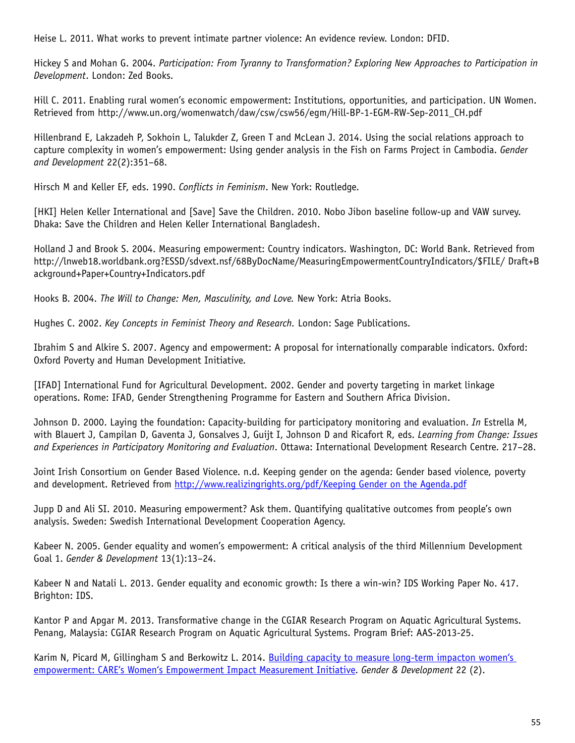Heise L. 2011. What works to prevent intimate partner violence: An evidence review. London: DFID.

Hickey S and Mohan G. 2004. *Participation: From Tyranny to Transformation? Exploring New Approaches to Participation in Development*. London: Zed Books.

Hill C. 2011. Enabling rural women's economic empowerment: Institutions, opportunities, and participation. UN Women. Retrieved from http://www.un.org/womenwatch/daw/csw/csw56/egm/Hill-BP-1-EGM-RW-Sep-2011_CH.pdf

Hillenbrand E, Lakzadeh P, Sokhoin L, Talukder Z, Green T and McLean J. 2014. Using the social relations approach to capture complexity in women's empowerment: Using gender analysis in the Fish on Farms Project in Cambodia. *Gender and Development* 22(2):351–68.

Hirsch M and Keller EF, eds. 1990. *Conflicts in Feminism*. New York: Routledge.

[HKI] Helen Keller International and [Save] Save the Children. 2010. Nobo Jibon baseline follow-up and VAW survey. Dhaka: Save the Children and Helen Keller International Bangladesh.

Holland J and Brook S. 2004. Measuring empowerment: Country indicators. Washington, DC: World Bank. Retrieved from http://lnweb18.worldbank.org?ESSD/sdvext.nsf/68ByDocName/MeasuringEmpowermentCountryIndicators/$FILE/ Draft+Background+Paper+Country+Indicators.pdf

Hooks B. 2004. *The Will to Change: Men, Masculinity, and Love.* New York: Atria Books.

Hughes C. 2002. *Key Concepts in Feminist Theory and Research.* London: Sage Publications.

Ibrahim S and Alkire S. 2007. Agency and empowerment: A proposal for internationally comparable indicators. Oxford: Oxford Poverty and Human Development Initiative.

[IFAD] International Fund for Agricultural Development. 2002. Gender and poverty targeting in market linkage operations. Rome: IFAD, Gender Strengthening Programme for Eastern and Southern Africa Division.

Johnson D. 2000. Laying the foundation: Capacity-building for participatory monitoring and evaluation. *In* Estrella M, with Blauert J, Campilan D, Gaventa J, Gonsalves J, Guijt I, Johnson D and Ricafort R, eds. *Learning from Change: Issues and Experiences in Participatory Monitoring and Evaluation*. Ottawa: International Development Research Centre. 217–28.

Joint Irish Consortium on Gender Based Violence. n.d. Keeping gender on the agenda: Gender based violence, poverty and development. Retrieved from [http://www.realizingrights.org/pdf/Keeping Gender on the Agenda.pdf](http://www.realizingrights.org/pdf/Keeping Gender on the Agenda.pdf)

Jupp D and Ali SI. 2010. Measuring empowerment? Ask them. Quantifying qualitative outcomes from people's own analysis. Sweden: Swedish International Development Cooperation Agency.

Kabeer N. 2005. Gender equality and women's empowerment: A critical analysis of the third Millennium Development Goal 1. *Gender & Development* 13(1):13–24.

Kabeer N and Natali L. 2013. Gender equality and economic growth: Is there a win-win? IDS Working Paper No. 417. Brighton: IDS.

Kantor P and Apgar M. 2013. Transformative change in the CGIAR Research Program on Aquatic Agricultural Systems. Penang, Malaysia: CGIAR Research Program on Aquatic Agricultural Systems. Program Brief: AAS-2013-25.

Karim N, Picard M, Gillingham S and Berkowitz L. 2014. Building capacity to measure long-term impacton women's empowerment: CARE's Women's Empowerment Impact Measurement Initiative. *Gender & Development* 22 (2).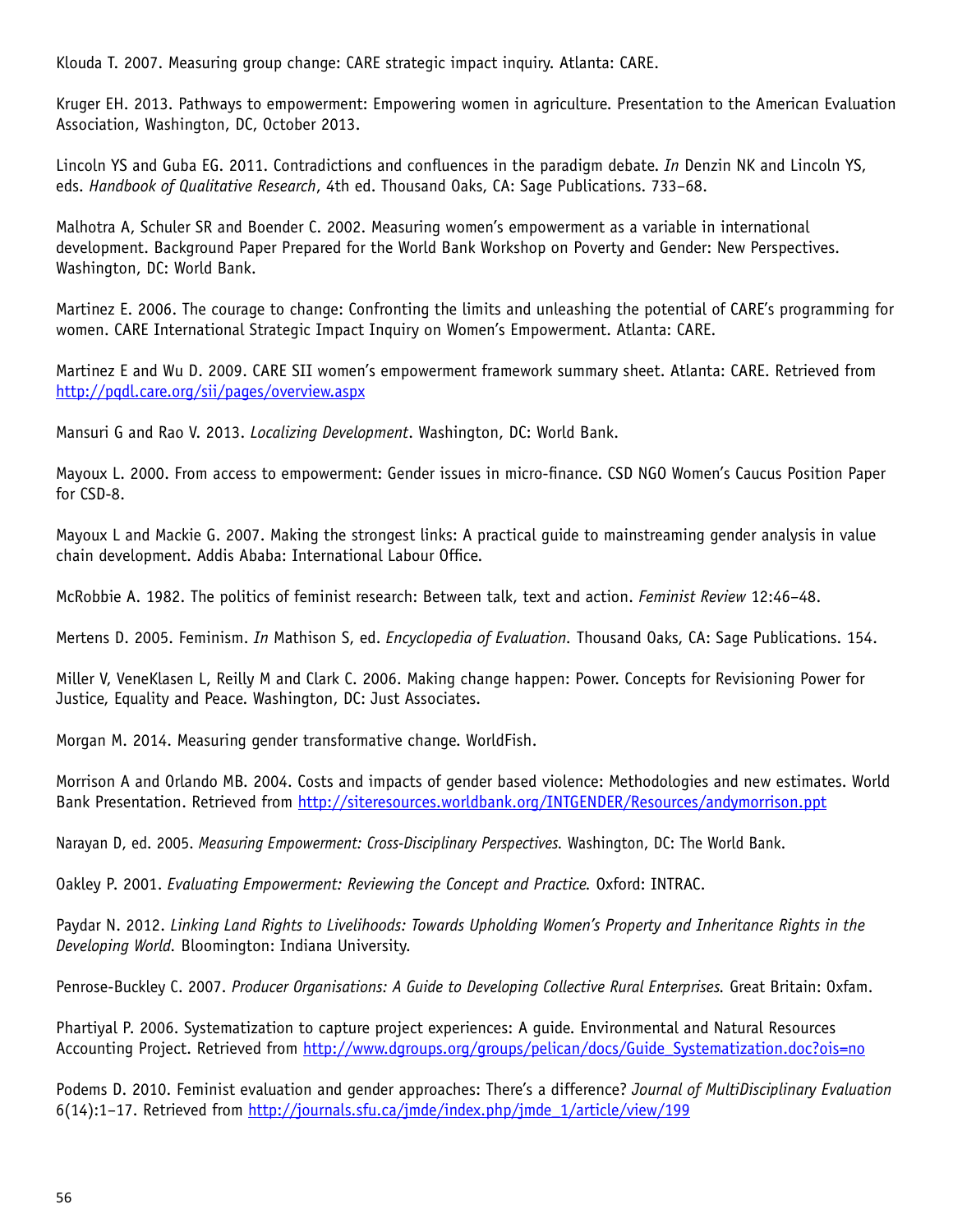Klouda T. 2007. Measuring group change: CARE strategic impact inquiry. Atlanta: CARE.

Kruger EH. 2013. Pathways to empowerment: Empowering women in agriculture. Presentation to the American Evaluation Association, Washington, DC, October 2013.

Lincoln YS and Guba EG. 2011. Contradictions and confluences in the paradigm debate. *In* Denzin NK and Lincoln YS, eds. *Handbook of Qualitative Research*, 4th ed. Thousand Oaks, CA: Sage Publications. 733–68.

Malhotra A, Schuler SR and Boender C. 2002. Measuring women's empowerment as a variable in international development. Background Paper Prepared for the World Bank Workshop on Poverty and Gender: New Perspectives. Washington, DC: World Bank.

Martinez E. 2006. The courage to change: Confronting the limits and unleashing the potential of CARE's programming for women. CARE International Strategic Impact Inquiry on Women's Empowerment. Atlanta: CARE.

Martinez E and Wu D. 2009. CARE SII women's empowerment framework summary sheet. Atlanta: CARE. Retrieved from http://pqdl.care.org/sii/pages/overview.aspx

Mansuri G and Rao V. 2013. *Localizing Development*. Washington, DC: World Bank.

Mayoux L. 2000. From access to empowerment: Gender issues in micro-finance. CSD NGO Women's Caucus Position Paper for CSD-8.

Mayoux L and Mackie G. 2007. Making the strongest links: A practical guide to mainstreaming gender analysis in value chain development. Addis Ababa: International Labour Office.

McRobbie A. 1982. The politics of feminist research: Between talk, text and action. *Feminist Review* 12:46–48.

Mertens D. 2005. Feminism. *In* Mathison S, ed. *Encyclopedia of Evaluation*. Thousand Oaks, CA: Sage Publications. 154.

Miller V, VeneKlasen L, Reilly M and Clark C. 2006. Making change happen: Power. Concepts for Revisioning Power for Justice, Equality and Peace. Washington, DC: Just Associates.

Morgan M. 2014. Measuring gender transformative change. WorldFish.

Morrison A and Orlando MB. 2004. Costs and impacts of gender based violence: Methodologies and new estimates. World Bank Presentation. Retrieved from http://siteresources.worldbank.org/INTGENDER/Resources/andymorrison.ppt

Narayan D, ed. 2005. *Measuring Empowerment: Cross-Disciplinary Perspectives*. Washington, DC: The World Bank.

Oakley P. 2001. *Evaluating Empowerment: Reviewing the Concept and Practice*. Oxford: INTRAC.

Paydar N. 2012. *Linking Land Rights to Livelihoods: Towards Upholding Women's Property and Inheritance Rights in the Developing World*. Bloomington: Indiana University.

Penrose-Buckley C. 2007. *Producer Organisations: A Guide to Developing Collective Rural Enterprises*. Great Britain: Oxfam.

Phartiyal P. 2006. Systematization to capture project experiences: A guide. Environmental and Natural Resources Accounting Project. Retrieved from http://www.dgroups.org/groups/pelican/docs/Guide_Systematization.doc?ois=no

Podems D. 2010. Feminist evaluation and gender approaches: There's a difference? *Journal of MultiDisciplinary Evaluation* 6(14):1–17. Retrieved from http://journals.sfu.ca/jmde/index.php/jmde_1/article/view/199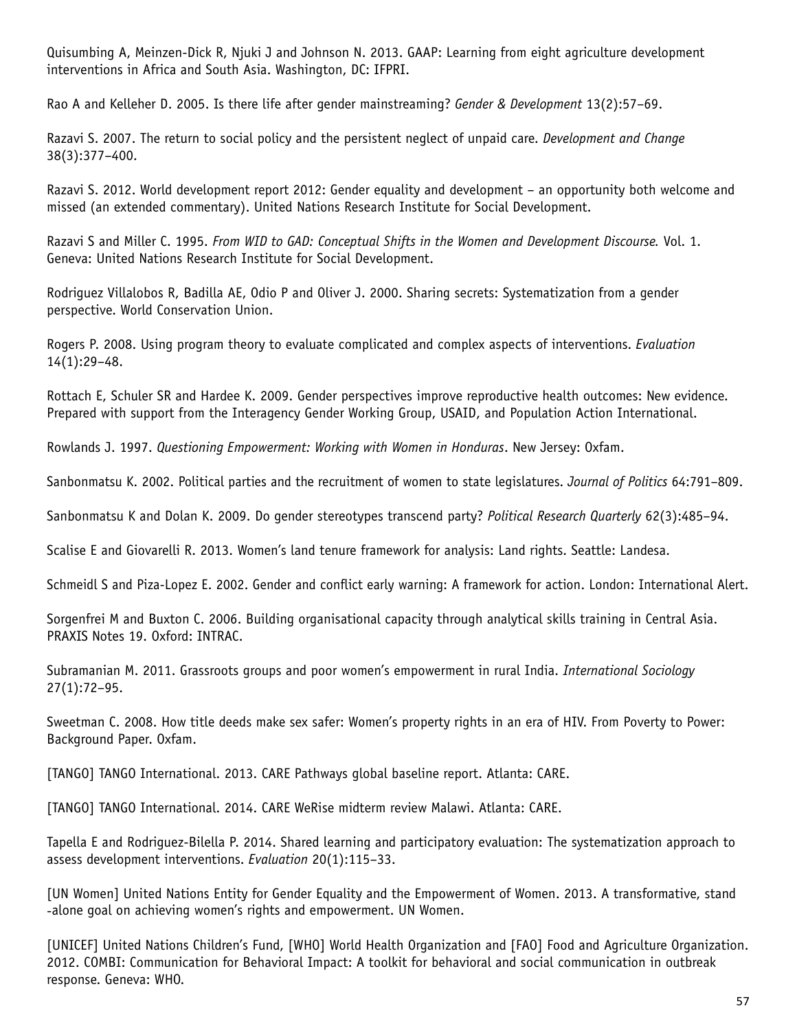Quisumbing A, Meinzen-Dick R, Njuki J and Johnson N. 2013. GAAP: Learning from eight agriculture development interventions in Africa and South Asia. Washington, DC: IFPRI.

Rao A and Kelleher D. 2005. Is there life after gender mainstreaming? *Gender & Development* 13(2):57–69.

Razavi S. 2007. The return to social policy and the persistent neglect of unpaid care. *Development and Change* 38(3):377–400.

Razavi S. 2012. World development report 2012: Gender equality and development – an opportunity both welcome and missed (an extended commentary). United Nations Research Institute for Social Development.

Razavi S and Miller C. 1995. *From WID to GAD: Conceptual Shifts in the Women and Development Discourse.* Vol. 1. Geneva: United Nations Research Institute for Social Development.

Rodriguez Villalobos R, Badilla AE, Odio P and Oliver J. 2000. Sharing secrets: Systematization from a gender perspective. World Conservation Union.

Rogers P. 2008. Using program theory to evaluate complicated and complex aspects of interventions. *Evaluation* 14(1):29–48.

Rottach E, Schuler SR and Hardee K. 2009. Gender perspectives improve reproductive health outcomes: New evidence. Prepared with support from the Interagency Gender Working Group, USAID, and Population Action International.

Rowlands J. 1997. *Questioning Empowerment: Working with Women in Honduras*. New Jersey: Oxfam.

Sanbonmatsu K. 2002. Political parties and the recruitment of women to state legislatures. *Journal of Politics* 64:791–809.

Sanbonmatsu K and Dolan K. 2009. Do gender stereotypes transcend party? *Political Research Quarterly* 62(3):485–94.

Scalise E and Giovarelli R. 2013. Women's land tenure framework for analysis: Land rights. Seattle: Landesa.

Schmeidl S and Piza-Lopez E. 2002. Gender and conflict early warning: A framework for action. London: International Alert.

Sorgenfrei M and Buxton C. 2006. Building organisational capacity through analytical skills training in Central Asia. PRAXIS Notes 19. Oxford: INTRAC.

Subramanian M. 2011. Grassroots groups and poor women's empowerment in rural India. *International Sociology* 27(1):72–95.

Sweetman C. 2008. How title deeds make sex safer: Women's property rights in an era of HIV. From Poverty to Power: Background Paper. Oxfam.

[TANGO] TANGO International. 2013. CARE Pathways global baseline report. Atlanta: CARE.

[TANGO] TANGO International. 2014. CARE WeRise midterm review Malawi. Atlanta: CARE.

Tapella E and Rodriguez-Bilella P. 2014. Shared learning and participatory evaluation: The systematization approach to assess development interventions. *Evaluation* 20(1):115–33.

[UN Women] United Nations Entity for Gender Equality and the Empowerment of Women. 2013. A transformative, stand -alone goal on achieving women's rights and empowerment. UN Women.

[UNICEF] United Nations Children's Fund, [WHO] World Health Organization and [FAO] Food and Agriculture Organization. 2012. COMBI: Communication for Behavioral Impact: A toolkit for behavioral and social communication in outbreak response. Geneva: WHO.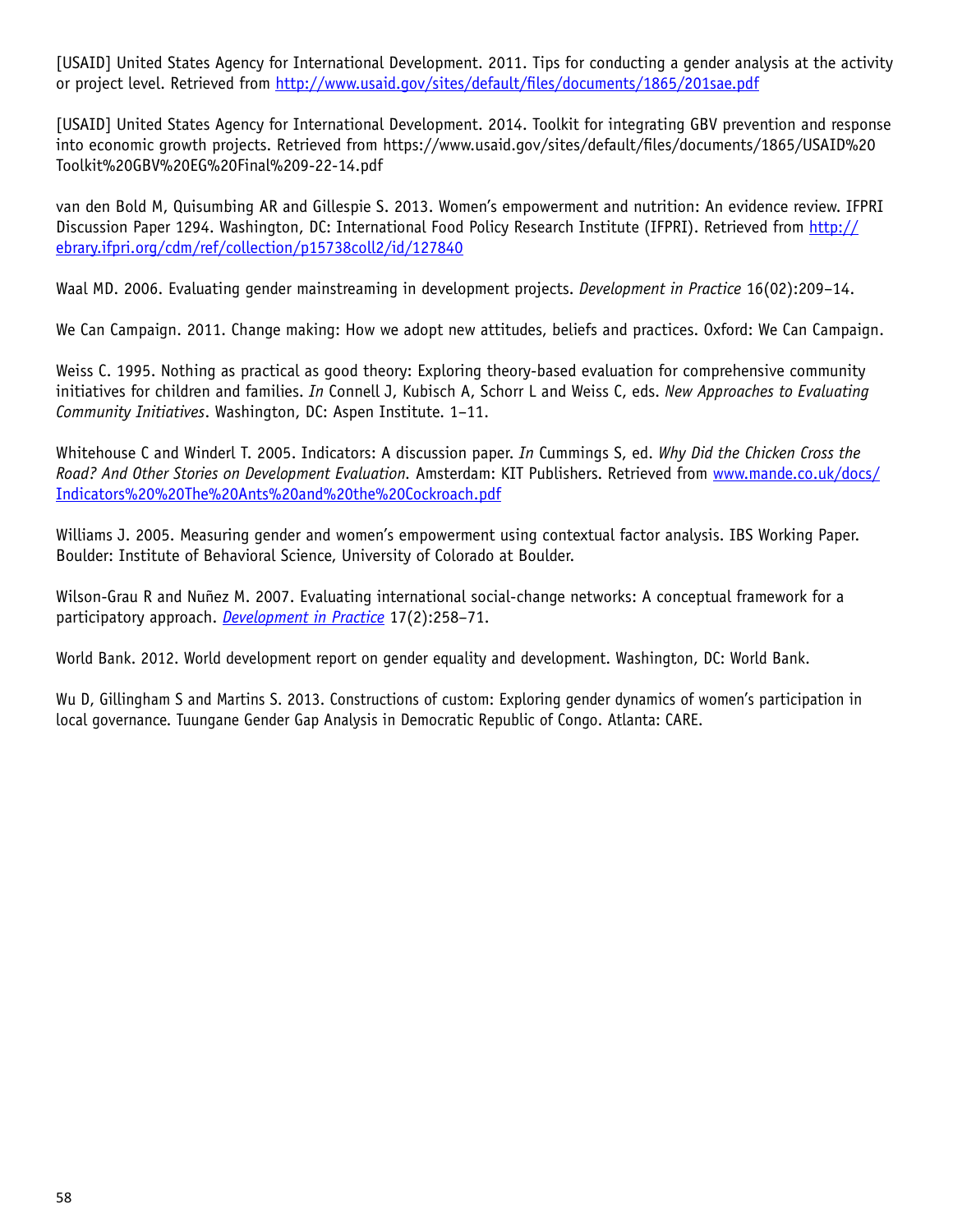[USAID] United States Agency for International Development. 2011. Tips for conducting a gender analysis at the activity or project level. Retrieved from http://www.usaid.gov/sites/default/files/documents/1865/201sae.pdf

[USAID] United States Agency for International Development. 2014. Toolkit for integrating GBV prevention and response into economic growth projects. Retrieved from https://www.usaid.gov/sites/default/files/documents/1865/USAID%20Toolkit%20GBV%20EG%20Final%209-22-14.pdf

van den Bold M, Quisumbing AR and Gillespie S. 2013. Women's empowerment and nutrition: An evidence review. IFPRI Discussion Paper 1294. Washington, DC: International Food Policy Research Institute (IFPRI). Retrieved from http://ebrary.ifpri.org/cdm/ref/collection/p15738coll2/id/127840

Waal MD. 2006. Evaluating gender mainstreaming in development projects. *Development in Practice* 16(02):209–14.

We Can Campaign. 2011. Change making: How we adopt new attitudes, beliefs and practices. Oxford: We Can Campaign.

Weiss C. 1995. Nothing as practical as good theory: Exploring theory-based evaluation for comprehensive community initiatives for children and families. *In* Connell J, Kubisch A, Schorr L and Weiss C, eds. *New Approaches to Evaluating Community Initiatives*. Washington, DC: Aspen Institute. 1–11.

Whitehouse C and Winderl T. 2005. Indicators: A discussion paper. *In* Cummings S, ed. *Why Did the Chicken Cross the Road? And Other Stories on Development Evaluation.* Amsterdam: KIT Publishers. Retrieved from www.mande.co.uk/docs/Indicators%20%20The%20Ants%20and%20the%20Cockroach.pdf

Williams J. 2005. Measuring gender and women's empowerment using contextual factor analysis. IBS Working Paper. Boulder: Institute of Behavioral Science, University of Colorado at Boulder.

Wilson-Grau R and Nuñez M. 2007. Evaluating international social-change networks: A conceptual framework for a participatory approach. *Development in Practice* 17(2):258–71.

World Bank. 2012. World development report on gender equality and development. Washington, DC: World Bank.

Wu D, Gillingham S and Martins S. 2013. Constructions of custom: Exploring gender dynamics of women's participation in local governance. Tuungane Gender Gap Analysis in Democratic Republic of Congo. Atlanta: CARE.